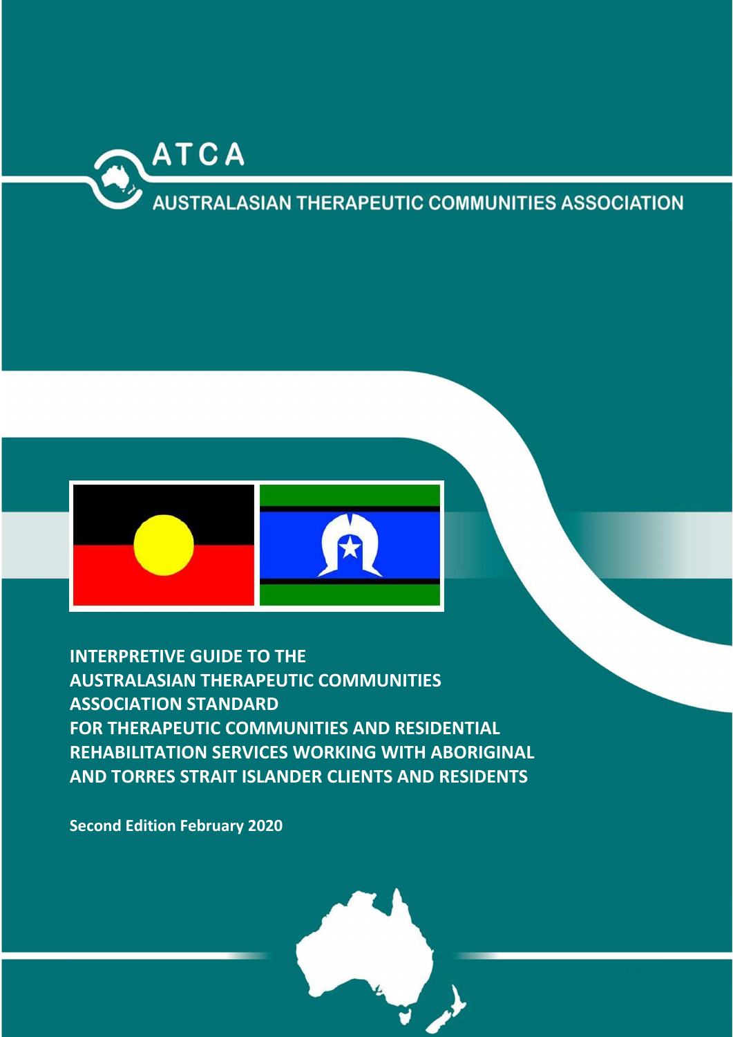ATCA

AUSTRALASIAN THERAPEUTIC COMMUNITIES ASSOCIATION

# INTERPRETIVE GUIDE TO THE AUSTRALASIAN THERAPEUTIC COMMUNITIES ASSOCIATION STANDARD FOR THERAPEUTIC COMMUNITIES AND RESIDENTIAL REHABILITATION SERVICES WORKING WITH ABORIGINAL AND TORRES STRAIT ISLANDER CLIENTS AND RESIDENTS

**Second Edition February 2020**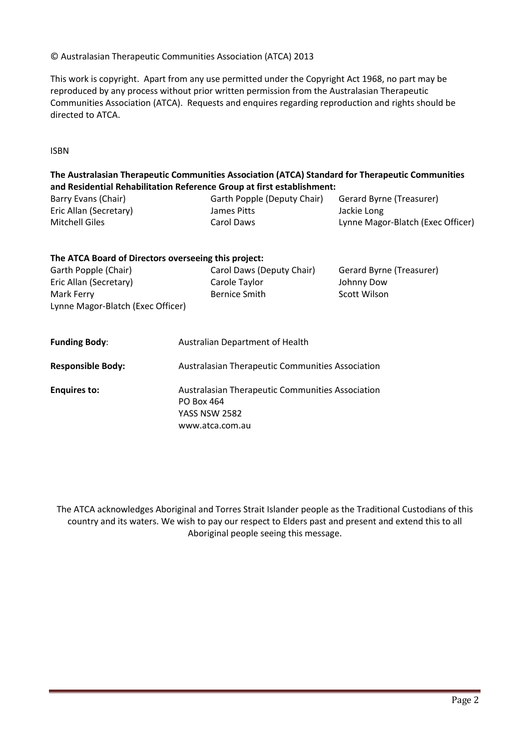© Australasian Therapeutic Communities Association (ATCA) 2013

This work is copyright. Apart from any use permitted under the Copyright Act 1968, no part may be reproduced by any process without prior written permission from the Australasian Therapeutic Communities Association (ATCA). Requests and enquires regarding reproduction and rights should be directed to ATCA.

ISBN

**The Australasian Therapeutic Communities Association (ATCA) Standard for Therapeutic Communities and Residential Rehabilitation Reference Group at first establishment:**

| | | |
|---|---|---|
| Barry Evans (Chair) | Garth Popple (Deputy Chair) | Gerard Byrne (Treasurer) |
| Eric Allan (Secretary) | James Pitts | Jackie Long |
| Mitchell Giles | Carol Daws | Lynne Magor-Blatch (Exec Officer) |

**The ATCA Board of Directors overseeing this project:**

| | | |
|---|---|---|
| Garth Popple (Chair) | Carol Daws (Deputy Chair) | Gerard Byrne (Treasurer) |
| Eric Allan (Secretary) | Carole Taylor | Johnny Dow |
| Mark Ferry | Bernice Smith | Scott Wilson |
| Lynne Magor-Blatch (Exec Officer) | | |

**Funding Body**: Australian Department of Health

**Responsible Body:** Australasian Therapeutic Communities Association

**Enquires to:** Australasian Therapeutic Communities Association
PO Box 464
YASS NSW 2582
www.atca.com.au

The ATCA acknowledges Aboriginal and Torres Strait Islander people as the Traditional Custodians of this country and its waters. We wish to pay our respect to Elders past and present and extend this to all Aboriginal people seeing this message.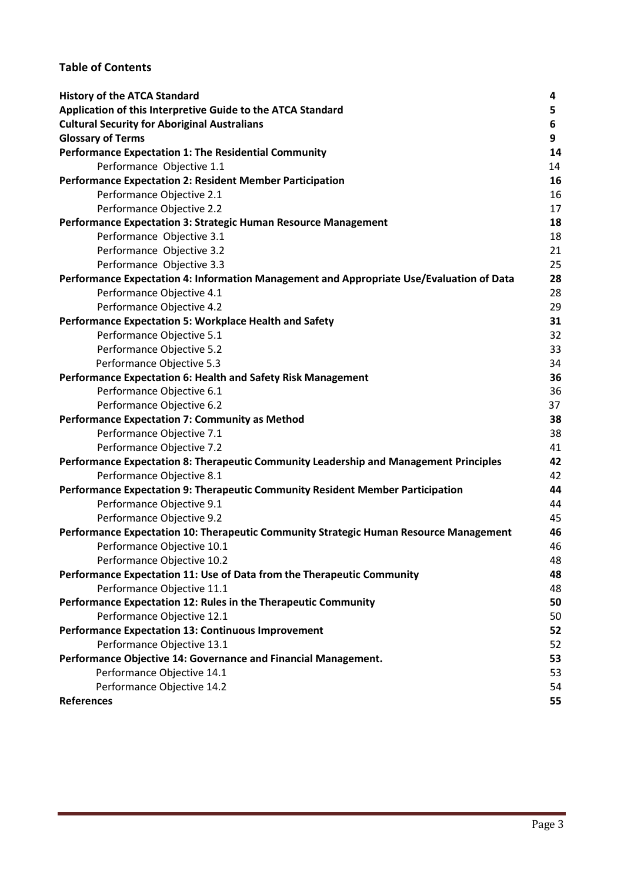## Table of Contents

| | |
|---|---|
| **History of the ATCA Standard** | **4** |
| **Application of this Interpretive Guide to the ATCA Standard** | **5** |
| **Cultural Security for Aboriginal Australians** | **6** |
| **Glossary of Terms** | **9** |
| **Performance Expectation 1: The Residential Community** | **14** |
| Performance Objective 1.1 | 14 |
| **Performance Expectation 2: Resident Member Participation** | **16** |
| Performance Objective 2.1 | 16 |
| Performance Objective 2.2 | 17 |
| **Performance Expectation 3: Strategic Human Resource Management** | **18** |
| Performance Objective 3.1 | 18 |
| Performance Objective 3.2 | 21 |
| Performance Objective 3.3 | 25 |
| **Performance Expectation 4: Information Management and Appropriate Use/Evaluation of Data** | **28** |
| Performance Objective 4.1 | 28 |
| Performance Objective 4.2 | 29 |
| **Performance Expectation 5: Workplace Health and Safety** | **31** |
| Performance Objective 5.1 | 32 |
| Performance Objective 5.2 | 33 |
| Performance Objective 5.3 | 34 |
| **Performance Expectation 6: Health and Safety Risk Management** | **36** |
| Performance Objective 6.1 | 36 |
| Performance Objective 6.2 | 37 |
| **Performance Expectation 7: Community as Method** | **38** |
| Performance Objective 7.1 | 38 |
| Performance Objective 7.2 | 41 |
| **Performance Expectation 8: Therapeutic Community Leadership and Management Principles** | **42** |
| Performance Objective 8.1 | 42 |
| **Performance Expectation 9: Therapeutic Community Resident Member Participation** | **44** |
| Performance Objective 9.1 | 44 |
| Performance Objective 9.2 | 45 |
| **Performance Expectation 10: Therapeutic Community Strategic Human Resource Management** | **46** |
| Performance Objective 10.1 | 46 |
| Performance Objective 10.2 | 48 |
| **Performance Expectation 11: Use of Data from the Therapeutic Community** | **48** |
| Performance Objective 11.1 | 48 |
| **Performance Expectation 12: Rules in the Therapeutic Community** | **50** |
| Performance Objective 12.1 | 50 |
| **Performance Expectation 13: Continuous Improvement** | **52** |
| Performance Objective 13.1 | 52 |
| **Performance Objective 14: Governance and Financial Management.** | **53** |
| Performance Objective 14.1 | 53 |
| Performance Objective 14.2 | 54 |
| **References** | **55** |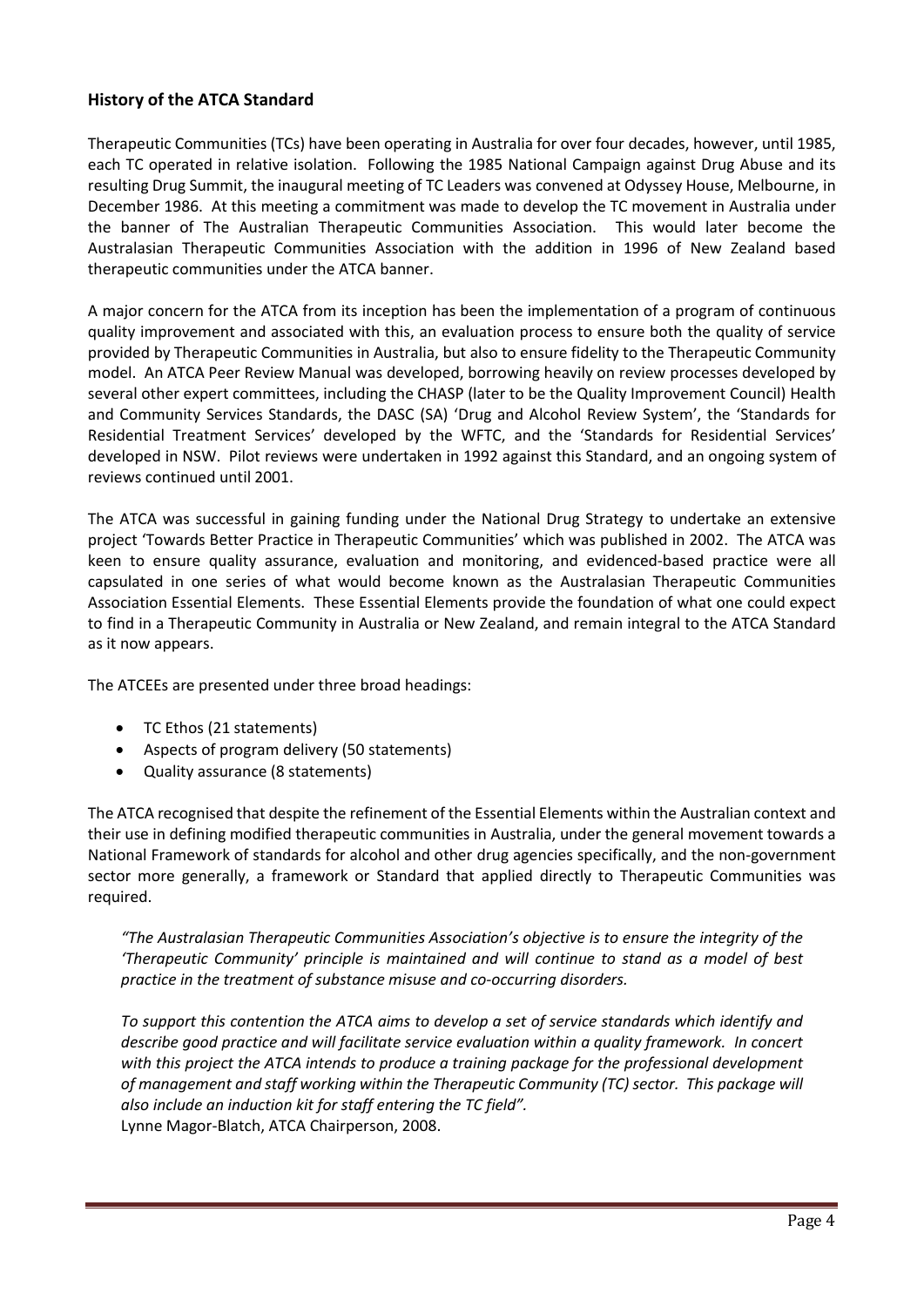## History of the ATCA Standard

Therapeutic Communities (TCs) have been operating in Australia for over four decades, however, until 1985, each TC operated in relative isolation. Following the 1985 National Campaign against Drug Abuse and its resulting Drug Summit, the inaugural meeting of TC Leaders was convened at Odyssey House, Melbourne, in December 1986. At this meeting a commitment was made to develop the TC movement in Australia under the banner of The Australian Therapeutic Communities Association. This would later become the Australasian Therapeutic Communities Association with the addition in 1996 of New Zealand based therapeutic communities under the ATCA banner.

A major concern for the ATCA from its inception has been the implementation of a program of continuous quality improvement and associated with this, an evaluation process to ensure both the quality of service provided by Therapeutic Communities in Australia, but also to ensure fidelity to the Therapeutic Community model. An ATCA Peer Review Manual was developed, borrowing heavily on review processes developed by several other expert committees, including the CHASP (later to be the Quality Improvement Council) Health and Community Services Standards, the DASC (SA) 'Drug and Alcohol Review System', the 'Standards for Residential Treatment Services' developed by the WFTC, and the 'Standards for Residential Services' developed in NSW. Pilot reviews were undertaken in 1992 against this Standard, and an ongoing system of reviews continued until 2001.

The ATCA was successful in gaining funding under the National Drug Strategy to undertake an extensive project 'Towards Better Practice in Therapeutic Communities' which was published in 2002. The ATCA was keen to ensure quality assurance, evaluation and monitoring, and evidenced-based practice were all capsulated in one series of what would become known as the Australasian Therapeutic Communities Association Essential Elements. These Essential Elements provide the foundation of what one could expect to find in a Therapeutic Community in Australia or New Zealand, and remain integral to the ATCA Standard as it now appears.

The ATCEEs are presented under three broad headings:

- TC Ethos (21 statements)
- Aspects of program delivery (50 statements)
- Quality assurance (8 statements)

The ATCA recognised that despite the refinement of the Essential Elements within the Australian context and their use in defining modified therapeutic communities in Australia, under the general movement towards a National Framework of standards for alcohol and other drug agencies specifically, and the non-government sector more generally, a framework or Standard that applied directly to Therapeutic Communities was required.

> *"The Australasian Therapeutic Communities Association's objective is to ensure the integrity of the 'Therapeutic Community' principle is maintained and will continue to stand as a model of best practice in the treatment of substance misuse and co-occurring disorders.*
>
> *To support this contention the ATCA aims to develop a set of service standards which identify and describe good practice and will facilitate service evaluation within a quality framework. In concert with this project the ATCA intends to produce a training package for the professional development of management and staff working within the Therapeutic Community (TC) sector. This package will also include an induction kit for staff entering the TC field".*
> Lynne Magor-Blatch, ATCA Chairperson, 2008.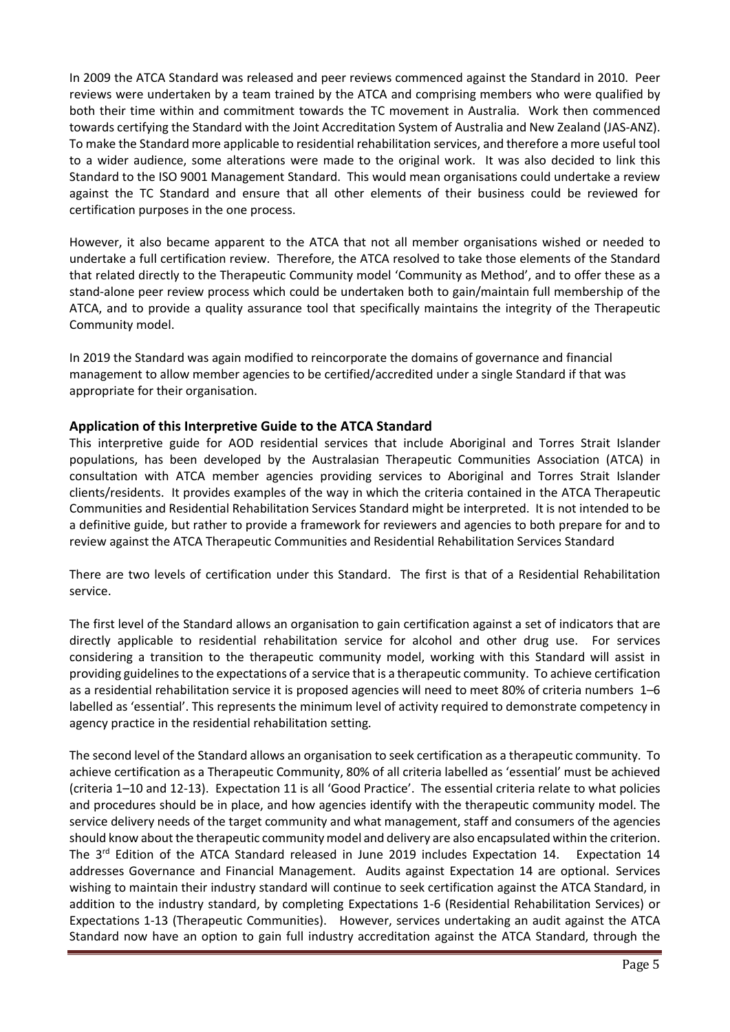In 2009 the ATCA Standard was released and peer reviews commenced against the Standard in 2010. Peer reviews were undertaken by a team trained by the ATCA and comprising members who were qualified by both their time within and commitment towards the TC movement in Australia. Work then commenced towards certifying the Standard with the Joint Accreditation System of Australia and New Zealand (JAS-ANZ). To make the Standard more applicable to residential rehabilitation services, and therefore a more useful tool to a wider audience, some alterations were made to the original work. It was also decided to link this Standard to the ISO 9001 Management Standard. This would mean organisations could undertake a review against the TC Standard and ensure that all other elements of their business could be reviewed for certification purposes in the one process.

However, it also became apparent to the ATCA that not all member organisations wished or needed to undertake a full certification review. Therefore, the ATCA resolved to take those elements of the Standard that related directly to the Therapeutic Community model 'Community as Method', and to offer these as a stand-alone peer review process which could be undertaken both to gain/maintain full membership of the ATCA, and to provide a quality assurance tool that specifically maintains the integrity of the Therapeutic Community model.

In 2019 the Standard was again modified to reincorporate the domains of governance and financial management to allow member agencies to be certified/accredited under a single Standard if that was appropriate for their organisation.

### Application of this Interpretive Guide to the ATCA Standard

This interpretive guide for AOD residential services that include Aboriginal and Torres Strait Islander populations, has been developed by the Australasian Therapeutic Communities Association (ATCA) in consultation with ATCA member agencies providing services to Aboriginal and Torres Strait Islander clients/residents. It provides examples of the way in which the criteria contained in the ATCA Therapeutic Communities and Residential Rehabilitation Services Standard might be interpreted. It is not intended to be a definitive guide, but rather to provide a framework for reviewers and agencies to both prepare for and to review against the ATCA Therapeutic Communities and Residential Rehabilitation Services Standard

There are two levels of certification under this Standard. The first is that of a Residential Rehabilitation service.

The first level of the Standard allows an organisation to gain certification against a set of indicators that are directly applicable to residential rehabilitation service for alcohol and other drug use. For services considering a transition to the therapeutic community model, working with this Standard will assist in providing guidelines to the expectations of a service that is a therapeutic community. To achieve certification as a residential rehabilitation service it is proposed agencies will need to meet 80% of criteria numbers 1–6 labelled as 'essential'. This represents the minimum level of activity required to demonstrate competency in agency practice in the residential rehabilitation setting.

The second level of the Standard allows an organisation to seek certification as a therapeutic community. To achieve certification as a Therapeutic Community, 80% of all criteria labelled as 'essential' must be achieved (criteria 1–10 and 12-13). Expectation 11 is all 'Good Practice'. The essential criteria relate to what policies and procedures should be in place, and how agencies identify with the therapeutic community model. The service delivery needs of the target community and what management, staff and consumers of the agencies should know about the therapeutic community model and delivery are also encapsulated within the criterion. The 3rd Edition of the ATCA Standard released in June 2019 includes Expectation 14. Expectation 14 addresses Governance and Financial Management. Audits against Expectation 14 are optional. Services wishing to maintain their industry standard will continue to seek certification against the ATCA Standard, in addition to the industry standard, by completing Expectations 1-6 (Residential Rehabilitation Services) or Expectations 1-13 (Therapeutic Communities). However, services undertaking an audit against the ATCA Standard now have an option to gain full industry accreditation against the ATCA Standard, through the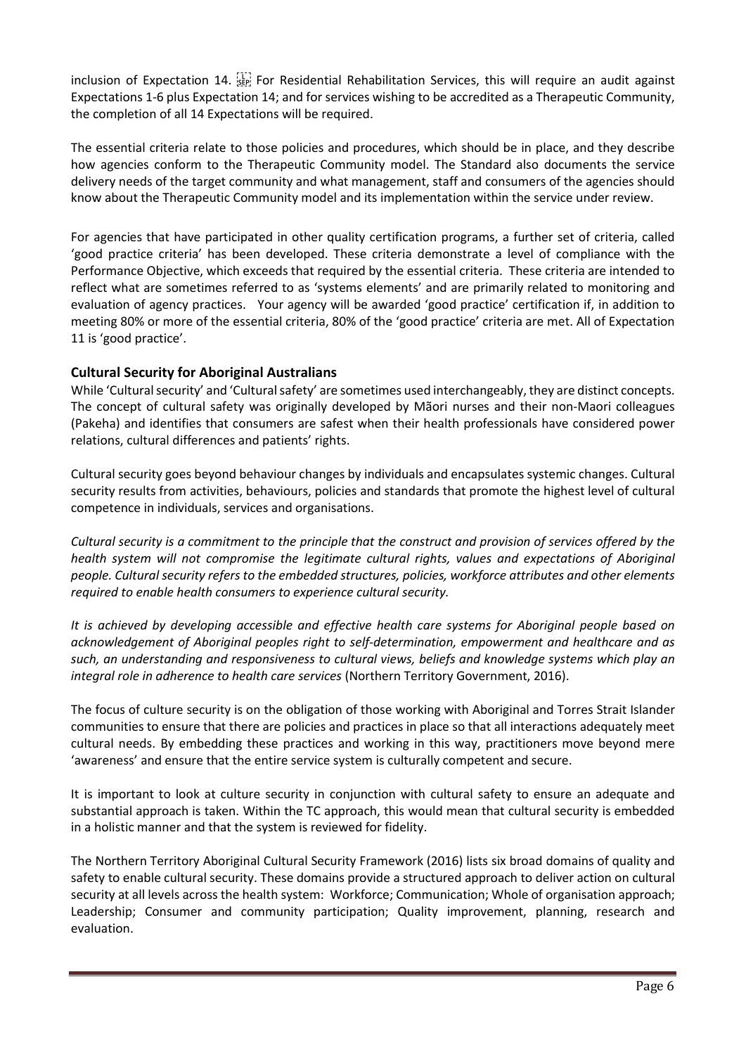inclusion of Expectation 14. For Residential Rehabilitation Services, this will require an audit against Expectations 1-6 plus Expectation 14; and for services wishing to be accredited as a Therapeutic Community, the completion of all 14 Expectations will be required.

The essential criteria relate to those policies and procedures, which should be in place, and they describe how agencies conform to the Therapeutic Community model. The Standard also documents the service delivery needs of the target community and what management, staff and consumers of the agencies should know about the Therapeutic Community model and its implementation within the service under review.

For agencies that have participated in other quality certification programs, a further set of criteria, called 'good practice criteria' has been developed. These criteria demonstrate a level of compliance with the Performance Objective, which exceeds that required by the essential criteria. These criteria are intended to reflect what are sometimes referred to as 'systems elements' and are primarily related to monitoring and evaluation of agency practices. Your agency will be awarded 'good practice' certification if, in addition to meeting 80% or more of the essential criteria, 80% of the 'good practice' criteria are met. All of Expectation 11 is 'good practice'.

### Cultural Security for Aboriginal Australians

While 'Cultural security' and 'Cultural safety' are sometimes used interchangeably, they are distinct concepts. The concept of cultural safety was originally developed by Mãori nurses and their non-Maori colleagues (Pakeha) and identifies that consumers are safest when their health professionals have considered power relations, cultural differences and patients' rights.

Cultural security goes beyond behaviour changes by individuals and encapsulates systemic changes. Cultural security results from activities, behaviours, policies and standards that promote the highest level of cultural competence in individuals, services and organisations.

*Cultural security is a commitment to the principle that the construct and provision of services offered by the health system will not compromise the legitimate cultural rights, values and expectations of Aboriginal people. Cultural security refers to the embedded structures, policies, workforce attributes and other elements required to enable health consumers to experience cultural security.*

*It is achieved by developing accessible and effective health care systems for Aboriginal people based on acknowledgement of Aboriginal peoples right to self-determination, empowerment and healthcare and as such, an understanding and responsiveness to cultural views, beliefs and knowledge systems which play an integral role in adherence to health care services* (Northern Territory Government, 2016).

The focus of culture security is on the obligation of those working with Aboriginal and Torres Strait Islander communities to ensure that there are policies and practices in place so that all interactions adequately meet cultural needs. By embedding these practices and working in this way, practitioners move beyond mere 'awareness' and ensure that the entire service system is culturally competent and secure.

It is important to look at culture security in conjunction with cultural safety to ensure an adequate and substantial approach is taken. Within the TC approach, this would mean that cultural security is embedded in a holistic manner and that the system is reviewed for fidelity.

The Northern Territory Aboriginal Cultural Security Framework (2016) lists six broad domains of quality and safety to enable cultural security. These domains provide a structured approach to deliver action on cultural security at all levels across the health system: Workforce; Communication; Whole of organisation approach; Leadership; Consumer and community participation; Quality improvement, planning, research and evaluation.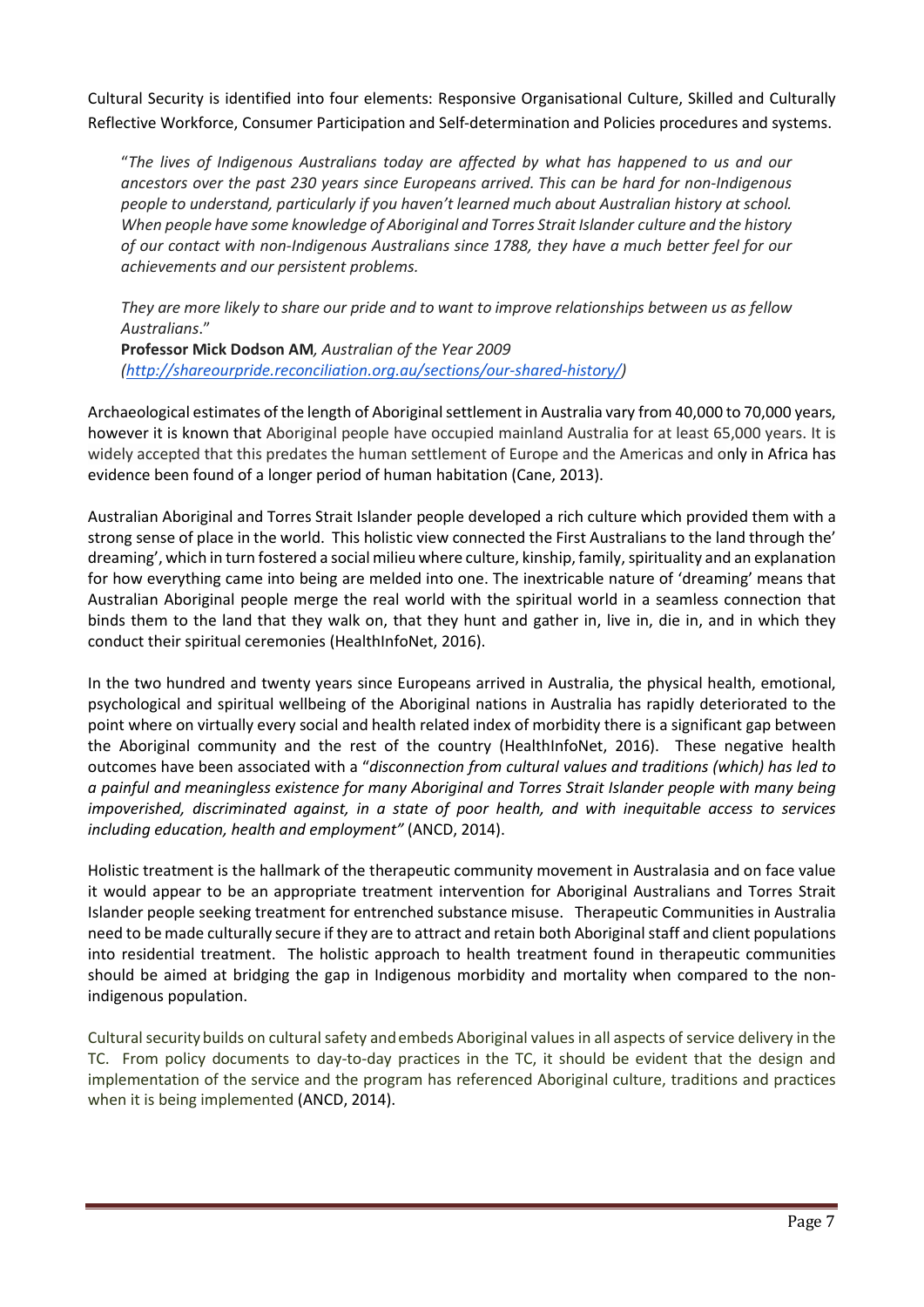Cultural Security is identified into four elements: Responsive Organisational Culture, Skilled and Culturally Reflective Workforce, Consumer Participation and Self-determination and Policies procedures and systems.

> "*The lives of Indigenous Australians today are affected by what has happened to us and our ancestors over the past 230 years since Europeans arrived. This can be hard for non-Indigenous people to understand, particularly if you haven't learned much about Australian history at school. When people have some knowledge of Aboriginal and Torres Strait Islander culture and the history of our contact with non-Indigenous Australians since 1788, they have a much better feel for our achievements and our persistent problems.*
>
> *They are more likely to share our pride and to want to improve relationships between us as fellow Australians*."
> **Professor Mick Dodson AM***, Australian of the Year 2009*
> *(http://shareourpride.reconciliation.org.au/sections/our-shared-history/)*

Archaeological estimates of the length of Aboriginal settlement in Australia vary from 40,000 to 70,000 years, however it is known that Aboriginal people have occupied mainland Australia for at least 65,000 years. It is widely accepted that this predates the human settlement of Europe and the Americas and only in Africa has evidence been found of a longer period of human habitation (Cane, 2013).

Australian Aboriginal and Torres Strait Islander people developed a rich culture which provided them with a strong sense of place in the world. This holistic view connected the First Australians to the land through the' dreaming', which in turn fostered a social milieu where culture, kinship, family, spirituality and an explanation for how everything came into being are melded into one. The inextricable nature of 'dreaming' means that Australian Aboriginal people merge the real world with the spiritual world in a seamless connection that binds them to the land that they walk on, that they hunt and gather in, live in, die in, and in which they conduct their spiritual ceremonies (HealthInfoNet, 2016).

In the two hundred and twenty years since Europeans arrived in Australia, the physical health, emotional, psychological and spiritual wellbeing of the Aboriginal nations in Australia has rapidly deteriorated to the point where on virtually every social and health related index of morbidity there is a significant gap between the Aboriginal community and the rest of the country (HealthInfoNet, 2016). These negative health outcomes have been associated with a "*disconnection from cultural values and traditions (which) has led to a painful and meaningless existence for many Aboriginal and Torres Strait Islander people with many being impoverished, discriminated against, in a state of poor health, and with inequitable access to services including education, health and employment"* (ANCD, 2014).

Holistic treatment is the hallmark of the therapeutic community movement in Australasia and on face value it would appear to be an appropriate treatment intervention for Aboriginal Australians and Torres Strait Islander people seeking treatment for entrenched substance misuse. Therapeutic Communities in Australia need to be made culturally secure if they are to attract and retain both Aboriginal staff and client populations into residential treatment. The holistic approach to health treatment found in therapeutic communities should be aimed at bridging the gap in Indigenous morbidity and mortality when compared to the non-indigenous population.

Cultural security builds on cultural safety and embeds Aboriginal values in all aspects of service delivery in the TC. From policy documents to day-to-day practices in the TC, it should be evident that the design and implementation of the service and the program has referenced Aboriginal culture, traditions and practices when it is being implemented (ANCD, 2014).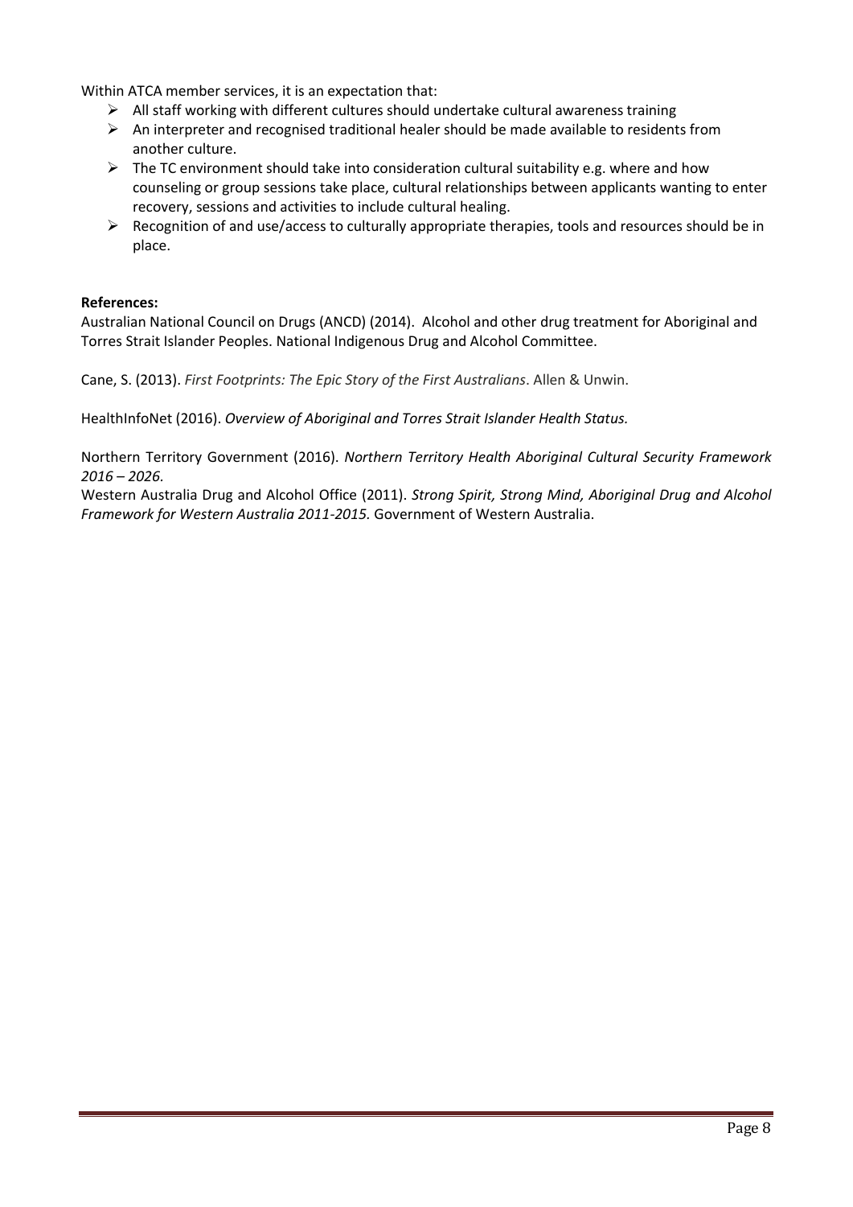Within ATCA member services, it is an expectation that:

- All staff working with different cultures should undertake cultural awareness training
- An interpreter and recognised traditional healer should be made available to residents from another culture.
- The TC environment should take into consideration cultural suitability e.g. where and how counseling or group sessions take place, cultural relationships between applicants wanting to enter recovery, sessions and activities to include cultural healing.
- Recognition of and use/access to culturally appropriate therapies, tools and resources should be in place.

**References:**

Australian National Council on Drugs (ANCD) (2014). Alcohol and other drug treatment for Aboriginal and Torres Strait Islander Peoples. National Indigenous Drug and Alcohol Committee.

Cane, S. (2013). *First Footprints: The Epic Story of the First Australians*. Allen & Unwin.

HealthInfoNet (2016). *Overview of Aboriginal and Torres Strait Islander Health Status.*

Northern Territory Government (2016). *Northern Territory Health Aboriginal Cultural Security Framework 2016 – 2026.*

Western Australia Drug and Alcohol Office (2011). *Strong Spirit, Strong Mind, Aboriginal Drug and Alcohol Framework for Western Australia 2011-2015.* Government of Western Australia.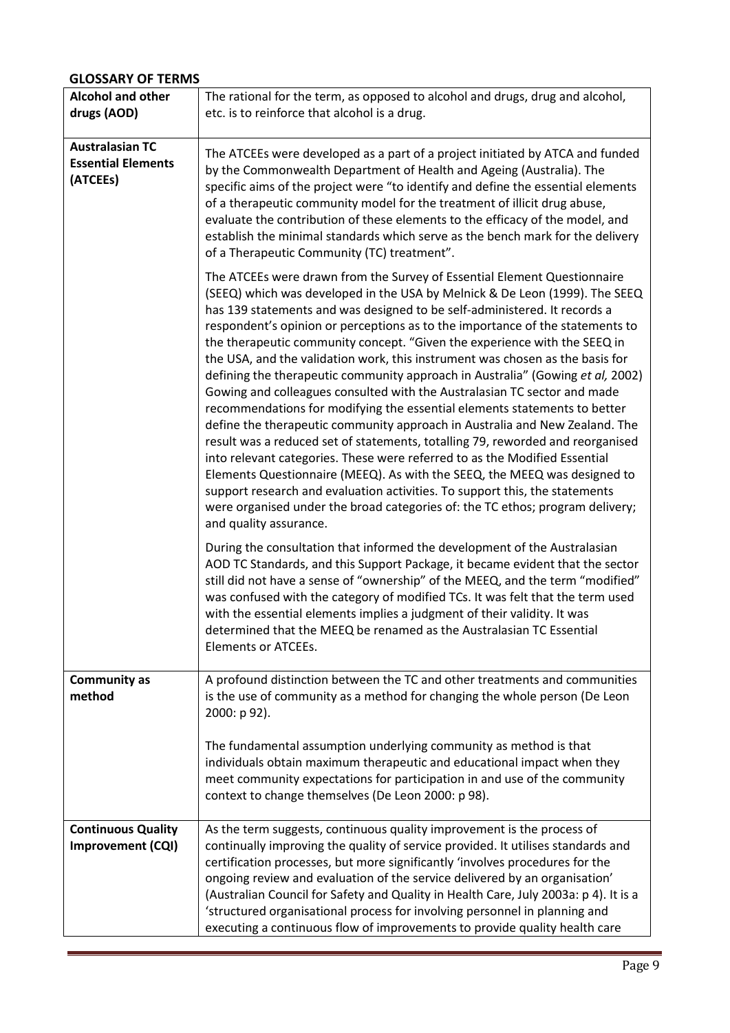## GLOSSARY OF TERMS

| | |
|---|---|
| **Alcohol and other drugs (AOD)** | The rational for the term, as opposed to alcohol and drugs, drug and alcohol, etc. is to reinforce that alcohol is a drug. |
| **Australasian TC Essential Elements (ATCEEs)** | The ATCEEs were developed as a part of a project initiated by ATCA and funded by the Commonwealth Department of Health and Ageing (Australia). The specific aims of the project were "to identify and define the essential elements of a therapeutic community model for the treatment of illicit drug abuse, evaluate the contribution of these elements to the efficacy of the model, and establish the minimal standards which serve as the bench mark for the delivery of a Therapeutic Community (TC) treatment".<br><br>The ATCEEs were drawn from the Survey of Essential Element Questionnaire (SEEQ) which was developed in the USA by Melnick & De Leon (1999). The SEEQ has 139 statements and was designed to be self-administered. It records a respondent's opinion or perceptions as to the importance of the statements to the therapeutic community concept. "Given the experience with the SEEQ in the USA, and the validation work, this instrument was chosen as the basis for defining the therapeutic community approach in Australia" (Gowing *et al,* 2002) Gowing and colleagues consulted with the Australasian TC sector and made recommendations for modifying the essential elements statements to better define the therapeutic community approach in Australia and New Zealand. The result was a reduced set of statements, totalling 79, reworded and reorganised into relevant categories. These were referred to as the Modified Essential Elements Questionnaire (MEEQ). As with the SEEQ, the MEEQ was designed to support research and evaluation activities. To support this, the statements were organised under the broad categories of: the TC ethos; program delivery; and quality assurance.<br><br>During the consultation that informed the development of the Australasian AOD TC Standards, and this Support Package, it became evident that the sector still did not have a sense of "ownership" of the MEEQ, and the term "modified" was confused with the category of modified TCs. It was felt that the term used with the essential elements implies a judgment of their validity. It was determined that the MEEQ be renamed as the Australasian TC Essential Elements or ATCEEs. |
| **Community as method** | A profound distinction between the TC and other treatments and communities is the use of community as a method for changing the whole person (De Leon 2000: p 92).<br><br>The fundamental assumption underlying community as method is that individuals obtain maximum therapeutic and educational impact when they meet community expectations for participation in and use of the community context to change themselves (De Leon 2000: p 98). |
| **Continuous Quality Improvement (CQI)** | As the term suggests, continuous quality improvement is the process of continually improving the quality of service provided. It utilises standards and certification processes, but more significantly 'involves procedures for the ongoing review and evaluation of the service delivered by an organisation' (Australian Council for Safety and Quality in Health Care, July 2003a: p 4). It is a 'structured organisational process for involving personnel in planning and executing a continuous flow of improvements to provide quality health care |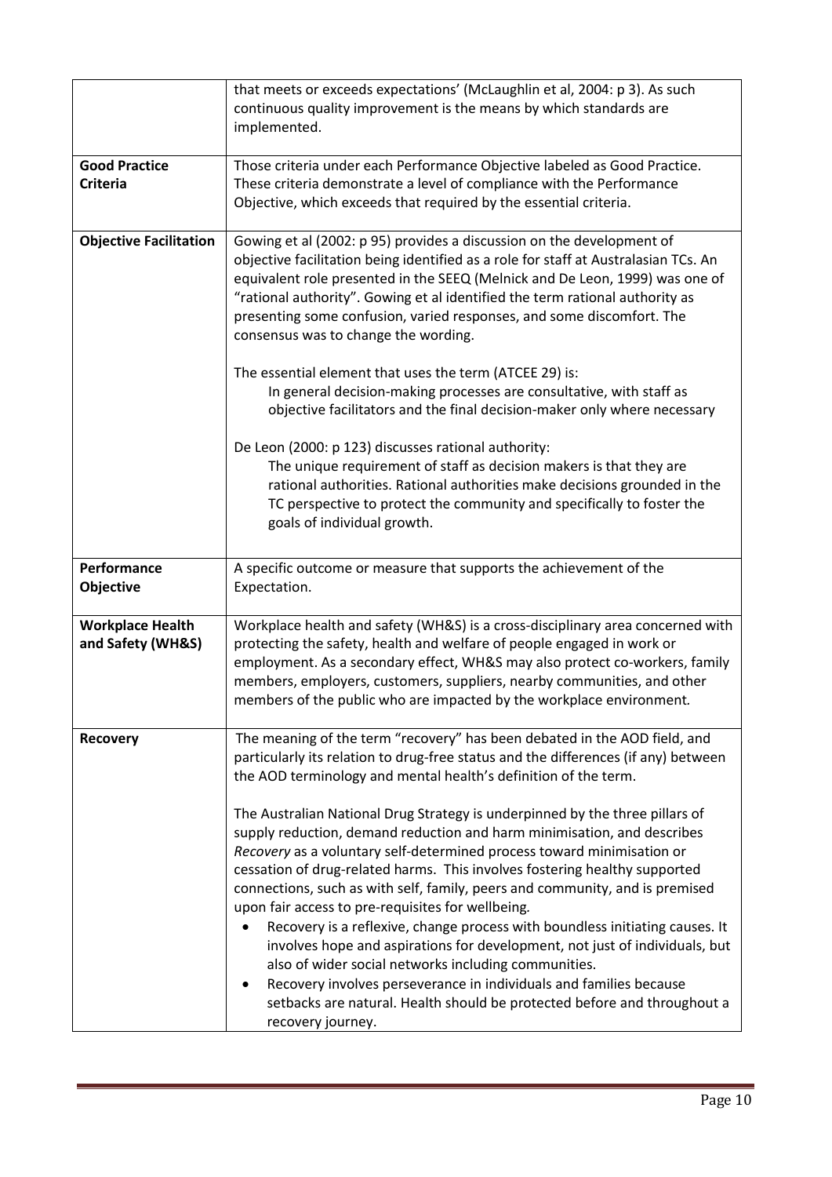| | |
|---|---|
| | that meets or exceeds expectations' (McLaughlin et al, 2004: p 3). As such continuous quality improvement is the means by which standards are implemented. |
| **Good Practice Criteria** | Those criteria under each Performance Objective labeled as Good Practice. These criteria demonstrate a level of compliance with the Performance Objective, which exceeds that required by the essential criteria. |
| **Objective Facilitation** | Gowing et al (2002: p 95) provides a discussion on the development of objective facilitation being identified as a role for staff at Australasian TCs. An equivalent role presented in the SEEQ (Melnick and De Leon, 1999) was one of "rational authority". Gowing et al identified the term rational authority as presenting some confusion, varied responses, and some discomfort. The consensus was to change the wording.<br><br>The essential element that uses the term (ATCEE 29) is:<br>In general decision-making processes are consultative, with staff as objective facilitators and the final decision-maker only where necessary<br><br>De Leon (2000: p 123) discusses rational authority:<br>The unique requirement of staff as decision makers is that they are rational authorities. Rational authorities make decisions grounded in the TC perspective to protect the community and specifically to foster the goals of individual growth. |
| **Performance Objective** | A specific outcome or measure that supports the achievement of the Expectation. |
| **Workplace Health and Safety (WH&S)** | Workplace health and safety (WH&S) is a cross-disciplinary area concerned with protecting the safety, health and welfare of people engaged in work or employment. As a secondary effect, WH&S may also protect co-workers, family members, employers, customers, suppliers, nearby communities, and other members of the public who are impacted by the workplace environment. |
| **Recovery** | The meaning of the term "recovery" has been debated in the AOD field, and particularly its relation to drug-free status and the differences (if any) between the AOD terminology and mental health's definition of the term.<br><br>The Australian National Drug Strategy is underpinned by the three pillars of supply reduction, demand reduction and harm minimisation, and describes *Recovery* as a voluntary self-determined process toward minimisation or cessation of drug-related harms. This involves fostering healthy supported connections, such as with self, family, peers and community, and is premised upon fair access to pre-requisites for wellbeing.<br>• Recovery is a reflexive, change process with boundless initiating causes. It involves hope and aspirations for development, not just of individuals, but also of wider social networks including communities.<br>• Recovery involves perseverance in individuals and families because setbacks are natural. Health should be protected before and throughout a recovery journey. |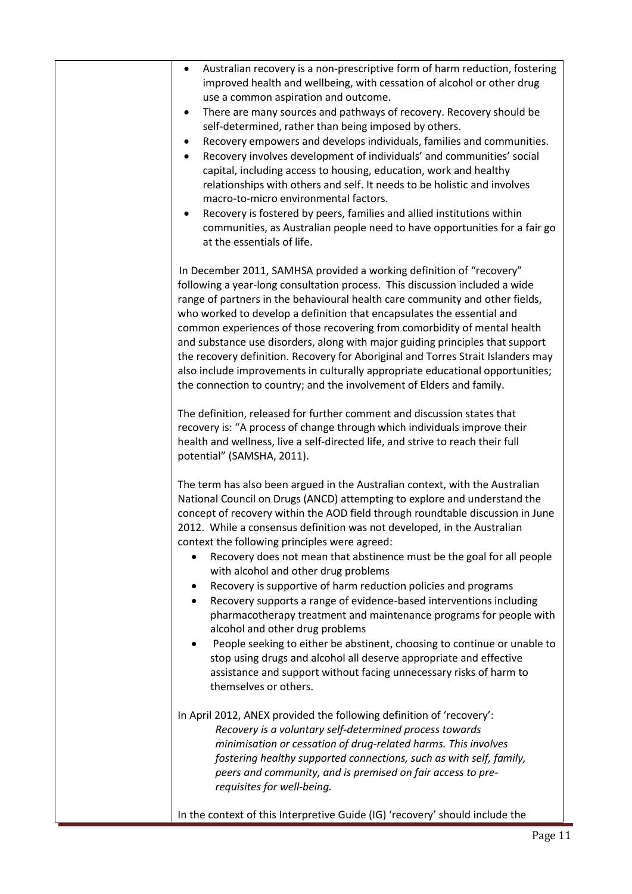- Australian recovery is a non-prescriptive form of harm reduction, fostering improved health and wellbeing, with cessation of alcohol or other drug use a common aspiration and outcome.
- There are many sources and pathways of recovery. Recovery should be self-determined, rather than being imposed by others.
- Recovery empowers and develops individuals, families and communities.
- Recovery involves development of individuals' and communities' social capital, including access to housing, education, work and healthy relationships with others and self. It needs to be holistic and involves macro-to-micro environmental factors.
- Recovery is fostered by peers, families and allied institutions within communities, as Australian people need to have opportunities for a fair go at the essentials of life.

In December 2011, SAMHSA provided a working definition of "recovery" following a year-long consultation process. This discussion included a wide range of partners in the behavioural health care community and other fields, who worked to develop a definition that encapsulates the essential and common experiences of those recovering from comorbidity of mental health and substance use disorders, along with major guiding principles that support the recovery definition. Recovery for Aboriginal and Torres Strait Islanders may also include improvements in culturally appropriate educational opportunities; the connection to country; and the involvement of Elders and family.

The definition, released for further comment and discussion states that recovery is: "A process of change through which individuals improve their health and wellness, live a self-directed life, and strive to reach their full potential" (SAMSHA, 2011).

The term has also been argued in the Australian context, with the Australian National Council on Drugs (ANCD) attempting to explore and understand the concept of recovery within the AOD field through roundtable discussion in June 2012. While a consensus definition was not developed, in the Australian context the following principles were agreed:

- Recovery does not mean that abstinence must be the goal for all people with alcohol and other drug problems
- Recovery is supportive of harm reduction policies and programs
- Recovery supports a range of evidence-based interventions including pharmacotherapy treatment and maintenance programs for people with alcohol and other drug problems
- People seeking to either be abstinent, choosing to continue or unable to stop using drugs and alcohol all deserve appropriate and effective assistance and support without facing unnecessary risks of harm to themselves or others.

In April 2012, ANEX provided the following definition of 'recovery':

> *Recovery is a voluntary self-determined process towards minimisation or cessation of drug-related harms. This involves fostering healthy supported connections, such as with self, family, peers and community, and is premised on fair access to pre-requisites for well-being.*

In the context of this Interpretive Guide (IG) 'recovery' should include the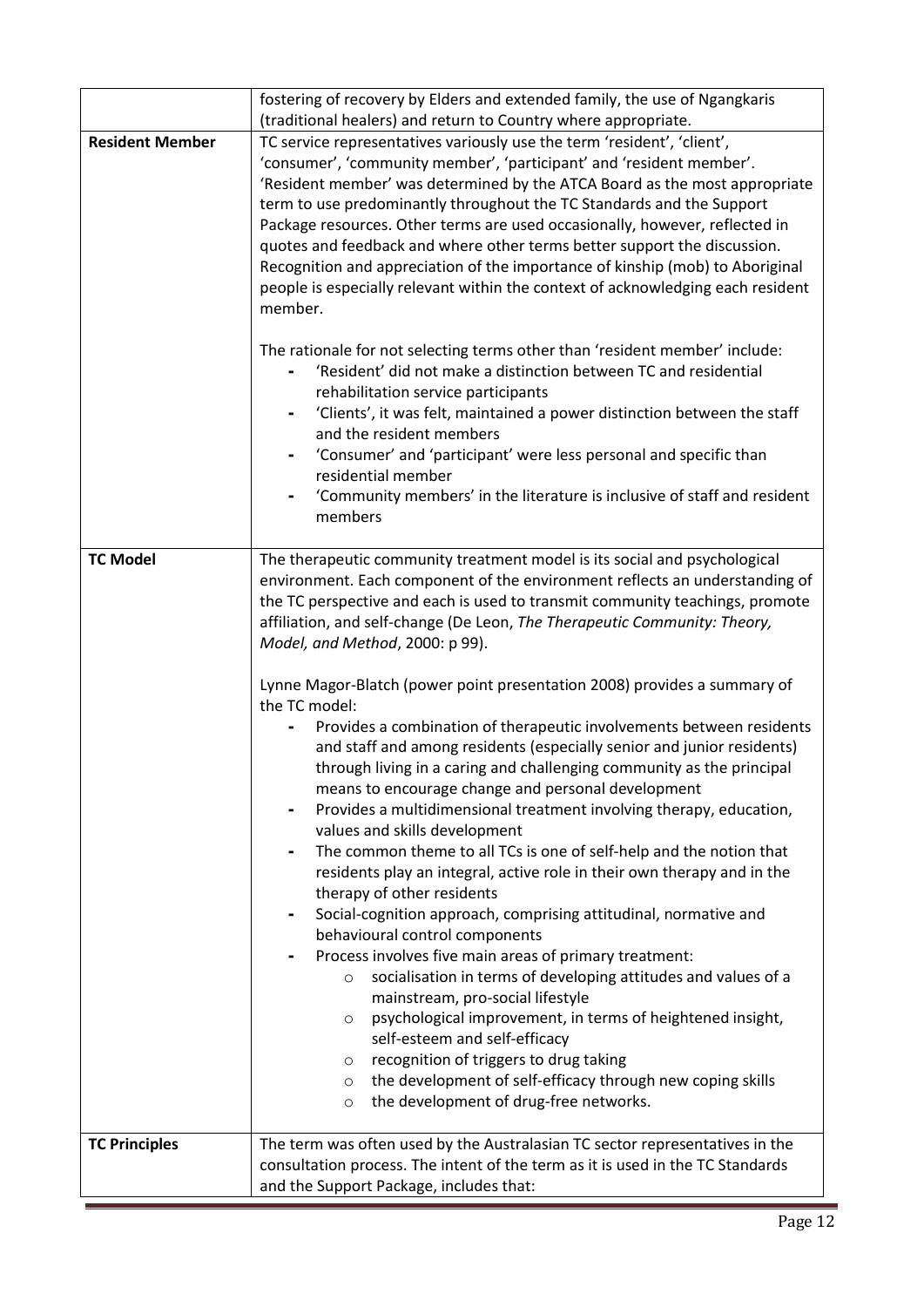| | |
|---|---|
| | fostering of recovery by Elders and extended family, the use of Ngangkaris (traditional healers) and return to Country where appropriate. |
| **Resident Member** | TC service representatives variously use the term 'resident', 'client', 'consumer', 'community member', 'participant' and 'resident member'. 'Resident member' was determined by the ATCA Board as the most appropriate term to use predominantly throughout the TC Standards and the Support Package resources. Other terms are used occasionally, however, reflected in quotes and feedback and where other terms better support the discussion. Recognition and appreciation of the importance of kinship (mob) to Aboriginal people is especially relevant within the context of acknowledging each resident member.<br><br>The rationale for not selecting terms other than 'resident member' include:<br>- 'Resident' did not make a distinction between TC and residential rehabilitation service participants<br>- 'Clients', it was felt, maintained a power distinction between the staff and the resident members<br>- 'Consumer' and 'participant' were less personal and specific than residential member<br>- 'Community members' in the literature is inclusive of staff and resident members |
| **TC Model** | The therapeutic community treatment model is its social and psychological environment. Each component of the environment reflects an understanding of the TC perspective and each is used to transmit community teachings, promote affiliation, and self-change (De Leon, *The Therapeutic Community: Theory, Model, and Method*, 2000: p 99).<br><br>Lynne Magor-Blatch (power point presentation 2008) provides a summary of the TC model:<br>- Provides a combination of therapeutic involvements between residents and staff and among residents (especially senior and junior residents) through living in a caring and challenging community as the principal means to encourage change and personal development<br>- Provides a multidimensional treatment involving therapy, education, values and skills development<br>- The common theme to all TCs is one of self-help and the notion that residents play an integral, active role in their own therapy and in the therapy of other residents<br>- Social-cognition approach, comprising attitudinal, normative and behavioural control components<br>- Process involves five main areas of primary treatment:<br>&nbsp;&nbsp;&nbsp;&nbsp;○ socialisation in terms of developing attitudes and values of a mainstream, pro-social lifestyle<br>&nbsp;&nbsp;&nbsp;&nbsp;○ psychological improvement, in terms of heightened insight, self-esteem and self-efficacy<br>&nbsp;&nbsp;&nbsp;&nbsp;○ recognition of triggers to drug taking<br>&nbsp;&nbsp;&nbsp;&nbsp;○ the development of self-efficacy through new coping skills<br>&nbsp;&nbsp;&nbsp;&nbsp;○ the development of drug-free networks. |
| **TC Principles** | The term was often used by the Australasian TC sector representatives in the consultation process. The intent of the term as it is used in the TC Standards and the Support Package, includes that: |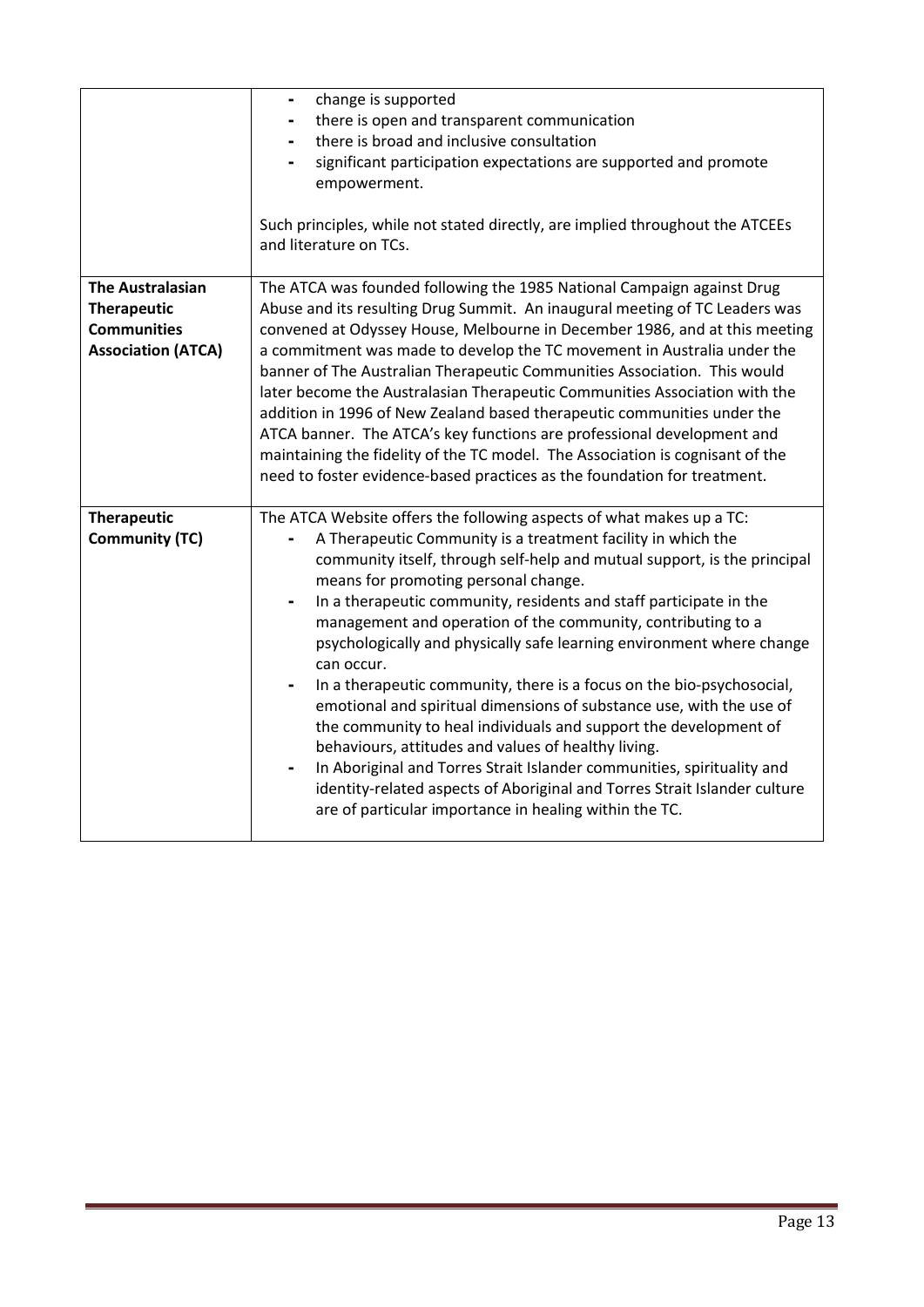| | |
|---|---|
| | - change is supported<br>- there is open and transparent communication<br>- there is broad and inclusive consultation<br>- significant participation expectations are supported and promote empowerment.<br><br>Such principles, while not stated directly, are implied throughout the ATCEEs and literature on TCs. |
| **The Australasian Therapeutic Communities Association (ATCA)** | The ATCA was founded following the 1985 National Campaign against Drug Abuse and its resulting Drug Summit. An inaugural meeting of TC Leaders was convened at Odyssey House, Melbourne in December 1986, and at this meeting a commitment was made to develop the TC movement in Australia under the banner of The Australian Therapeutic Communities Association. This would later become the Australasian Therapeutic Communities Association with the addition in 1996 of New Zealand based therapeutic communities under the ATCA banner. The ATCA's key functions are professional development and maintaining the fidelity of the TC model. The Association is cognisant of the need to foster evidence-based practices as the foundation for treatment. |
| **Therapeutic Community (TC)** | The ATCA Website offers the following aspects of what makes up a TC:<br>- A Therapeutic Community is a treatment facility in which the community itself, through self-help and mutual support, is the principal means for promoting personal change.<br>- In a therapeutic community, residents and staff participate in the management and operation of the community, contributing to a psychologically and physically safe learning environment where change can occur.<br>- In a therapeutic community, there is a focus on the bio-psychosocial, emotional and spiritual dimensions of substance use, with the use of the community to heal individuals and support the development of behaviours, attitudes and values of healthy living.<br>- In Aboriginal and Torres Strait Islander communities, spirituality and identity-related aspects of Aboriginal and Torres Strait Islander culture are of particular importance in healing within the TC. |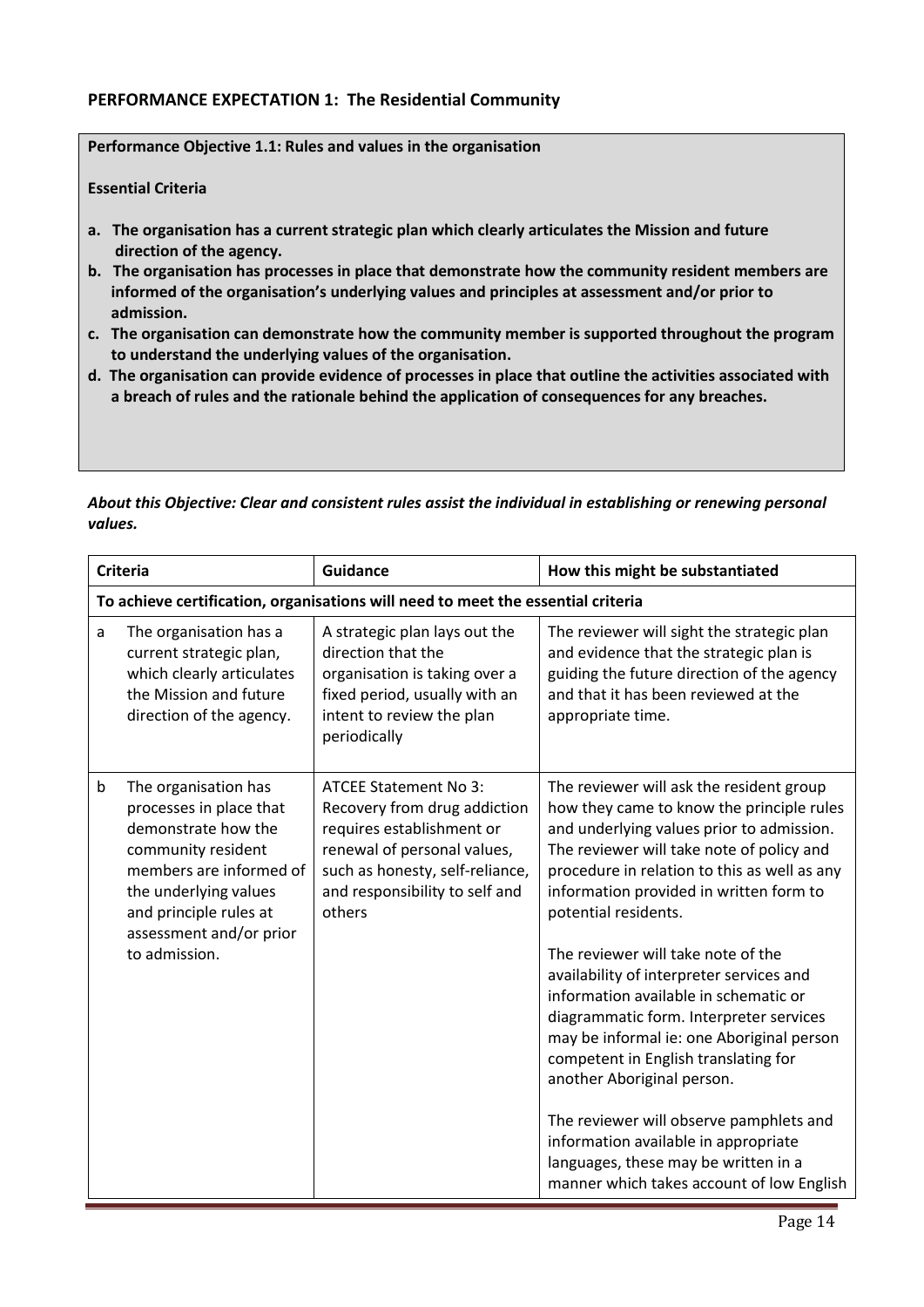## PERFORMANCE EXPECTATION 1: The Residential Community

**Performance Objective 1.1: Rules and values in the organisation**

**Essential Criteria**

- **a. The organisation has a current strategic plan which clearly articulates the Mission and future direction of the agency.**
- **b. The organisation has processes in place that demonstrate how the community resident members are informed of the organisation's underlying values and principles at assessment and/or prior to admission.**
- **c. The organisation can demonstrate how the community member is supported throughout the program to understand the underlying values of the organisation.**
- **d. The organisation can provide evidence of processes in place that outline the activities associated with a breach of rules and the rationale behind the application of consequences for any breaches.**

***About this Objective: Clear and consistent rules assist the individual in establishing or renewing personal values.***

| | Criteria | Guidance | How this might be substantiated |
|---|---|---|---|
| **To achieve certification, organisations will need to meet the essential criteria** | | | |
| a | The organisation has a current strategic plan, which clearly articulates the Mission and future direction of the agency. | A strategic plan lays out the direction that the organisation is taking over a fixed period, usually with an intent to review the plan periodically | The reviewer will sight the strategic plan and evidence that the strategic plan is guiding the future direction of the agency and that it has been reviewed at the appropriate time. |
| b | The organisation has processes in place that demonstrate how the community resident members are informed of the underlying values and principle rules at assessment and/or prior to admission. | ATCEE Statement No 3: Recovery from drug addiction requires establishment or renewal of personal values, such as honesty, self-reliance, and responsibility to self and others | The reviewer will ask the resident group how they came to know the principle rules and underlying values prior to admission. The reviewer will take note of policy and procedure in relation to this as well as any information provided in written form to potential residents.<br><br>The reviewer will take note of the availability of interpreter services and information available in schematic or diagrammatic form. Interpreter services may be informal ie: one Aboriginal person competent in English translating for another Aboriginal person.<br><br>The reviewer will observe pamphlets and information available in appropriate languages, these may be written in a manner which takes account of low English |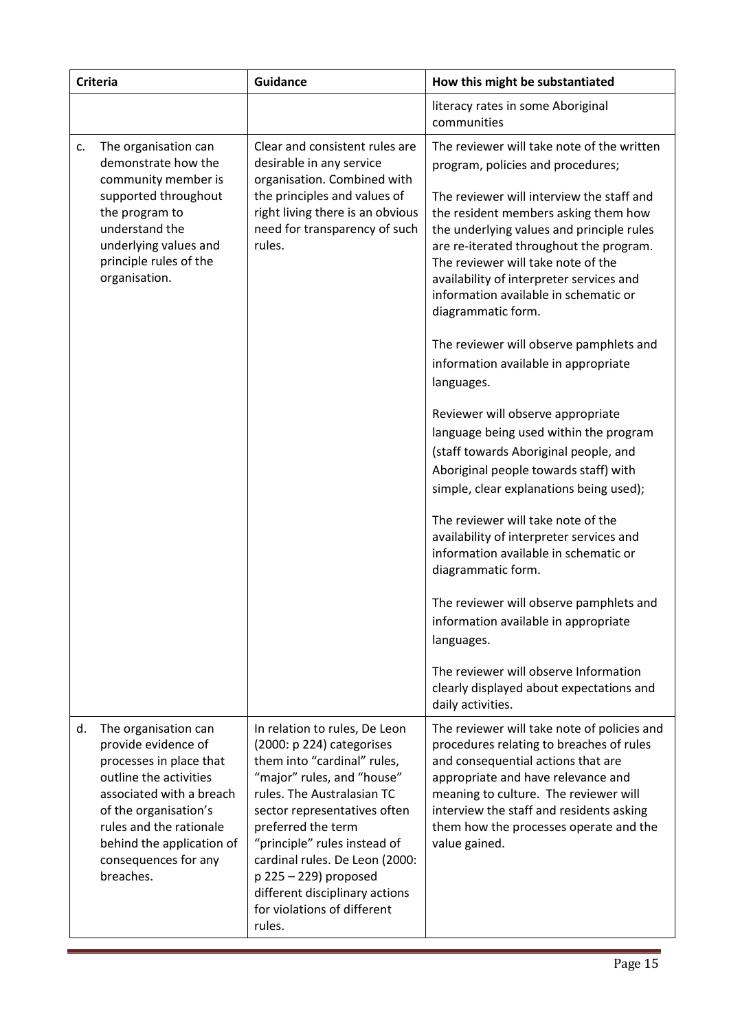| Criteria | Guidance | How this might be substantiated |
|---|---|---|
| | | literacy rates in some Aboriginal communities |
| c. The organisation can demonstrate how the community member is supported throughout the program to understand the underlying values and principle rules of the organisation. | Clear and consistent rules are desirable in any service organisation. Combined with the principles and values of right living there is an obvious need for transparency of such rules. | The reviewer will take note of the written program, policies and procedures;<br><br>The reviewer will interview the staff and the resident members asking them how the underlying values and principle rules are re-iterated throughout the program. The reviewer will take note of the availability of interpreter services and information available in schematic or diagrammatic form.<br><br>The reviewer will observe pamphlets and information available in appropriate languages.<br><br>Reviewer will observe appropriate language being used within the program (staff towards Aboriginal people, and Aboriginal people towards staff) with simple, clear explanations being used);<br><br>The reviewer will take note of the availability of interpreter services and information available in schematic or diagrammatic form.<br><br>The reviewer will observe pamphlets and information available in appropriate languages.<br><br>The reviewer will observe Information clearly displayed about expectations and daily activities. |
| d. The organisation can provide evidence of processes in place that outline the activities associated with a breach of the organisation's rules and the rationale behind the application of consequences for any breaches. | In relation to rules, De Leon (2000: p 224) categorises them into "cardinal" rules, "major" rules, and "house" rules. The Australasian TC sector representatives often preferred the term "principle" rules instead of cardinal rules. De Leon (2000: p 225 – 229) proposed different disciplinary actions for violations of different rules. | The reviewer will take note of policies and procedures relating to breaches of rules and consequential actions that are appropriate and have relevance and meaning to culture. The reviewer will interview the staff and residents asking them how the processes operate and the value gained. |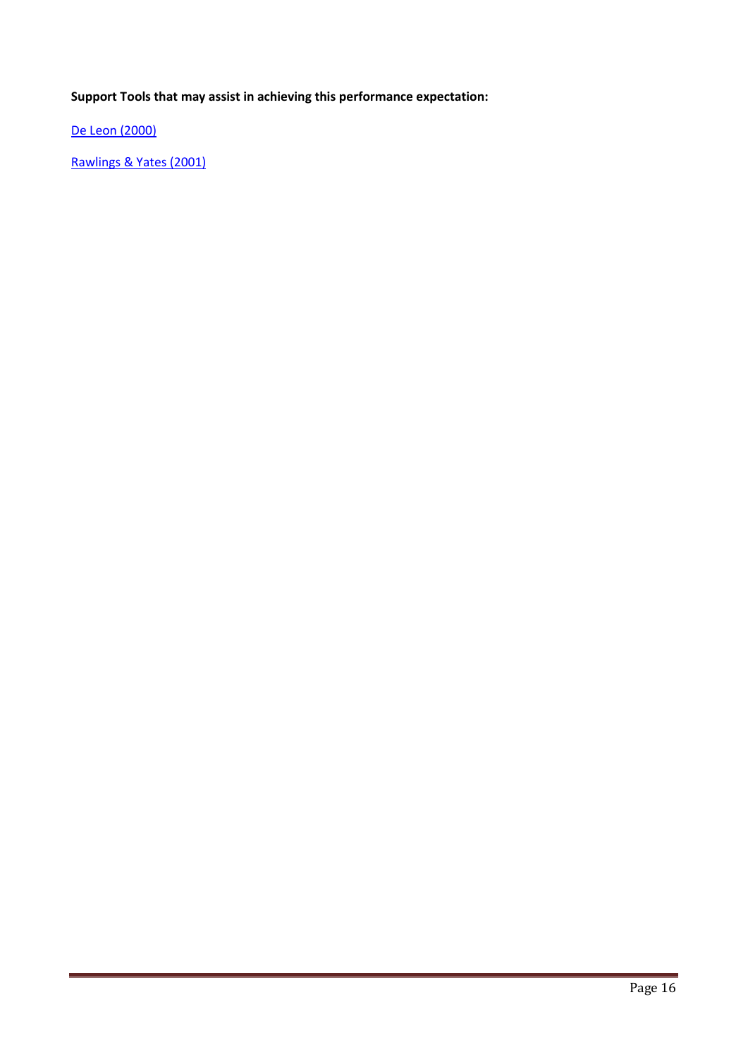**Support Tools that may assist in achieving this performance expectation:**

De Leon (2000)

Rawlings & Yates (2001)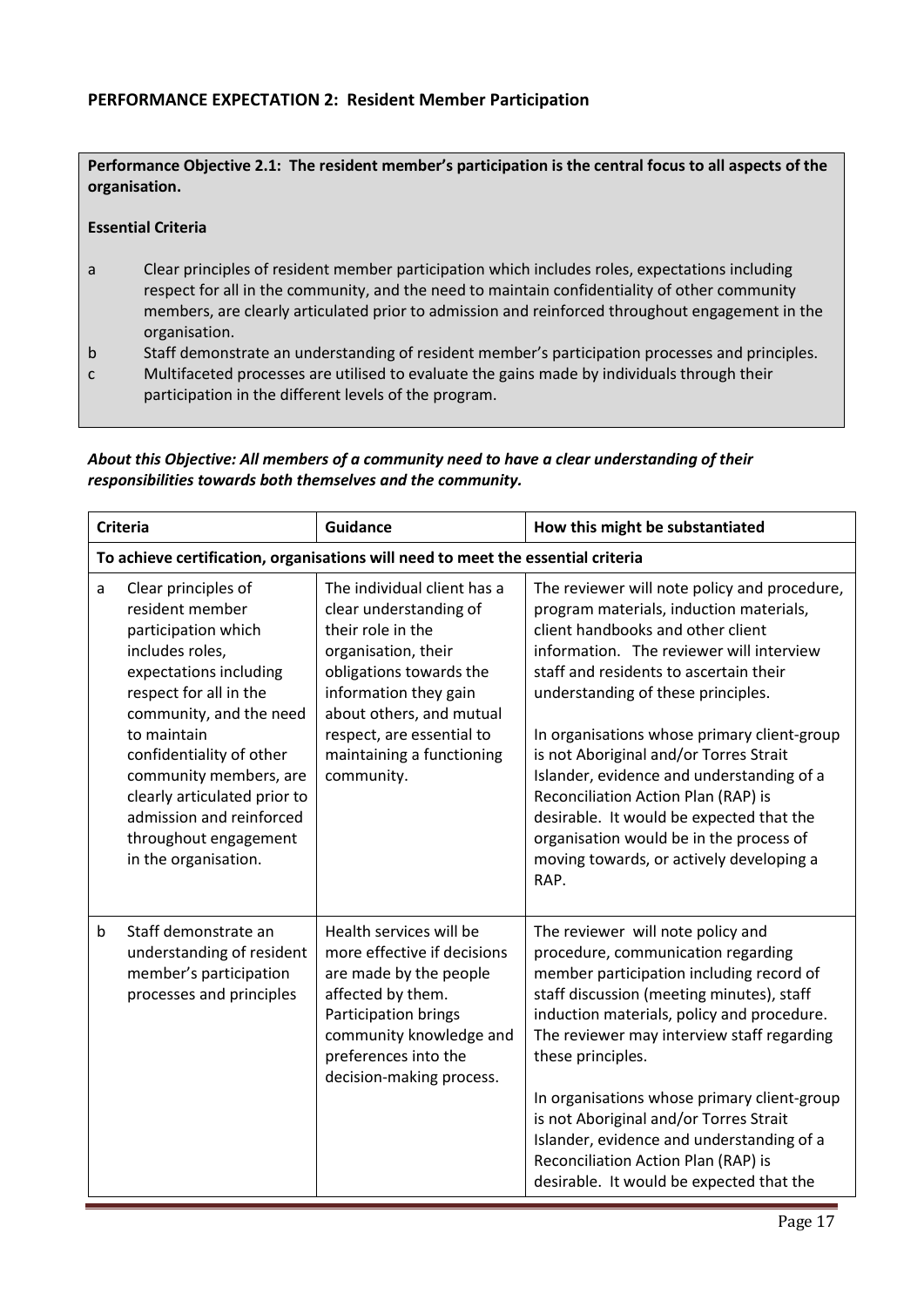## PERFORMANCE EXPECTATION 2: Resident Member Participation

**Performance Objective 2.1: The resident member's participation is the central focus to all aspects of the organisation.**

**Essential Criteria**

a Clear principles of resident member participation which includes roles, expectations including respect for all in the community, and the need to maintain confidentiality of other community members, are clearly articulated prior to admission and reinforced throughout engagement in the organisation.

b Staff demonstrate an understanding of resident member's participation processes and principles.

c Multifaceted processes are utilised to evaluate the gains made by individuals through their participation in the different levels of the program.

***About this Objective: All members of a community need to have a clear understanding of their responsibilities towards both themselves and the community.***

| | Criteria | Guidance | How this might be substantiated |
|---|---|---|---|
| **To achieve certification, organisations will need to meet the essential criteria** | | | |
| a | Clear principles of resident member participation which includes roles, expectations including respect for all in the community, and the need to maintain confidentiality of other community members, are clearly articulated prior to admission and reinforced throughout engagement in the organisation. | The individual client has a clear understanding of their role in the organisation, their obligations towards the information they gain about others, and mutual respect, are essential to maintaining a functioning community. | The reviewer will note policy and procedure, program materials, induction materials, client handbooks and other client information. The reviewer will interview staff and residents to ascertain their understanding of these principles.<br><br>In organisations whose primary client-group is not Aboriginal and/or Torres Strait Islander, evidence and understanding of a Reconciliation Action Plan (RAP) is desirable. It would be expected that the organisation would be in the process of moving towards, or actively developing a RAP. |
| b | Staff demonstrate an understanding of resident member's participation processes and principles | Health services will be more effective if decisions are made by the people affected by them. Participation brings community knowledge and preferences into the decision-making process. | The reviewer will note policy and procedure, communication regarding member participation including record of staff discussion (meeting minutes), staff induction materials, policy and procedure. The reviewer may interview staff regarding these principles.<br><br>In organisations whose primary client-group is not Aboriginal and/or Torres Strait Islander, evidence and understanding of a Reconciliation Action Plan (RAP) is desirable. It would be expected that the |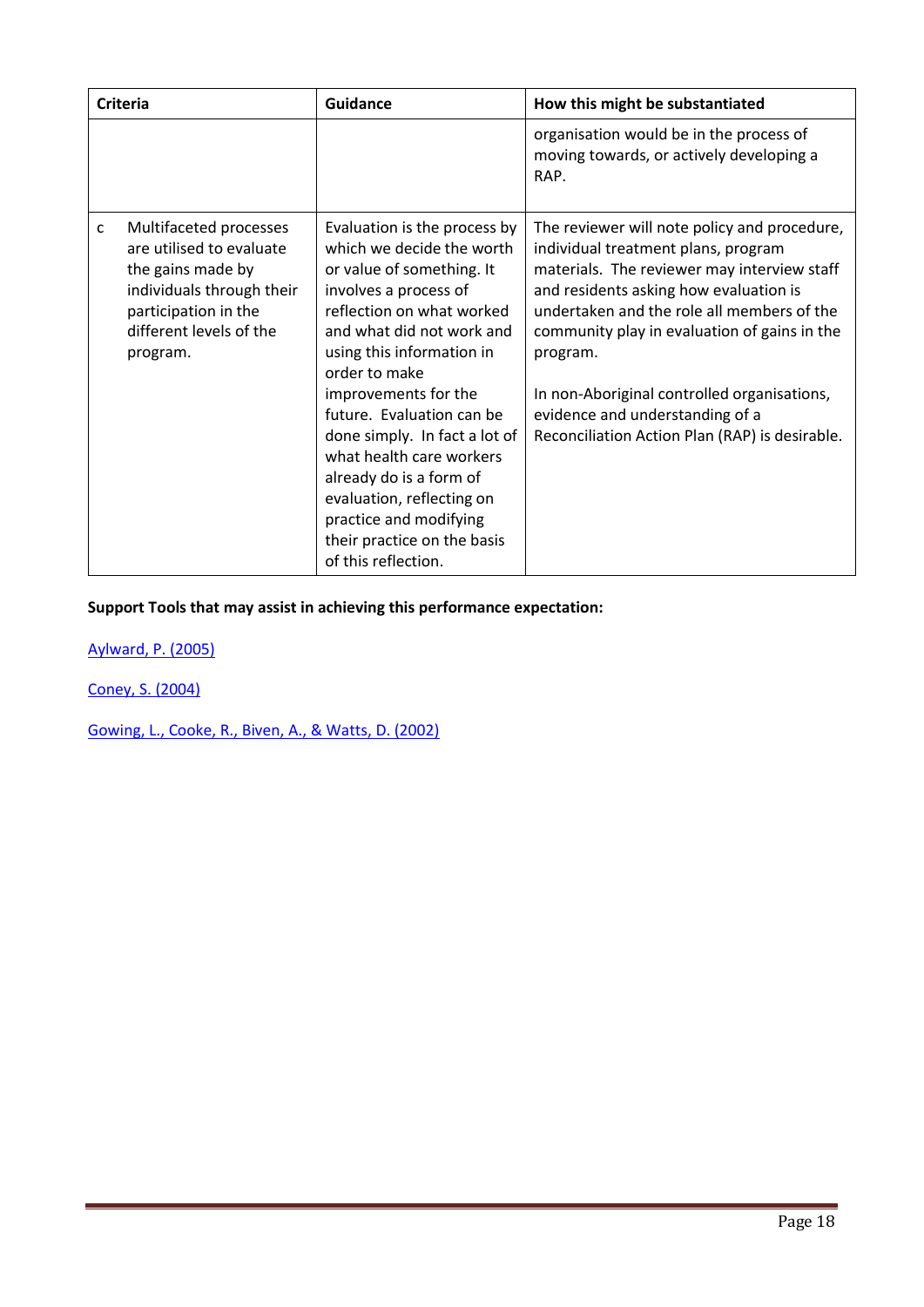| Criteria | Guidance | How this might be substantiated |
|---|---|---|
| | | organisation would be in the process of moving towards, or actively developing a RAP. |
| c Multifaceted processes are utilised to evaluate the gains made by individuals through their participation in the different levels of the program. | Evaluation is the process by which we decide the worth or value of something. It involves a process of reflection on what worked and what did not work and using this information in order to make improvements for the future. Evaluation can be done simply. In fact a lot of what health care workers already do is a form of evaluation, reflecting on practice and modifying their practice on the basis of this reflection. | The reviewer will note policy and procedure, individual treatment plans, program materials. The reviewer may interview staff and residents asking how evaluation is undertaken and the role all members of the community play in evaluation of gains in the program.<br><br>In non-Aboriginal controlled organisations, evidence and understanding of a Reconciliation Action Plan (RAP) is desirable. |

**Support Tools that may assist in achieving this performance expectation:**

Aylward, P. (2005)

Coney, S. (2004)

Gowing, L., Cooke, R., Biven, A., & Watts, D. (2002)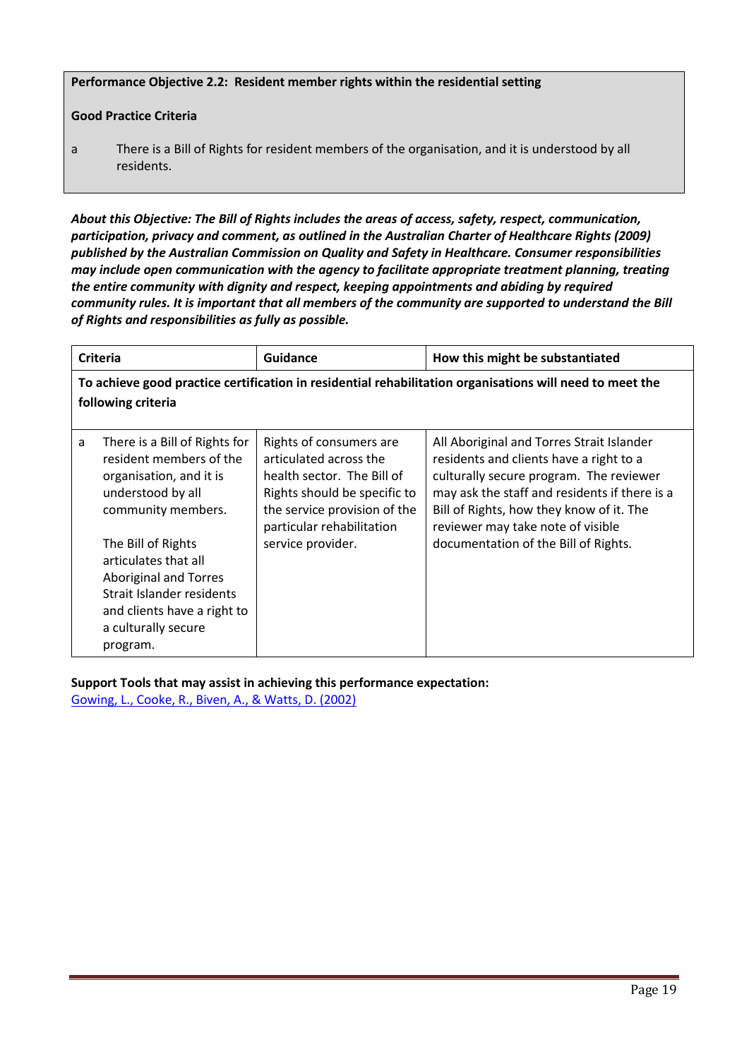**Performance Objective 2.2: Resident member rights within the residential setting**

**Good Practice Criteria**

a There is a Bill of Rights for resident members of the organisation, and it is understood by all residents.

***About this Objective: The Bill of Rights includes the areas of access, safety, respect, communication, participation, privacy and comment, as outlined in the Australian Charter of Healthcare Rights (2009) published by the Australian Commission on Quality and Safety in Healthcare. Consumer responsibilities may include open communication with the agency to facilitate appropriate treatment planning, treating the entire community with dignity and respect, keeping appointments and abiding by required community rules. It is important that all members of the community are supported to understand the Bill of Rights and responsibilities as fully as possible.***

| Criteria | Guidance | How this might be substantiated |
|---|---|---|
| **To achieve good practice certification in residential rehabilitation organisations will need to meet the following criteria** | | |
| a There is a Bill of Rights for resident members of the organisation, and it is understood by all community members.<br><br>The Bill of Rights articulates that all Aboriginal and Torres Strait Islander residents and clients have a right to a culturally secure program. | Rights of consumers are articulated across the health sector. The Bill of Rights should be specific to the service provision of the particular rehabilitation service provider. | All Aboriginal and Torres Strait Islander residents and clients have a right to a culturally secure program. The reviewer may ask the staff and residents if there is a Bill of Rights, how they know of it. The reviewer may take note of visible documentation of the Bill of Rights. |

**Support Tools that may assist in achieving this performance expectation:**

Gowing, L., Cooke, R., Biven, A., & Watts, D. (2002)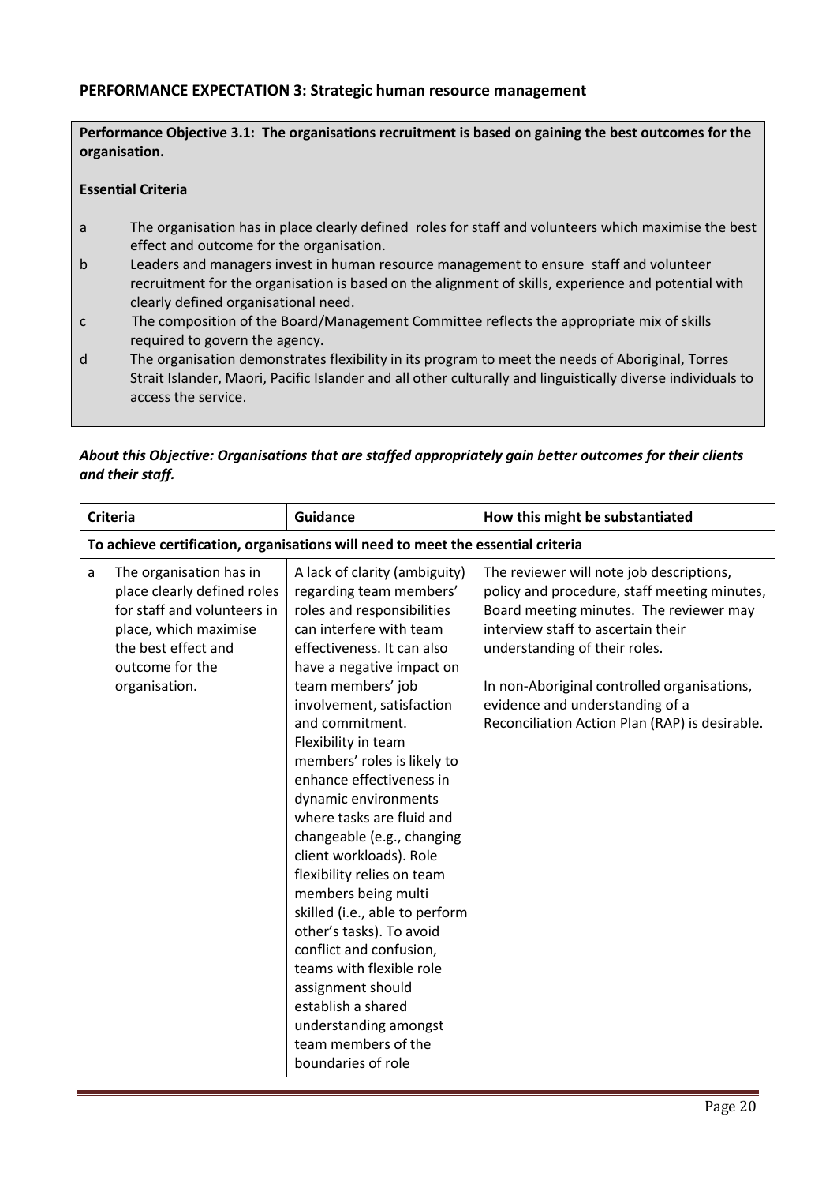### PERFORMANCE EXPECTATION 3: Strategic human resource management

**Performance Objective 3.1: The organisations recruitment is based on gaining the best outcomes for the organisation.**

**Essential Criteria**

- a The organisation has in place clearly defined roles for staff and volunteers which maximise the best effect and outcome for the organisation.
- b Leaders and managers invest in human resource management to ensure staff and volunteer recruitment for the organisation is based on the alignment of skills, experience and potential with clearly defined organisational need.
- c The composition of the Board/Management Committee reflects the appropriate mix of skills required to govern the agency.
- d The organisation demonstrates flexibility in its program to meet the needs of Aboriginal, Torres Strait Islander, Maori, Pacific Islander and all other culturally and linguistically diverse individuals to access the service.

***About this Objective: Organisations that are staffed appropriately gain better outcomes for their clients and their staff.***

| Criteria | | Guidance | How this might be substantiated |
|---|---|---|---|
| **To achieve certification, organisations will need to meet the essential criteria** | | | |
| a | The organisation has in place clearly defined roles for staff and volunteers in place, which maximise the best effect and outcome for the organisation. | A lack of clarity (ambiguity) regarding team members' roles and responsibilities can interfere with team effectiveness. It can also have a negative impact on team members' job involvement, satisfaction and commitment. Flexibility in team members' roles is likely to enhance effectiveness in dynamic environments where tasks are fluid and changeable (e.g., changing client workloads). Role flexibility relies on team members being multi skilled (i.e., able to perform other's tasks). To avoid conflict and confusion, teams with flexible role assignment should establish a shared understanding amongst team members of the boundaries of role | The reviewer will note job descriptions, policy and procedure, staff meeting minutes, Board meeting minutes. The reviewer may interview staff to ascertain their understanding of their roles.<br><br>In non-Aboriginal controlled organisations, evidence and understanding of a Reconciliation Action Plan (RAP) is desirable. |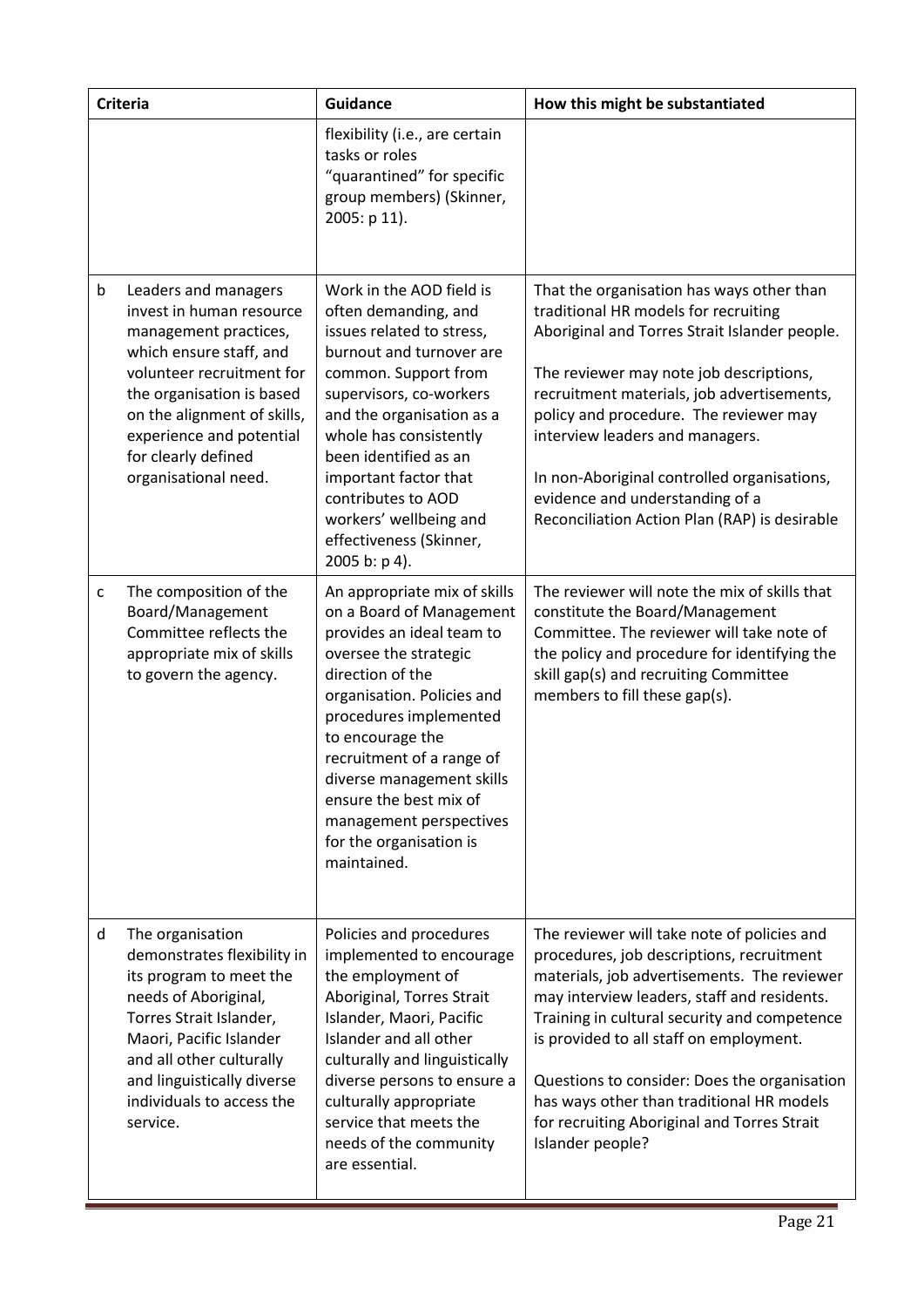| Criteria | | Guidance | How this might be substantiated |
|---|---|---|---|
| | | flexibility (i.e., are certain tasks or roles "quarantined" for specific group members) (Skinner, 2005: p 11). | |
| b | Leaders and managers invest in human resource management practices, which ensure staff, and volunteer recruitment for the organisation is based on the alignment of skills, experience and potential for clearly defined organisational need. | Work in the AOD field is often demanding, and issues related to stress, burnout and turnover are common. Support from supervisors, co-workers and the organisation as a whole has consistently been identified as an important factor that contributes to AOD workers' wellbeing and effectiveness (Skinner, 2005 b: p 4). | That the organisation has ways other than traditional HR models for recruiting Aboriginal and Torres Strait Islander people.<br><br>The reviewer may note job descriptions, recruitment materials, job advertisements, policy and procedure. The reviewer may interview leaders and managers.<br><br>In non-Aboriginal controlled organisations, evidence and understanding of a Reconciliation Action Plan (RAP) is desirable |
| c | The composition of the Board/Management Committee reflects the appropriate mix of skills to govern the agency. | An appropriate mix of skills on a Board of Management provides an ideal team to oversee the strategic direction of the organisation. Policies and procedures implemented to encourage the recruitment of a range of diverse management skills ensure the best mix of management perspectives for the organisation is maintained. | The reviewer will note the mix of skills that constitute the Board/Management Committee. The reviewer will take note of the policy and procedure for identifying the skill gap(s) and recruiting Committee members to fill these gap(s). |
| d | The organisation demonstrates flexibility in its program to meet the needs of Aboriginal, Torres Strait Islander, Maori, Pacific Islander and all other culturally and linguistically diverse individuals to access the service. | Policies and procedures implemented to encourage the employment of Aboriginal, Torres Strait Islander, Maori, Pacific Islander and all other culturally and linguistically diverse persons to ensure a culturally appropriate service that meets the needs of the community are essential. | The reviewer will take note of policies and procedures, job descriptions, recruitment materials, job advertisements. The reviewer may interview leaders, staff and residents. Training in cultural security and competence is provided to all staff on employment.<br><br>Questions to consider: Does the organisation has ways other than traditional HR models for recruiting Aboriginal and Torres Strait Islander people? |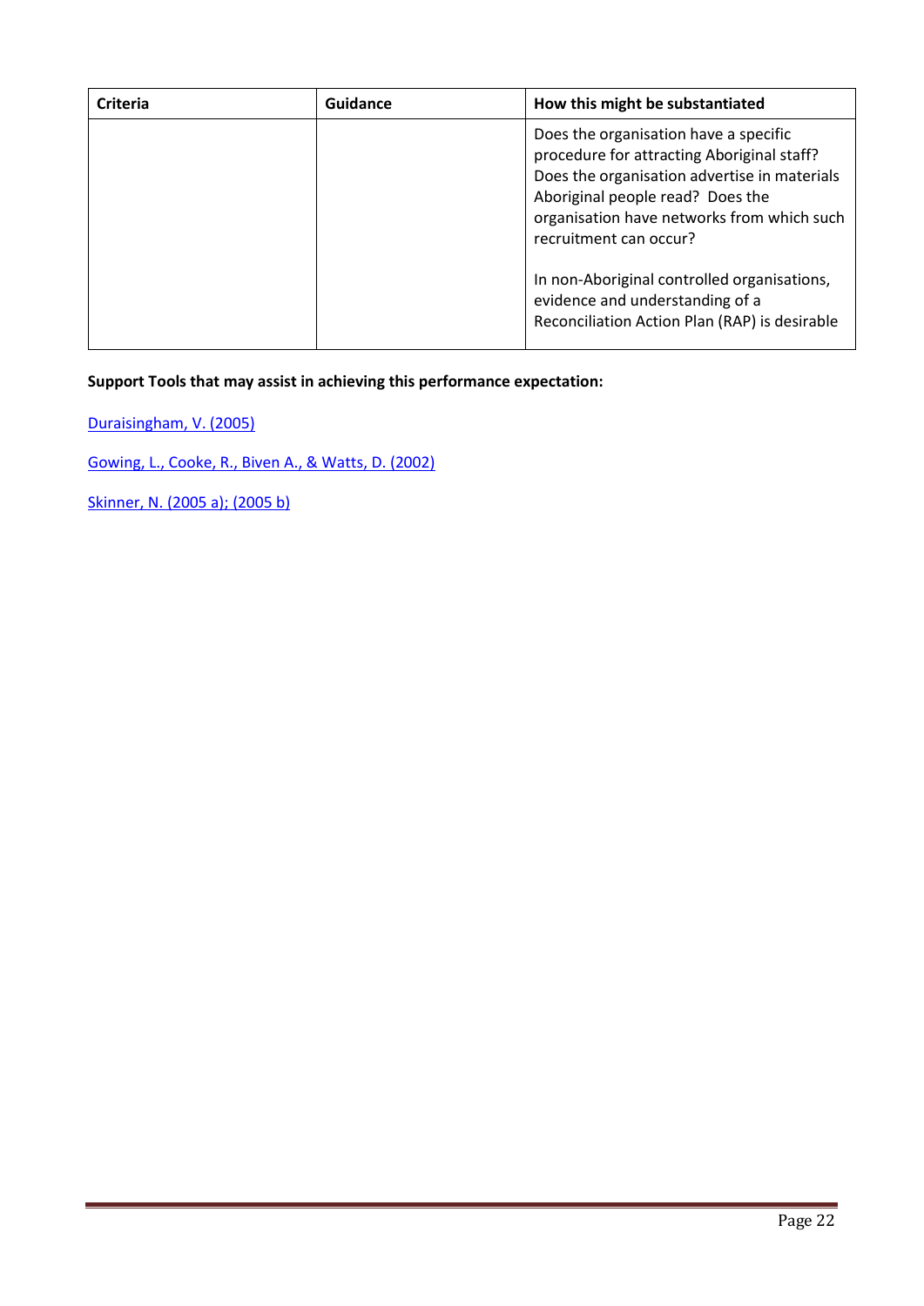| Criteria | Guidance | How this might be substantiated |
|---|---|---|
| | | Does the organisation have a specific procedure for attracting Aboriginal staff? Does the organisation advertise in materials Aboriginal people read? Does the organisation have networks from which such recruitment can occur?<br><br>In non-Aboriginal controlled organisations, evidence and understanding of a Reconciliation Action Plan (RAP) is desirable |

**Support Tools that may assist in achieving this performance expectation:**

Duraisingham, V. (2005)

Gowing, L., Cooke, R., Biven A., & Watts, D. (2002)

Skinner, N. (2005 a); (2005 b)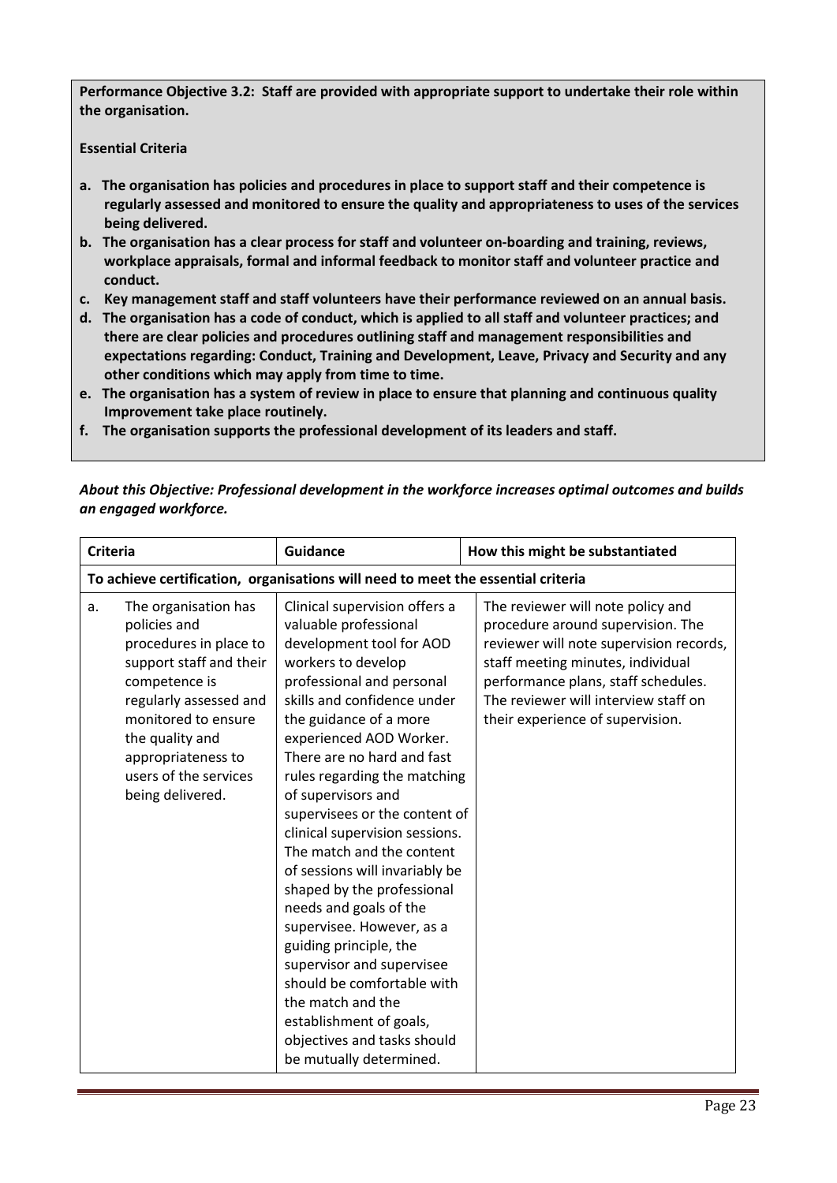**Performance Objective 3.2: Staff are provided with appropriate support to undertake their role within the organisation.**

**Essential Criteria**

- **a. The organisation has policies and procedures in place to support staff and their competence is regularly assessed and monitored to ensure the quality and appropriateness to uses of the services being delivered.**
- **b. The organisation has a clear process for staff and volunteer on-boarding and training, reviews, workplace appraisals, formal and informal feedback to monitor staff and volunteer practice and conduct.**
- **c. Key management staff and staff volunteers have their performance reviewed on an annual basis.**
- **d. The organisation has a code of conduct, which is applied to all staff and volunteer practices; and there are clear policies and procedures outlining staff and management responsibilities and expectations regarding: Conduct, Training and Development, Leave, Privacy and Security and any other conditions which may apply from time to time.**
- **e. The organisation has a system of review in place to ensure that planning and continuous quality Improvement take place routinely.**
- **f. The organisation supports the professional development of its leaders and staff.**

***About this Objective: Professional development in the workforce increases optimal outcomes and builds an engaged workforce.***

| Criteria | Guidance | How this might be substantiated |
|---|---|---|
| **To achieve certification, organisations will need to meet the essential criteria** | | |
| a. The organisation has policies and procedures in place to support staff and their competence is regularly assessed and monitored to ensure the quality and appropriateness to users of the services being delivered. | Clinical supervision offers a valuable professional development tool for AOD workers to develop professional and personal skills and confidence under the guidance of a more experienced AOD Worker. There are no hard and fast rules regarding the matching of supervisors and supervisees or the content of clinical supervision sessions. The match and the content of sessions will invariably be shaped by the professional needs and goals of the supervisee. However, as a guiding principle, the supervisor and supervisee should be comfortable with the match and the establishment of goals, objectives and tasks should be mutually determined. | The reviewer will note policy and procedure around supervision. The reviewer will note supervision records, staff meeting minutes, individual performance plans, staff schedules. The reviewer will interview staff on their experience of supervision. |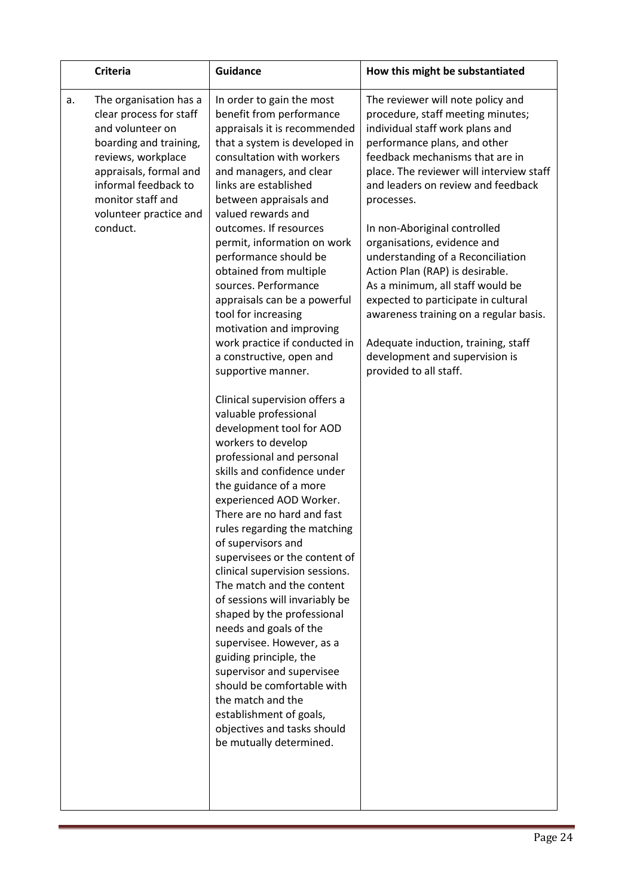| | Criteria | Guidance | How this might be substantiated |
|---|---|---|---|
| a. | The organisation has a clear process for staff and volunteer on boarding and training, reviews, workplace appraisals, formal and informal feedback to monitor staff and volunteer practice and conduct. | In order to gain the most benefit from performance appraisals it is recommended that a system is developed in consultation with workers and managers, and clear links are established between appraisals and valued rewards and outcomes. If resources permit, information on work performance should be obtained from multiple sources. Performance appraisals can be a powerful tool for increasing motivation and improving work practice if conducted in a constructive, open and supportive manner.<br><br>Clinical supervision offers a valuable professional development tool for AOD workers to develop professional and personal skills and confidence under the guidance of a more experienced AOD Worker. There are no hard and fast rules regarding the matching of supervisors and supervisees or the content of clinical supervision sessions. The match and the content of sessions will invariably be shaped by the professional needs and goals of the supervisee. However, as a guiding principle, the supervisor and supervisee should be comfortable with the match and the establishment of goals, objectives and tasks should be mutually determined. | The reviewer will note policy and procedure, staff meeting minutes; individual staff work plans and performance plans, and other feedback mechanisms that are in place. The reviewer will interview staff and leaders on review and feedback processes.<br><br>In non-Aboriginal controlled organisations, evidence and understanding of a Reconciliation Action Plan (RAP) is desirable. As a minimum, all staff would be expected to participate in cultural awareness training on a regular basis.<br><br>Adequate induction, training, staff development and supervision is provided to all staff. |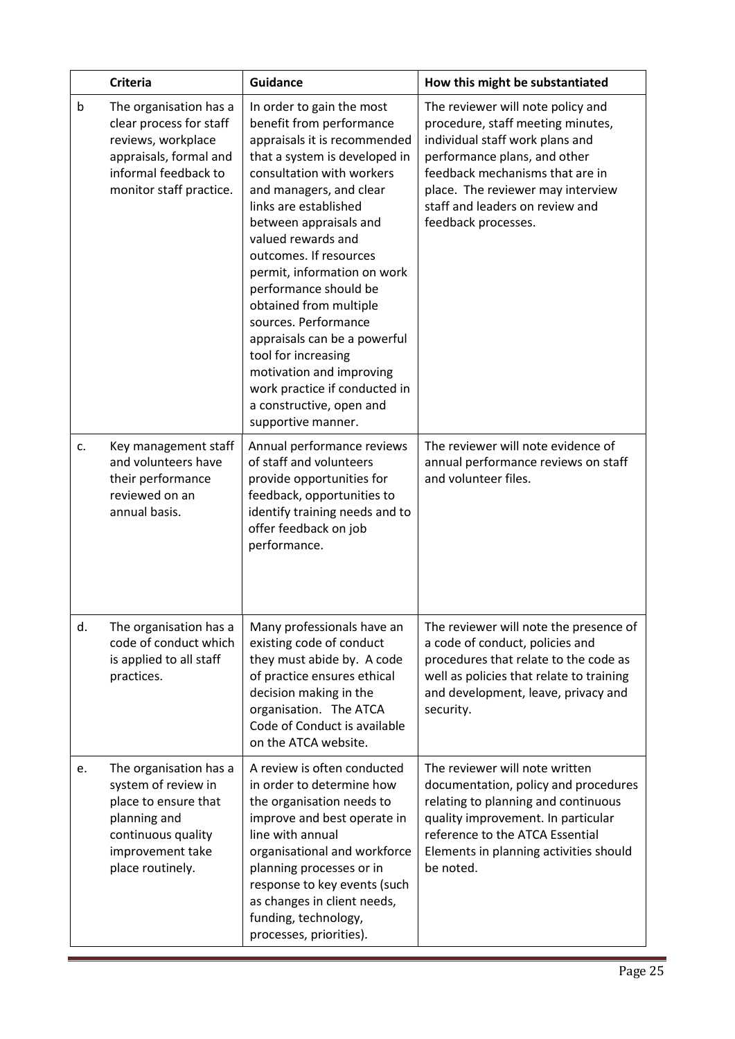| | Criteria | Guidance | How this might be substantiated |
|---|---|---|---|
| b | The organisation has a clear process for staff reviews, workplace appraisals, formal and informal feedback to monitor staff practice. | In order to gain the most benefit from performance appraisals it is recommended that a system is developed in consultation with workers and managers, and clear links are established between appraisals and valued rewards and outcomes. If resources permit, information on work performance should be obtained from multiple sources. Performance appraisals can be a powerful tool for increasing motivation and improving work practice if conducted in a constructive, open and supportive manner. | The reviewer will note policy and procedure, staff meeting minutes, individual staff work plans and performance plans, and other feedback mechanisms that are in place. The reviewer may interview staff and leaders on review and feedback processes. |
| c. | Key management staff and volunteers have their performance reviewed on an annual basis. | Annual performance reviews of staff and volunteers provide opportunities for feedback, opportunities to identify training needs and to offer feedback on job performance. | The reviewer will note evidence of annual performance reviews on staff and volunteer files. |
| d. | The organisation has a code of conduct which is applied to all staff practices. | Many professionals have an existing code of conduct they must abide by. A code of practice ensures ethical decision making in the organisation. The ATCA Code of Conduct is available on the ATCA website. | The reviewer will note the presence of a code of conduct, policies and procedures that relate to the code as well as policies that relate to training and development, leave, privacy and security. |
| e. | The organisation has a system of review in place to ensure that planning and continuous quality improvement take place routinely. | A review is often conducted in order to determine how the organisation needs to improve and best operate in line with annual organisational and workforce planning processes or in response to key events (such as changes in client needs, funding, technology, processes, priorities). | The reviewer will note written documentation, policy and procedures relating to planning and continuous quality improvement. In particular reference to the ATCA Essential Elements in planning activities should be noted. |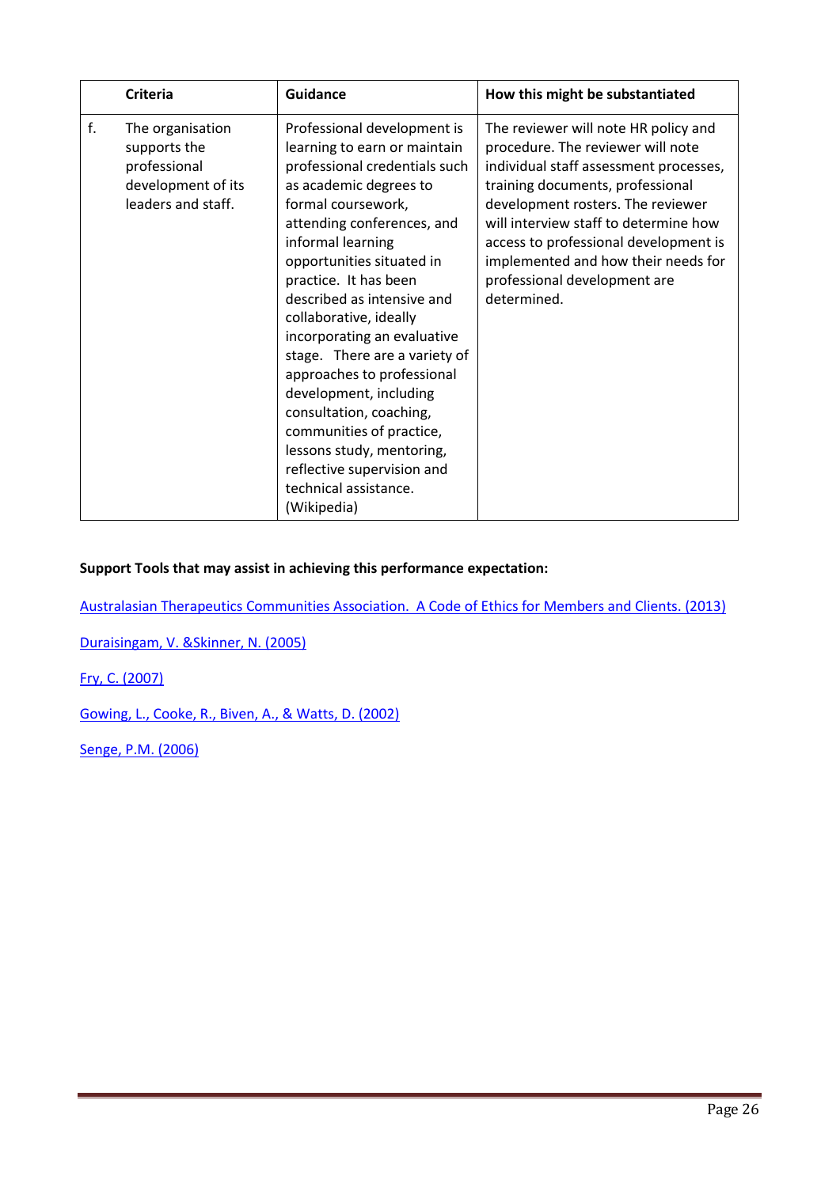| | Criteria | Guidance | How this might be substantiated |
|---|---|---|---|
| f. | The organisation supports the professional development of its leaders and staff. | Professional development is learning to earn or maintain professional credentials such as academic degrees to formal coursework, attending conferences, and informal learning opportunities situated in practice. It has been described as intensive and collaborative, ideally incorporating an evaluative stage. There are a variety of approaches to professional development, including consultation, coaching, communities of practice, lessons study, mentoring, reflective supervision and technical assistance. (Wikipedia) | The reviewer will note HR policy and procedure. The reviewer will note individual staff assessment processes, training documents, professional development rosters. The reviewer will interview staff to determine how access to professional development is implemented and how their needs for professional development are determined. |

**Support Tools that may assist in achieving this performance expectation:**

Australasian Therapeutics Communities Association. A Code of Ethics for Members and Clients. (2013)

Duraisingam, V. &Skinner, N. (2005)

Fry, C. (2007)

Gowing, L., Cooke, R., Biven, A., & Watts, D. (2002)

Senge, P.M. (2006)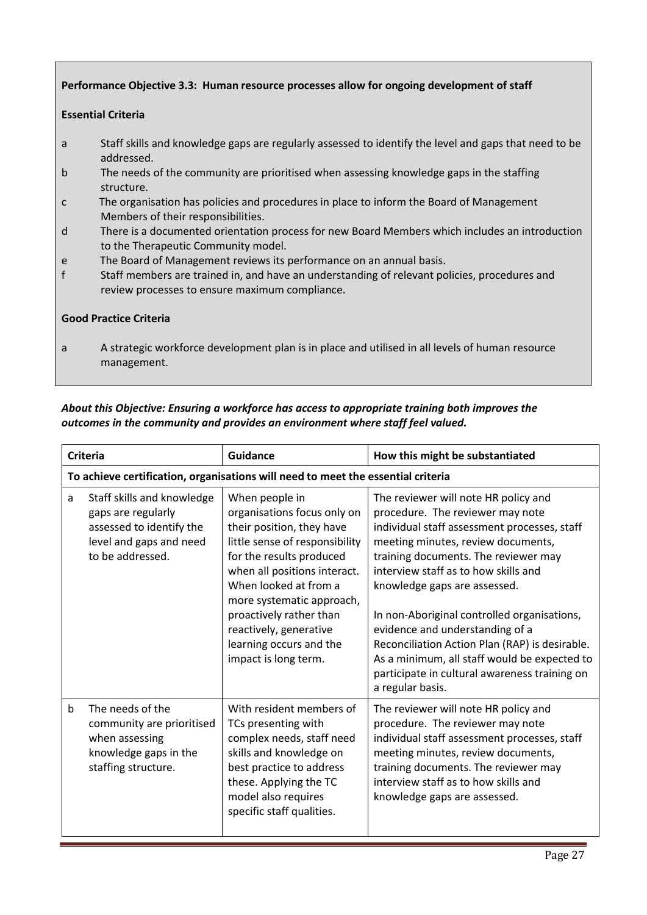**Performance Objective 3.3: Human resource processes allow for ongoing development of staff**

**Essential Criteria**

- a Staff skills and knowledge gaps are regularly assessed to identify the level and gaps that need to be addressed.
- b The needs of the community are prioritised when assessing knowledge gaps in the staffing structure.
- c The organisation has policies and procedures in place to inform the Board of Management Members of their responsibilities.
- d There is a documented orientation process for new Board Members which includes an introduction to the Therapeutic Community model.
- e The Board of Management reviews its performance on an annual basis.
- f Staff members are trained in, and have an understanding of relevant policies, procedures and review processes to ensure maximum compliance.

**Good Practice Criteria**

- a A strategic workforce development plan is in place and utilised in all levels of human resource management.

***About this Objective: Ensuring a workforce has access to appropriate training both improves the outcomes in the community and provides an environment where staff feel valued.***

| | Criteria | Guidance | How this might be substantiated |
|---|---|---|---|
| **To achieve certification, organisations will need to meet the essential criteria** | | | |
| a | Staff skills and knowledge gaps are regularly assessed to identify the level and gaps and need to be addressed. | When people in organisations focus only on their position, they have little sense of responsibility for the results produced when all positions interact. When looked at from a more systematic approach, proactively rather than reactively, generative learning occurs and the impact is long term. | The reviewer will note HR policy and procedure. The reviewer may note individual staff assessment processes, staff meeting minutes, review documents, training documents. The reviewer may interview staff as to how skills and knowledge gaps are assessed.<br><br>In non-Aboriginal controlled organisations, evidence and understanding of a Reconciliation Action Plan (RAP) is desirable. As a minimum, all staff would be expected to participate in cultural awareness training on a regular basis. |
| b | The needs of the community are prioritised when assessing knowledge gaps in the staffing structure. | With resident members of TCs presenting with complex needs, staff need skills and knowledge on best practice to address these. Applying the TC model also requires specific staff qualities. | The reviewer will note HR policy and procedure. The reviewer may note individual staff assessment processes, staff meeting minutes, review documents, training documents. The reviewer may interview staff as to how skills and knowledge gaps are assessed. |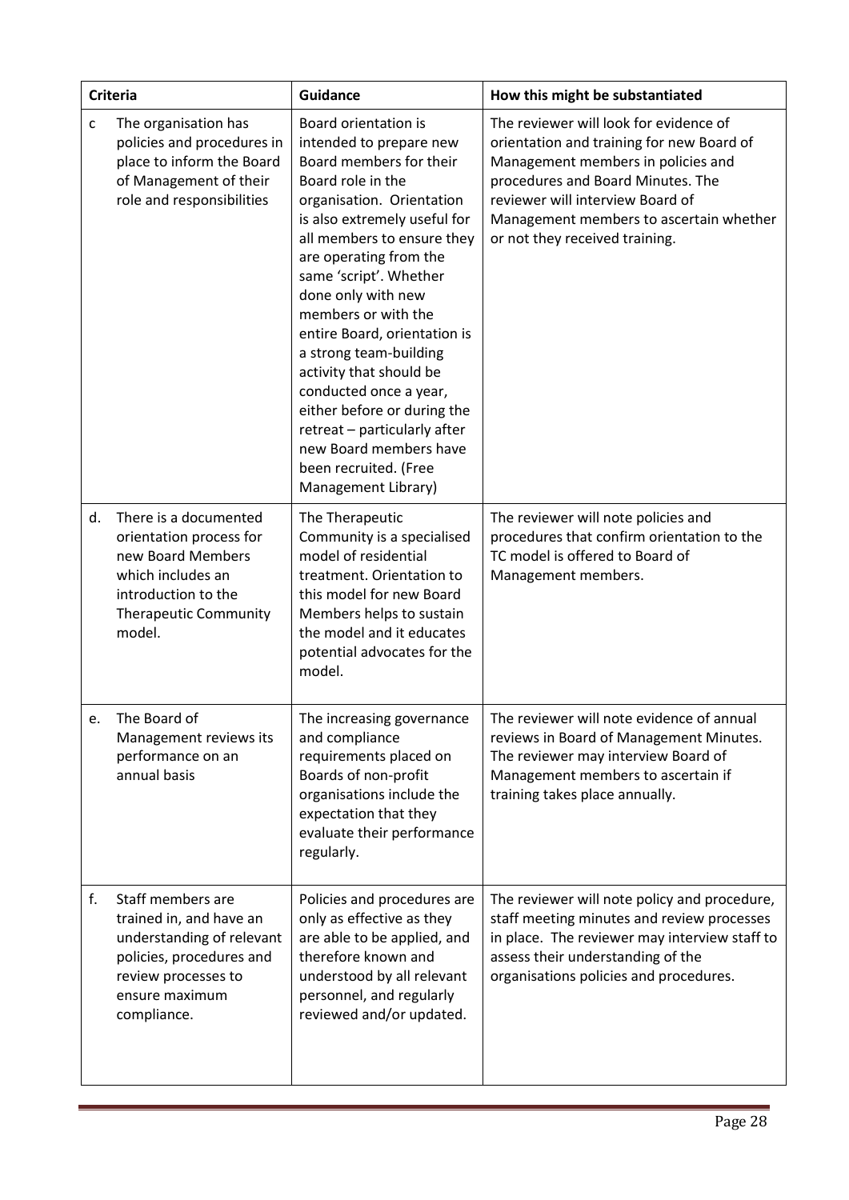| Criteria | | Guidance | How this might be substantiated |
|---|---|---|---|
| c | The organisation has policies and procedures in place to inform the Board of Management of their role and responsibilities | Board orientation is intended to prepare new Board members for their Board role in the organisation. Orientation is also extremely useful for all members to ensure they are operating from the same 'script'. Whether done only with new members or with the entire Board, orientation is a strong team-building activity that should be conducted once a year, either before or during the retreat – particularly after new Board members have been recruited. (Free Management Library) | The reviewer will look for evidence of orientation and training for new Board of Management members in policies and procedures and Board Minutes. The reviewer will interview Board of Management members to ascertain whether or not they received training. |
| d. | There is a documented orientation process for new Board Members which includes an introduction to the Therapeutic Community model. | The Therapeutic Community is a specialised model of residential treatment. Orientation to this model for new Board Members helps to sustain the model and it educates potential advocates for the model. | The reviewer will note policies and procedures that confirm orientation to the TC model is offered to Board of Management members. |
| e. | The Board of Management reviews its performance on an annual basis | The increasing governance and compliance requirements placed on Boards of non-profit organisations include the expectation that they evaluate their performance regularly. | The reviewer will note evidence of annual reviews in Board of Management Minutes. The reviewer may interview Board of Management members to ascertain if training takes place annually. |
| f. | Staff members are trained in, and have an understanding of relevant policies, procedures and review processes to ensure maximum compliance. | Policies and procedures are only as effective as they are able to be applied, and therefore known and understood by all relevant personnel, and regularly reviewed and/or updated. | The reviewer will note policy and procedure, staff meeting minutes and review processes in place. The reviewer may interview staff to assess their understanding of the organisations policies and procedures. |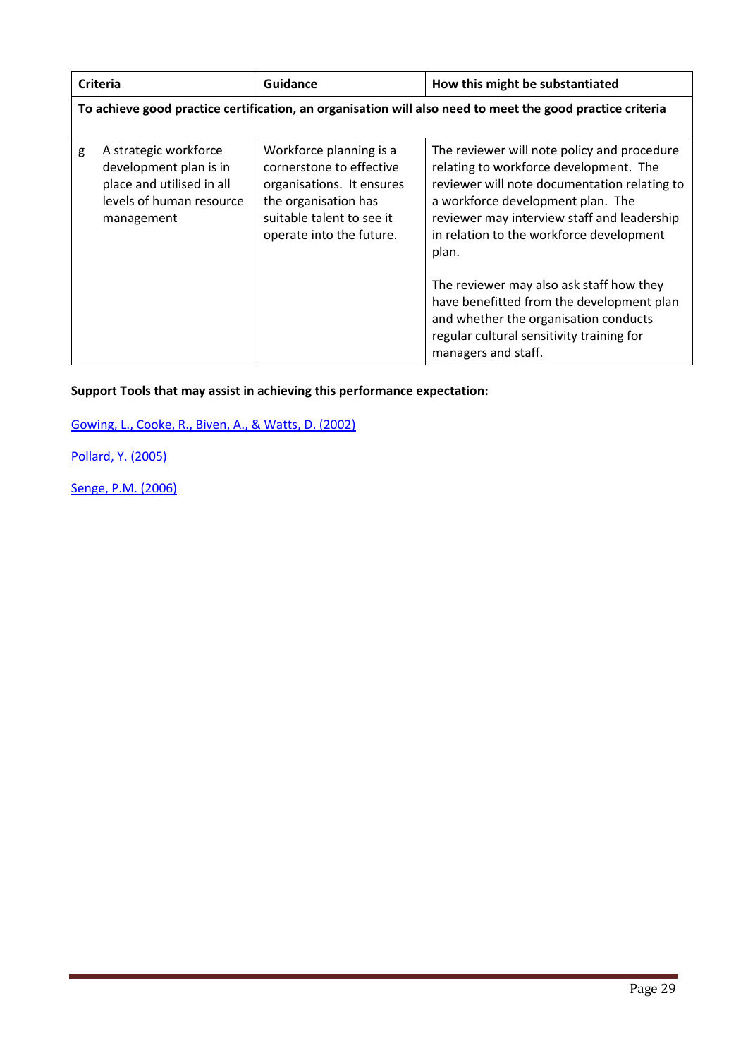| Criteria | | Guidance | How this might be substantiated |
|---|---|---|---|
| **To achieve good practice certification, an organisation will also need to meet the good practice criteria** | | | |
| g | A strategic workforce development plan is in place and utilised in all levels of human resource management | Workforce planning is a cornerstone to effective organisations. It ensures the organisation has suitable talent to see it operate into the future. | The reviewer will note policy and procedure relating to workforce development. The reviewer will note documentation relating to a workforce development plan. The reviewer may interview staff and leadership in relation to the workforce development plan.<br><br>The reviewer may also ask staff how they have benefitted from the development plan and whether the organisation conducts regular cultural sensitivity training for managers and staff. |

**Support Tools that may assist in achieving this performance expectation:**

Gowing, L., Cooke, R., Biven, A., & Watts, D. (2002)

Pollard, Y. (2005)

Senge, P.M. (2006)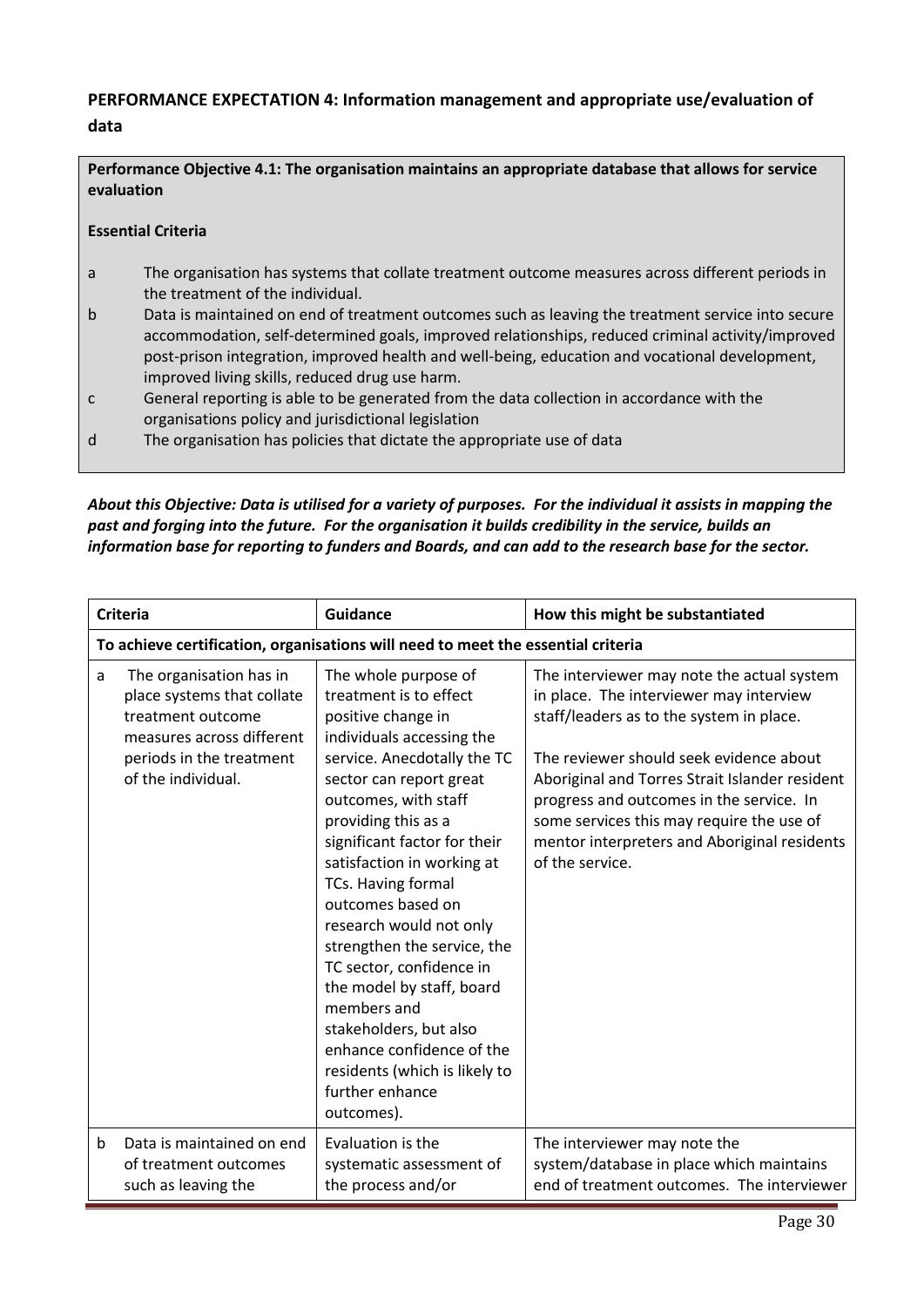## PERFORMANCE EXPECTATION 4: Information management and appropriate use/evaluation of data

**Performance Objective 4.1: The organisation maintains an appropriate database that allows for service evaluation**

**Essential Criteria**

- a The organisation has systems that collate treatment outcome measures across different periods in the treatment of the individual.
- b Data is maintained on end of treatment outcomes such as leaving the treatment service into secure accommodation, self-determined goals, improved relationships, reduced criminal activity/improved post-prison integration, improved health and well-being, education and vocational development, improved living skills, reduced drug use harm.
- c General reporting is able to be generated from the data collection in accordance with the organisations policy and jurisdictional legislation
- d The organisation has policies that dictate the appropriate use of data

***About this Objective: Data is utilised for a variety of purposes. For the individual it assists in mapping the past and forging into the future. For the organisation it builds credibility in the service, builds an information base for reporting to funders and Boards, and can add to the research base for the sector.***

| Criteria | Guidance | How this might be substantiated |
|---|---|---|
| **To achieve certification, organisations will need to meet the essential criteria** | | |
| a The organisation has in place systems that collate treatment outcome measures across different periods in the treatment of the individual. | The whole purpose of treatment is to effect positive change in individuals accessing the service. Anecdotally the TC sector can report great outcomes, with staff providing this as a significant factor for their satisfaction in working at TCs. Having formal outcomes based on research would not only strengthen the service, the TC sector, confidence in the model by staff, board members and stakeholders, but also enhance confidence of the residents (which is likely to further enhance outcomes). | The interviewer may note the actual system in place. The interviewer may interview staff/leaders as to the system in place.<br><br>The reviewer should seek evidence about Aboriginal and Torres Strait Islander resident progress and outcomes in the service. In some services this may require the use of mentor interpreters and Aboriginal residents of the service. |
| b Data is maintained on end of treatment outcomes such as leaving the | Evaluation is the systematic assessment of the process and/or | The interviewer may note the system/database in place which maintains end of treatment outcomes. The interviewer |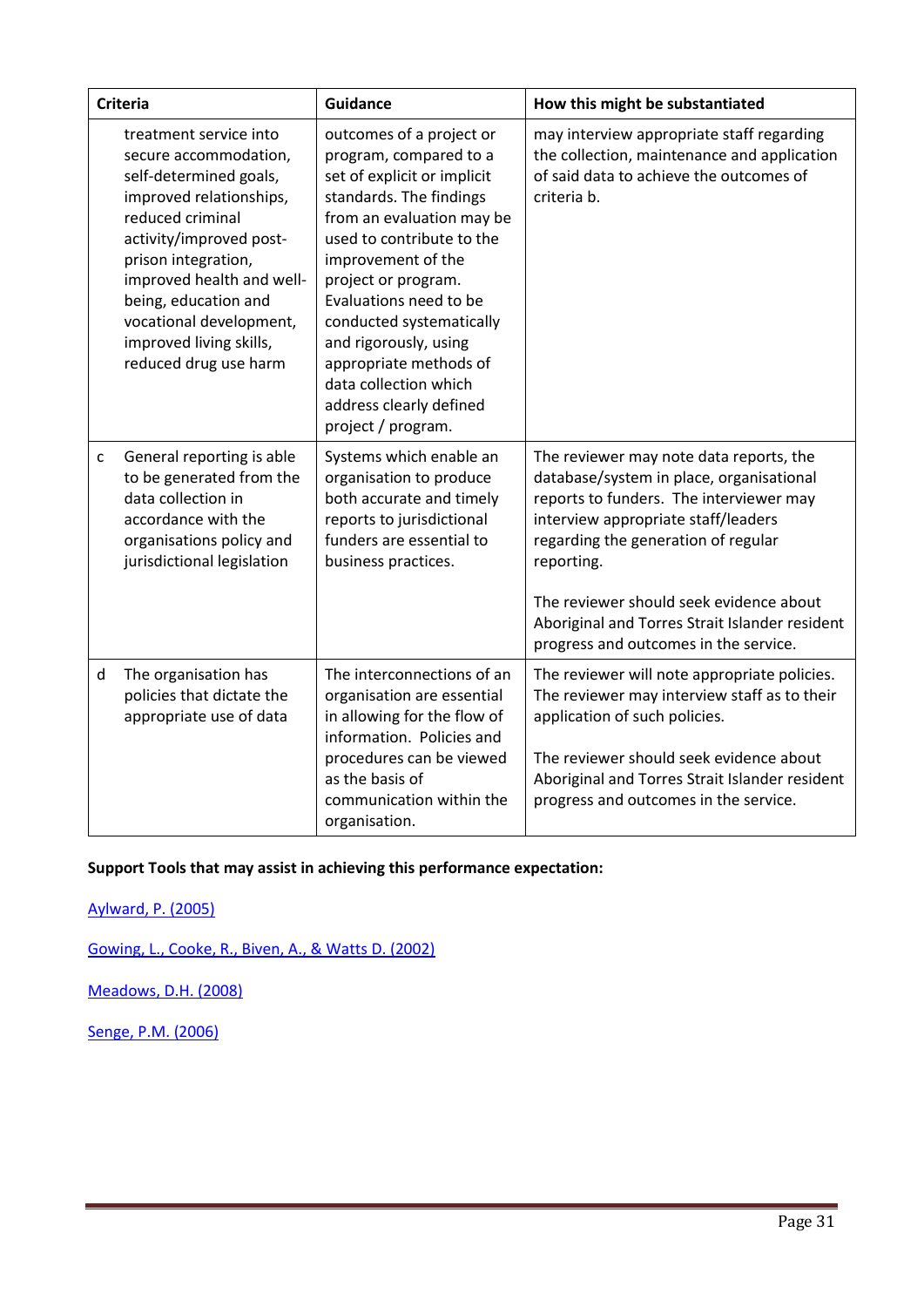| Criteria | Guidance | How this might be substantiated |
|---|---|---|
| treatment service into secure accommodation, self-determined goals, improved relationships, reduced criminal activity/improved post-prison integration, improved health and well-being, education and vocational development, improved living skills, reduced drug use harm | outcomes of a project or program, compared to a set of explicit or implicit standards. The findings from an evaluation may be used to contribute to the improvement of the project or program. Evaluations need to be conducted systematically and rigorously, using appropriate methods of data collection which address clearly defined project / program. | may interview appropriate staff regarding the collection, maintenance and application of said data to achieve the outcomes of criteria b. |
| c General reporting is able to be generated from the data collection in accordance with the organisations policy and jurisdictional legislation | Systems which enable an organisation to produce both accurate and timely reports to jurisdictional funders are essential to business practices. | The reviewer may note data reports, the database/system in place, organisational reports to funders. The interviewer may interview appropriate staff/leaders regarding the generation of regular reporting.<br><br>The reviewer should seek evidence about Aboriginal and Torres Strait Islander resident progress and outcomes in the service. |
| d The organisation has policies that dictate the appropriate use of data | The interconnections of an organisation are essential in allowing for the flow of information. Policies and procedures can be viewed as the basis of communication within the organisation. | The reviewer will note appropriate policies. The reviewer may interview staff as to their application of such policies.<br><br>The reviewer should seek evidence about Aboriginal and Torres Strait Islander resident progress and outcomes in the service. |

**Support Tools that may assist in achieving this performance expectation:**

Aylward, P. (2005)

Gowing, L., Cooke, R., Biven, A., & Watts D. (2002)

Meadows, D.H. (2008)

Senge, P.M. (2006)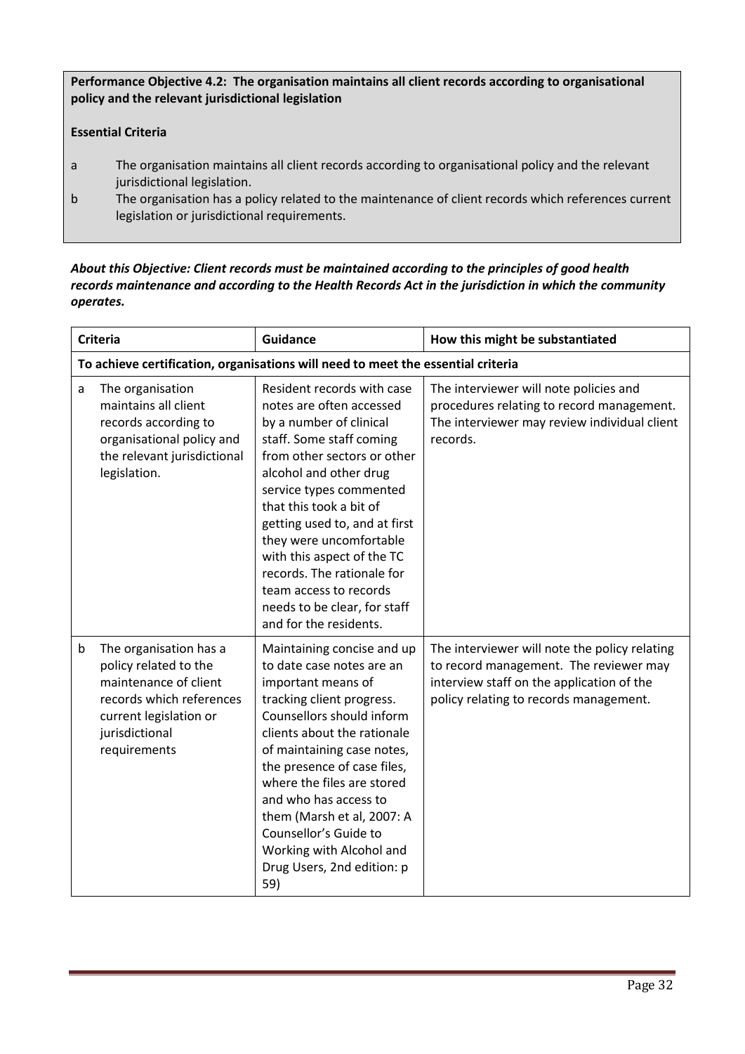**Performance Objective 4.2: The organisation maintains all client records according to organisational policy and the relevant jurisdictional legislation**

**Essential Criteria**

a The organisation maintains all client records according to organisational policy and the relevant jurisdictional legislation.

b The organisation has a policy related to the maintenance of client records which references current legislation or jurisdictional requirements.

***About this Objective: Client records must be maintained according to the principles of good health records maintenance and according to the Health Records Act in the jurisdiction in which the community operates.***

| Criteria | | Guidance | How this might be substantiated |
|---|---|---|---|
| **To achieve certification, organisations will need to meet the essential criteria** | | | |
| a | The organisation maintains all client records according to organisational policy and the relevant jurisdictional legislation. | Resident records with case notes are often accessed by a number of clinical staff. Some staff coming from other sectors or other alcohol and other drug service types commented that this took a bit of getting used to, and at first they were uncomfortable with this aspect of the TC records. The rationale for team access to records needs to be clear, for staff and for the residents. | The interviewer will note policies and procedures relating to record management. The interviewer may review individual client records. |
| b | The organisation has a policy related to the maintenance of client records which references current legislation or jurisdictional requirements | Maintaining concise and up to date case notes are an important means of tracking client progress. Counsellors should inform clients about the rationale of maintaining case notes, the presence of case files, where the files are stored and who has access to them (Marsh et al, 2007: A Counsellor's Guide to Working with Alcohol and Drug Users, 2nd edition: p 59) | The interviewer will note the policy relating to record management. The reviewer may interview staff on the application of the policy relating to records management. |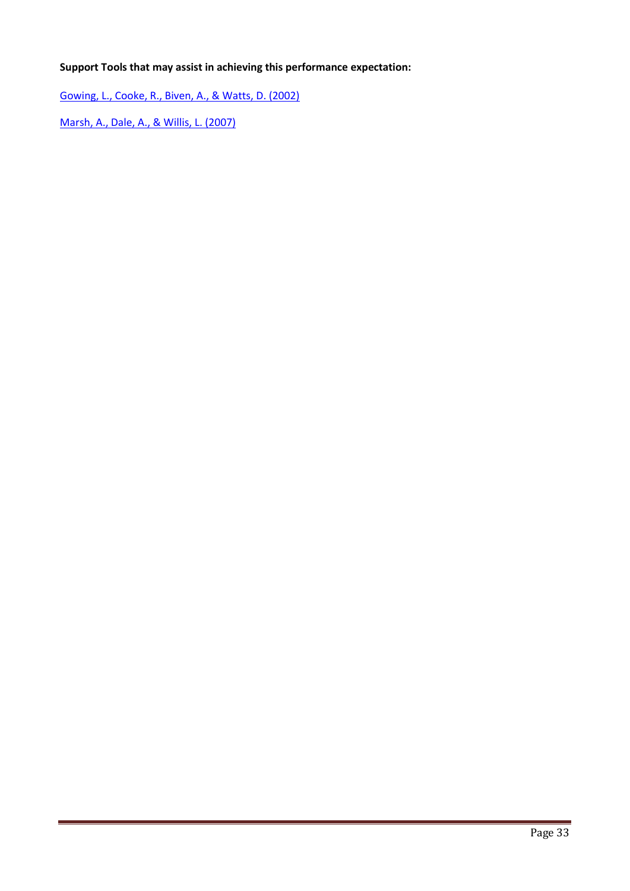**Support Tools that may assist in achieving this performance expectation:**

Gowing, L., Cooke, R., Biven, A., & Watts, D. (2002)

Marsh, A., Dale, A., & Willis, L. (2007)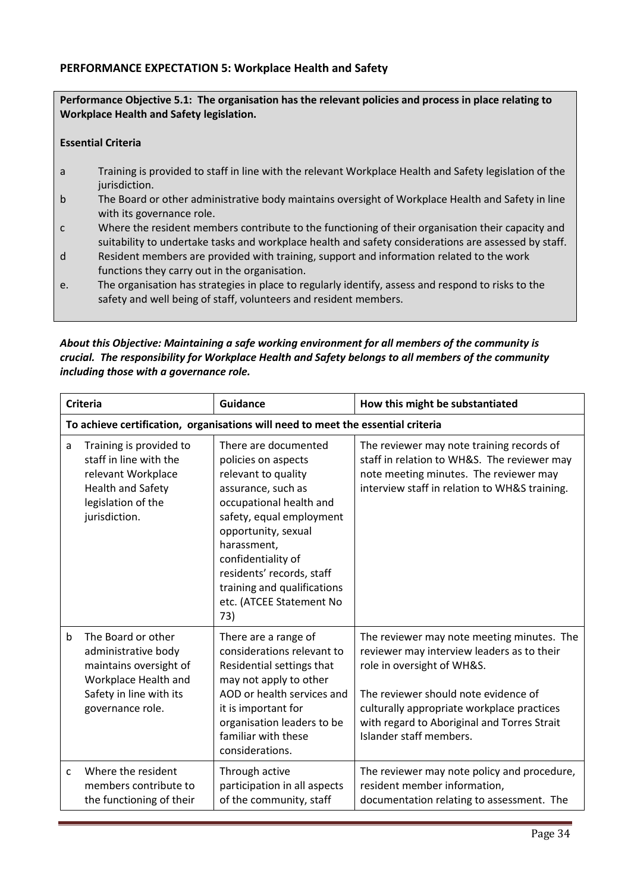## PERFORMANCE EXPECTATION 5: Workplace Health and Safety

**Performance Objective 5.1: The organisation has the relevant policies and process in place relating to Workplace Health and Safety legislation.**

**Essential Criteria**

- a Training is provided to staff in line with the relevant Workplace Health and Safety legislation of the jurisdiction.
- b The Board or other administrative body maintains oversight of Workplace Health and Safety in line with its governance role.
- c Where the resident members contribute to the functioning of their organisation their capacity and suitability to undertake tasks and workplace health and safety considerations are assessed by staff.
- d Resident members are provided with training, support and information related to the work functions they carry out in the organisation.
- e. The organisation has strategies in place to regularly identify, assess and respond to risks to the safety and well being of staff, volunteers and resident members.

***About this Objective: Maintaining a safe working environment for all members of the community is crucial. The responsibility for Workplace Health and Safety belongs to all members of the community including those with a governance role.***

| | Criteria | Guidance | How this might be substantiated |
|---|---|---|---|
| **To achieve certification, organisations will need to meet the essential criteria** | | | |
| a | Training is provided to staff in line with the relevant Workplace Health and Safety legislation of the jurisdiction. | There are documented policies on aspects relevant to quality assurance, such as occupational health and safety, equal employment opportunity, sexual harassment, confidentiality of residents' records, staff training and qualifications etc. (ATCEE Statement No 73) | The reviewer may note training records of staff in relation to WH&S. The reviewer may note meeting minutes. The reviewer may interview staff in relation to WH&S training. |
| b | The Board or other administrative body maintains oversight of Workplace Health and Safety in line with its governance role. | There are a range of considerations relevant to Residential settings that may not apply to other AOD or health services and it is important for organisation leaders to be familiar with these considerations. | The reviewer may note meeting minutes. The reviewer may interview leaders as to their role in oversight of WH&S.<br><br>The reviewer should note evidence of culturally appropriate workplace practices with regard to Aboriginal and Torres Strait Islander staff members. |
| c | Where the resident members contribute to the functioning of their | Through active participation in all aspects of the community, staff | The reviewer may note policy and procedure, resident member information, documentation relating to assessment. The |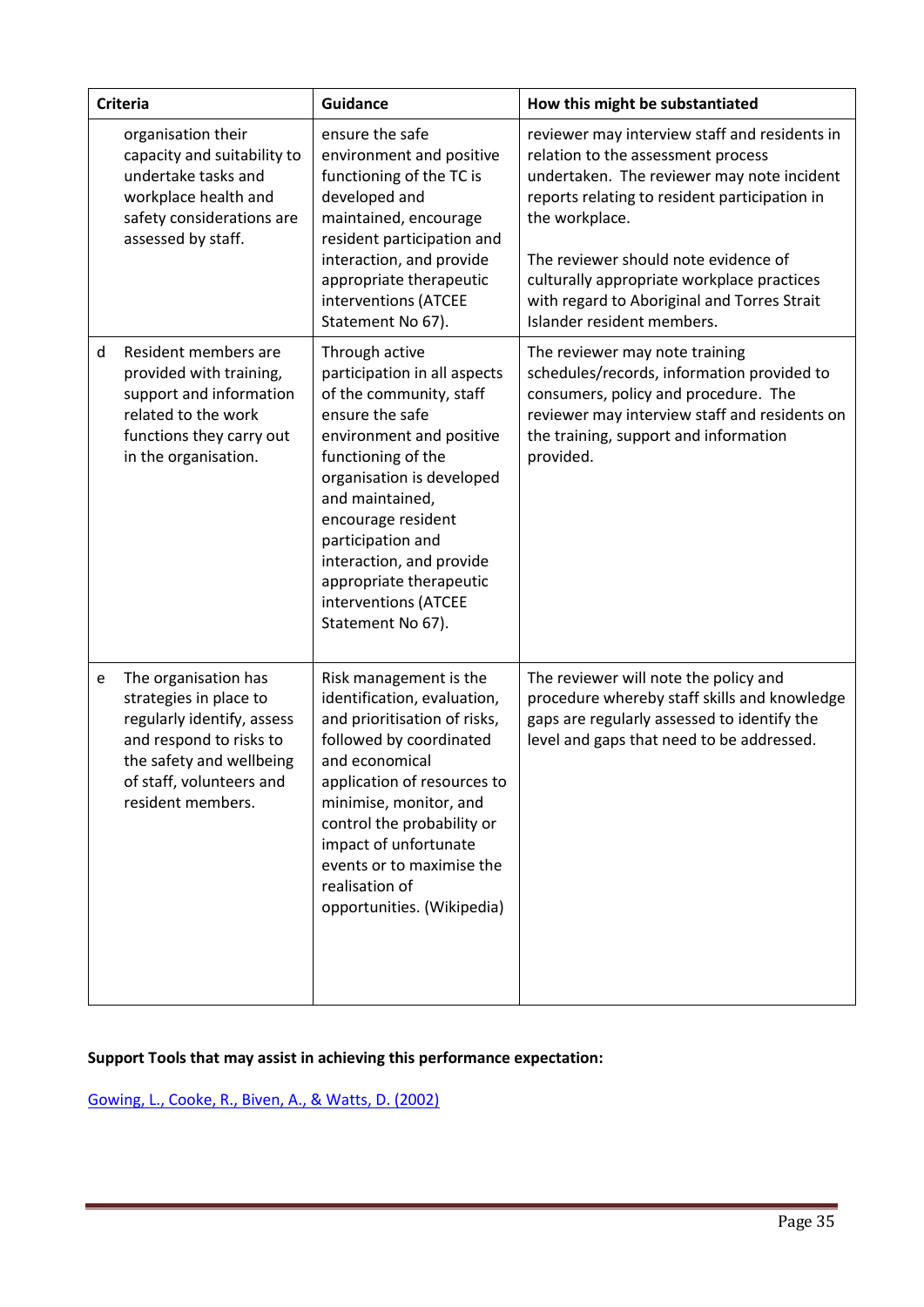| Criteria | Guidance | How this might be substantiated |
|---|---|---|
| organisation their capacity and suitability to undertake tasks and workplace health and safety considerations are assessed by staff. | ensure the safe environment and positive functioning of the TC is developed and maintained, encourage resident participation and interaction, and provide appropriate therapeutic interventions (ATCEE Statement No 67). | reviewer may interview staff and residents in relation to the assessment process undertaken. The reviewer may note incident reports relating to resident participation in the workplace.<br><br>The reviewer should note evidence of culturally appropriate workplace practices with regard to Aboriginal and Torres Strait Islander resident members. |
| d Resident members are provided with training, support and information related to the work functions they carry out in the organisation. | Through active participation in all aspects of the community, staff ensure the safe environment and positive functioning of the organisation is developed and maintained, encourage resident participation and interaction, and provide appropriate therapeutic interventions (ATCEE Statement No 67). | The reviewer may note training schedules/records, information provided to consumers, policy and procedure. The reviewer may interview staff and residents on the training, support and information provided. |
| e The organisation has strategies in place to regularly identify, assess and respond to risks to the safety and wellbeing of staff, volunteers and resident members. | Risk management is the identification, evaluation, and prioritisation of risks, followed by coordinated and economical application of resources to minimise, monitor, and control the probability or impact of unfortunate events or to maximise the realisation of opportunities. (Wikipedia) | The reviewer will note the policy and procedure whereby staff skills and knowledge gaps are regularly assessed to identify the level and gaps that need to be addressed. |

**Support Tools that may assist in achieving this performance expectation:**

Gowing, L., Cooke, R., Biven, A., & Watts, D. (2002)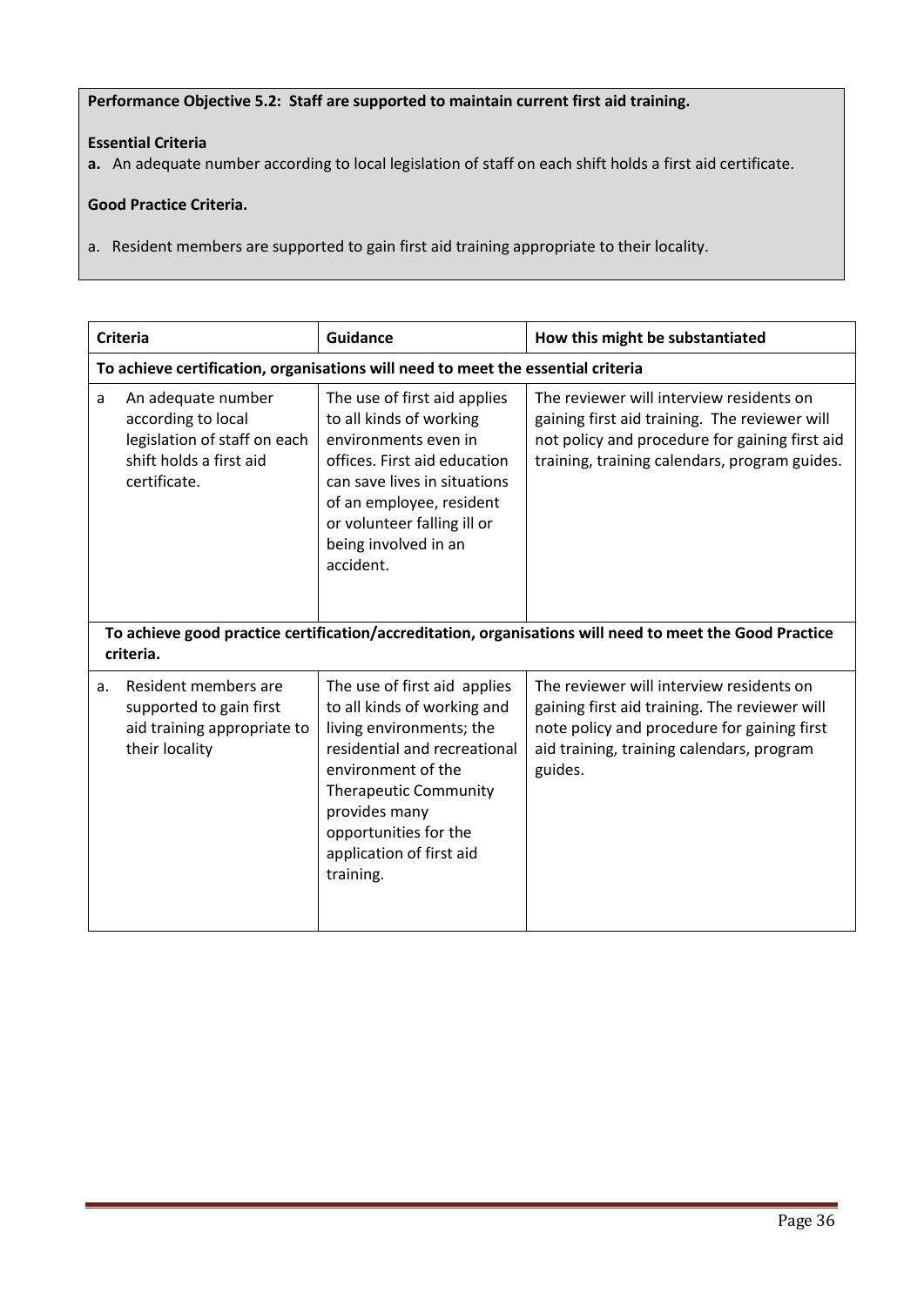**Performance Objective 5.2: Staff are supported to maintain current first aid training.**

**Essential Criteria**

**a.** An adequate number according to local legislation of staff on each shift holds a first aid certificate.

**Good Practice Criteria.**

a. Resident members are supported to gain first aid training appropriate to their locality.

| Criteria | | Guidance | How this might be substantiated |
|---|---|---|---|
| **To achieve certification, organisations will need to meet the essential criteria** | | | |
| a | An adequate number according to local legislation of staff on each shift holds a first aid certificate. | The use of first aid applies to all kinds of working environments even in offices. First aid education can save lives in situations of an employee, resident or volunteer falling ill or being involved in an accident. | The reviewer will interview residents on gaining first aid training. The reviewer will not policy and procedure for gaining first aid training, training calendars, program guides. |
| **To achieve good practice certification/accreditation, organisations will need to meet the Good Practice criteria.** | | | |
| a. | Resident members are supported to gain first aid training appropriate to their locality | The use of first aid applies to all kinds of working and living environments; the residential and recreational environment of the Therapeutic Community provides many opportunities for the application of first aid training. | The reviewer will interview residents on gaining first aid training. The reviewer will note policy and procedure for gaining first aid training, training calendars, program guides. |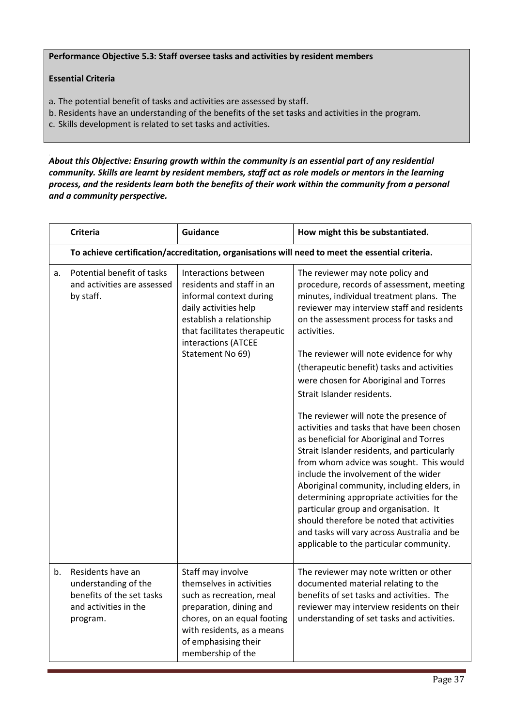**Performance Objective 5.3: Staff oversee tasks and activities by resident members**

**Essential Criteria**

a. The potential benefit of tasks and activities are assessed by staff.
b. Residents have an understanding of the benefits of the set tasks and activities in the program.
c. Skills development is related to set tasks and activities.

***About this Objective: Ensuring growth within the community is an essential part of any residential community. Skills are learnt by resident members, staff act as role models or mentors in the learning process, and the residents learn both the benefits of their work within the community from a personal and a community perspective.***

| | Criteria | Guidance | How might this be substantiated. |
|---|---|---|---|
| | **To achieve certification/accreditation, organisations will need to meet the essential criteria.** | | |
| a. | Potential benefit of tasks and activities are assessed by staff. | Interactions between residents and staff in an informal context during daily activities help establish a relationship that facilitates therapeutic interactions (ATCEE Statement No 69) | The reviewer may note policy and procedure, records of assessment, meeting minutes, individual treatment plans. The reviewer may interview staff and residents on the assessment process for tasks and activities.<br><br>The reviewer will note evidence for why (therapeutic benefit) tasks and activities were chosen for Aboriginal and Torres Strait Islander residents.<br><br>The reviewer will note the presence of activities and tasks that have been chosen as beneficial for Aboriginal and Torres Strait Islander residents, and particularly from whom advice was sought. This would include the involvement of the wider Aboriginal community, including elders, in determining appropriate activities for the particular group and organisation. It should therefore be noted that activities and tasks will vary across Australia and be applicable to the particular community. |
| b. | Residents have an understanding of the benefits of the set tasks and activities in the program. | Staff may involve themselves in activities such as recreation, meal preparation, dining and chores, on an equal footing with residents, as a means of emphasising their membership of the | The reviewer may note written or other documented material relating to the benefits of set tasks and activities. The reviewer may interview residents on their understanding of set tasks and activities. |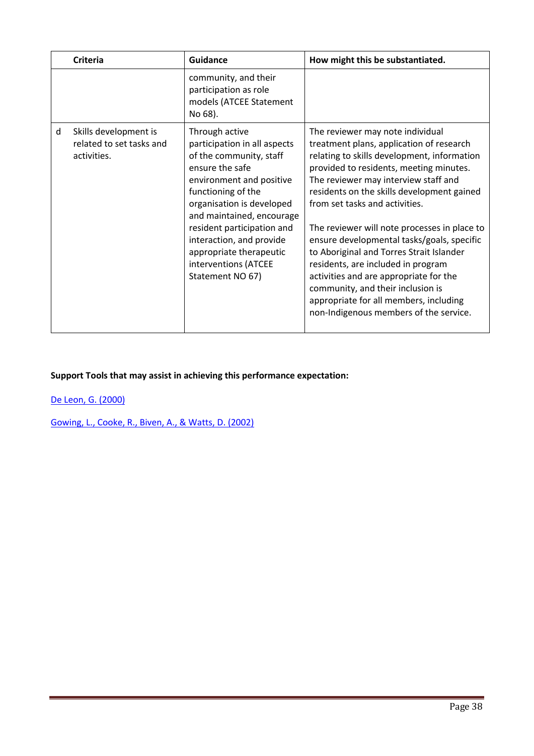| | Criteria | Guidance | How might this be substantiated. |
|---|---|---|---|
| | | community, and their participation as role models (ATCEE Statement No 68). | |
| d | Skills development is related to set tasks and activities. | Through active participation in all aspects of the community, staff ensure the safe environment and positive functioning of the organisation is developed and maintained, encourage resident participation and interaction, and provide appropriate therapeutic interventions (ATCEE Statement NO 67) | The reviewer may note individual treatment plans, application of research relating to skills development, information provided to residents, meeting minutes. The reviewer may interview staff and residents on the skills development gained from set tasks and activities.<br><br>The reviewer will note processes in place to ensure developmental tasks/goals, specific to Aboriginal and Torres Strait Islander residents, are included in program activities and are appropriate for the community, and their inclusion is appropriate for all members, including non-Indigenous members of the service. |

**Support Tools that may assist in achieving this performance expectation:**

De Leon, G. (2000)

Gowing, L., Cooke, R., Biven, A., & Watts, D. (2002)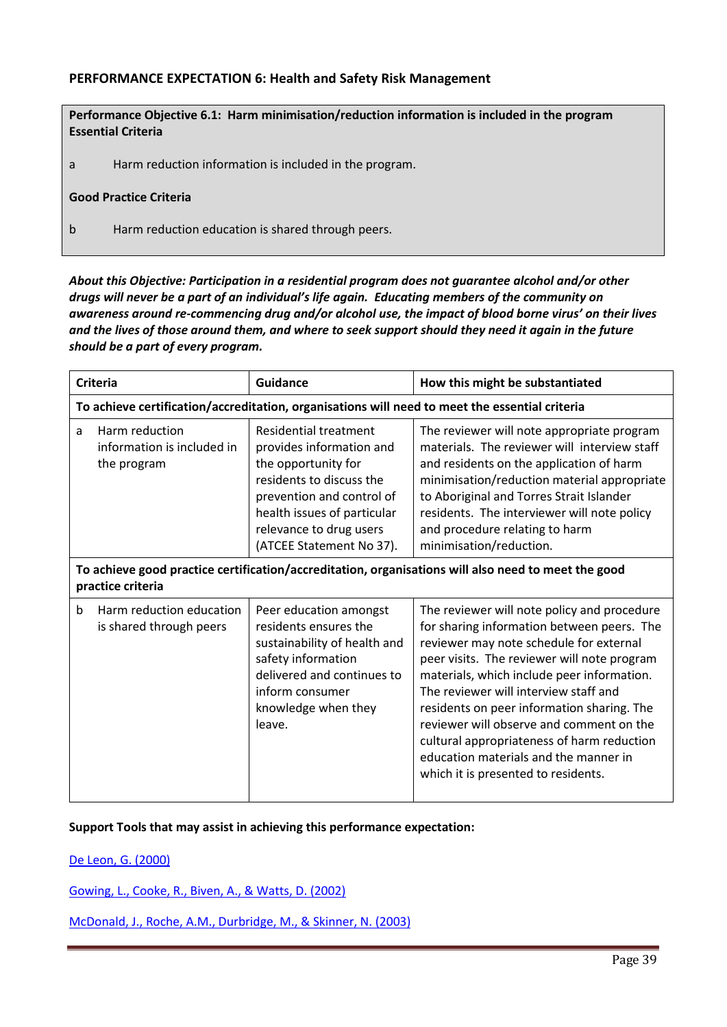### PERFORMANCE EXPECTATION 6: Health and Safety Risk Management

**Performance Objective 6.1: Harm minimisation/reduction information is included in the program**
**Essential Criteria**

a Harm reduction information is included in the program.

**Good Practice Criteria**

b Harm reduction education is shared through peers.

***About this Objective: Participation in a residential program does not guarantee alcohol and/or other drugs will never be a part of an individual's life again. Educating members of the community on awareness around re-commencing drug and/or alcohol use, the impact of blood borne virus' on their lives and the lives of those around them, and where to seek support should they need it again in the future should be a part of every program.***

| Criteria | Guidance | How this might be substantiated |
|---|---|---|
| **To achieve certification/accreditation, organisations will need to meet the essential criteria** | | |
| a Harm reduction information is included in the program | Residential treatment provides information and the opportunity for residents to discuss the prevention and control of health issues of particular relevance to drug users (ATCEE Statement No 37). | The reviewer will note appropriate program materials. The reviewer will interview staff and residents on the application of harm minimisation/reduction material appropriate to Aboriginal and Torres Strait Islander residents. The interviewer will note policy and procedure relating to harm minimisation/reduction. |
| **To achieve good practice certification/accreditation, organisations will also need to meet the good practice criteria** | | |
| b Harm reduction education is shared through peers | Peer education amongst residents ensures the sustainability of health and safety information delivered and continues to inform consumer knowledge when they leave. | The reviewer will note policy and procedure for sharing information between peers. The reviewer may note schedule for external peer visits. The reviewer will note program materials, which include peer information. The reviewer will interview staff and residents on peer information sharing. The reviewer will observe and comment on the cultural appropriateness of harm reduction education materials and the manner in which it is presented to residents. |

**Support Tools that may assist in achieving this performance expectation:**

De Leon, G. (2000)

Gowing, L., Cooke, R., Biven, A., & Watts, D. (2002)

McDonald, J., Roche, A.M., Durbridge, M., & Skinner, N. (2003)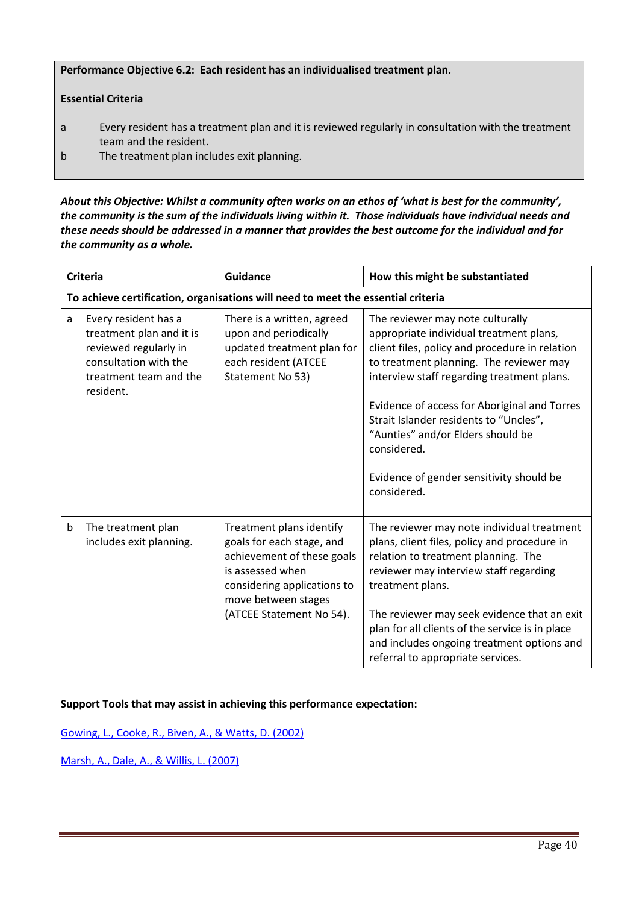**Performance Objective 6.2: Each resident has an individualised treatment plan.**

**Essential Criteria**

a Every resident has a treatment plan and it is reviewed regularly in consultation with the treatment team and the resident.

b The treatment plan includes exit planning.

***About this Objective: Whilst a community often works on an ethos of 'what is best for the community', the community is the sum of the individuals living within it. Those individuals have individual needs and these needs should be addressed in a manner that provides the best outcome for the individual and for the community as a whole.***

| Criteria | Guidance | How this might be substantiated |
|---|---|---|
| **To achieve certification, organisations will need to meet the essential criteria** | | |
| a Every resident has a treatment plan and it is reviewed regularly in consultation with the treatment team and the resident. | There is a written, agreed upon and periodically updated treatment plan for each resident (ATCEE Statement No 53) | The reviewer may note culturally appropriate individual treatment plans, client files, policy and procedure in relation to treatment planning. The reviewer may interview staff regarding treatment plans.<br><br>Evidence of access for Aboriginal and Torres Strait Islander residents to "Uncles", "Aunties" and/or Elders should be considered.<br><br>Evidence of gender sensitivity should be considered. |
| b The treatment plan includes exit planning. | Treatment plans identify goals for each stage, and achievement of these goals is assessed when considering applications to move between stages (ATCEE Statement No 54). | The reviewer may note individual treatment plans, client files, policy and procedure in relation to treatment planning. The reviewer may interview staff regarding treatment plans.<br><br>The reviewer may seek evidence that an exit plan for all clients of the service is in place and includes ongoing treatment options and referral to appropriate services. |

**Support Tools that may assist in achieving this performance expectation:**

Gowing, L., Cooke, R., Biven, A., & Watts, D. (2002)

Marsh, A., Dale, A., & Willis, L. (2007)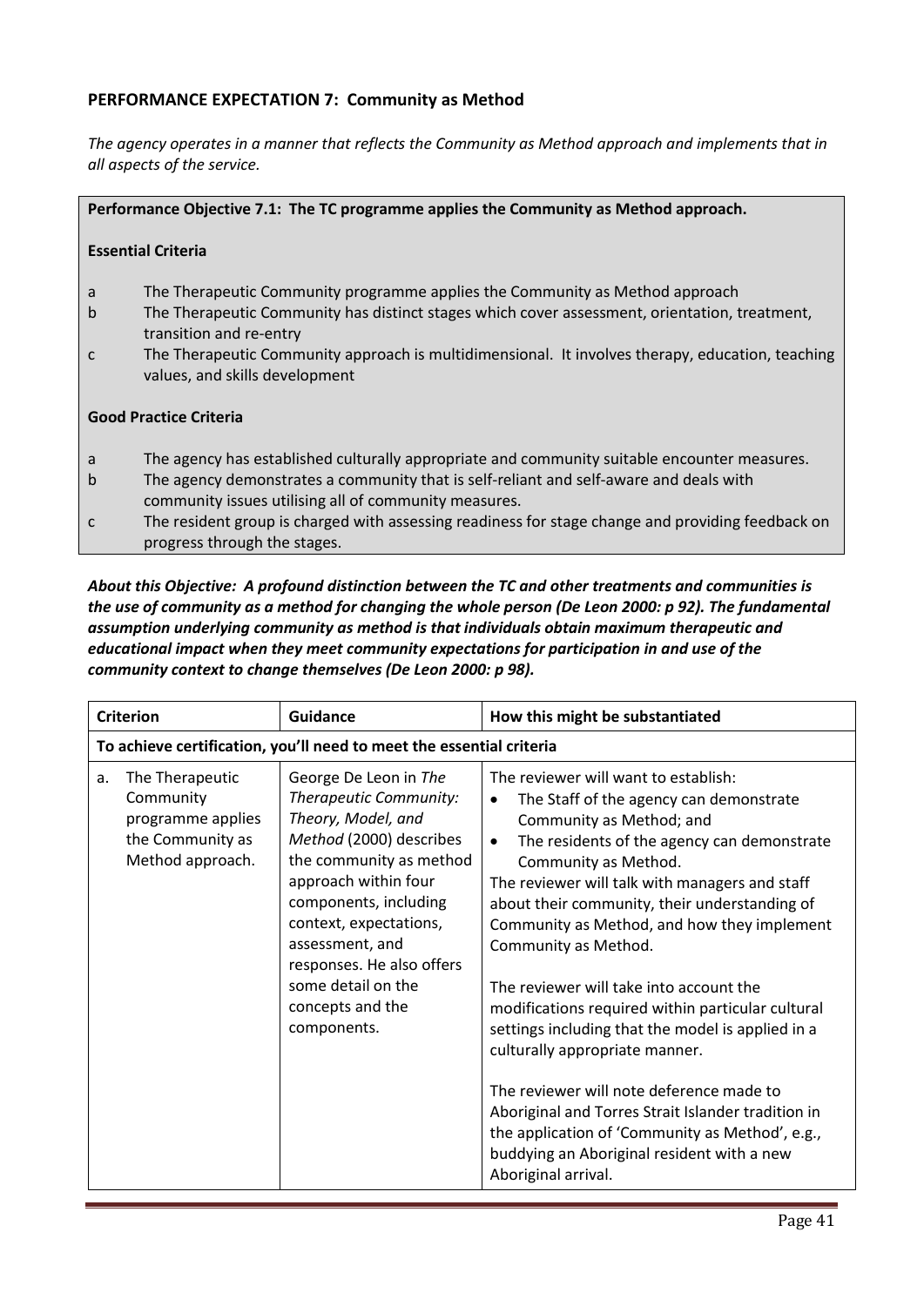## PERFORMANCE EXPECTATION 7: Community as Method

*The agency operates in a manner that reflects the Community as Method approach and implements that in all aspects of the service.*

**Performance Objective 7.1: The TC programme applies the Community as Method approach.**

**Essential Criteria**

- a The Therapeutic Community programme applies the Community as Method approach
- b The Therapeutic Community has distinct stages which cover assessment, orientation, treatment, transition and re-entry
- c The Therapeutic Community approach is multidimensional. It involves therapy, education, teaching values, and skills development

**Good Practice Criteria**

- a The agency has established culturally appropriate and community suitable encounter measures.
- b The agency demonstrates a community that is self-reliant and self-aware and deals with community issues utilising all of community measures.
- c The resident group is charged with assessing readiness for stage change and providing feedback on progress through the stages.

***About this Objective: A profound distinction between the TC and other treatments and communities is the use of community as a method for changing the whole person (De Leon 2000: p 92). The fundamental assumption underlying community as method is that individuals obtain maximum therapeutic and educational impact when they meet community expectations for participation in and use of the community context to change themselves (De Leon 2000: p 98).***

| Criterion | Guidance | How this might be substantiated |
|---|---|---|
| **To achieve certification, you'll need to meet the essential criteria** | | |
| a. The Therapeutic Community programme applies the Community as Method approach. | George De Leon in *The Therapeutic Community: Theory, Model, and Method* (2000) describes the community as method approach within four components, including context, expectations, assessment, and responses. He also offers some detail on the concepts and the components. | The reviewer will want to establish:<br>• The Staff of the agency can demonstrate Community as Method; and<br>• The residents of the agency can demonstrate Community as Method.<br>The reviewer will talk with managers and staff about their community, their understanding of Community as Method, and how they implement Community as Method.<br><br>The reviewer will take into account the modifications required within particular cultural settings including that the model is applied in a culturally appropriate manner.<br><br>The reviewer will note deference made to Aboriginal and Torres Strait Islander tradition in the application of 'Community as Method', e.g., buddying an Aboriginal resident with a new Aboriginal arrival. |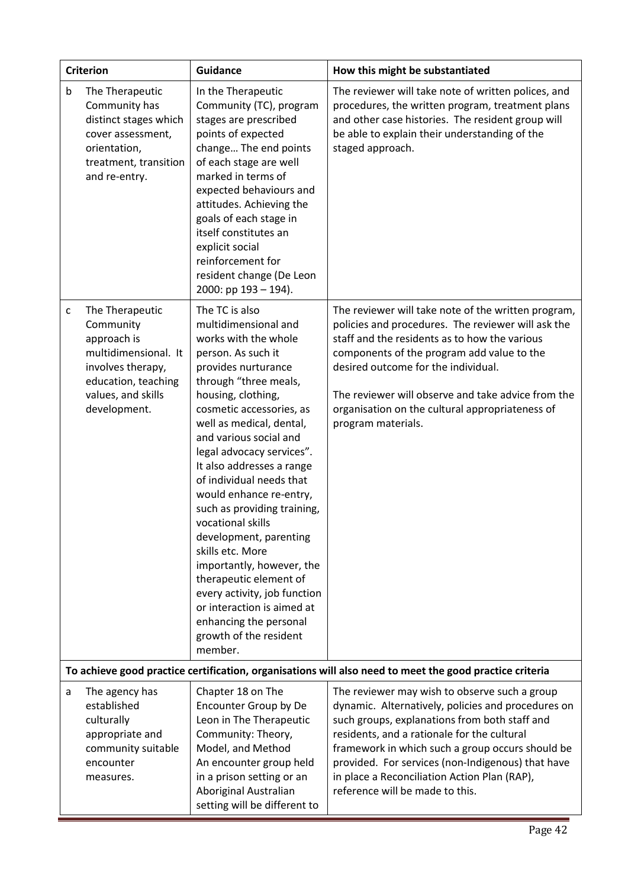| | Criterion | Guidance | How this might be substantiated |
|---|---|---|---|
| b | The Therapeutic Community has distinct stages which cover assessment, orientation, treatment, transition and re-entry. | In the Therapeutic Community (TC), program stages are prescribed points of expected change… The end points of each stage are well marked in terms of expected behaviours and attitudes. Achieving the goals of each stage in itself constitutes an explicit social reinforcement for resident change (De Leon 2000: pp 193 – 194). | The reviewer will take note of written polices, and procedures, the written program, treatment plans and other case histories. The resident group will be able to explain their understanding of the staged approach. |
| c | The Therapeutic Community approach is multidimensional. It involves therapy, education, teaching values, and skills development. | The TC is also multidimensional and works with the whole person. As such it provides nurturance through "three meals, housing, clothing, cosmetic accessories, as well as medical, dental, and various social and legal advocacy services". It also addresses a range of individual needs that would enhance re-entry, such as providing training, vocational skills development, parenting skills etc. More importantly, however, the therapeutic element of every activity, job function or interaction is aimed at enhancing the personal growth of the resident member. | The reviewer will take note of the written program, policies and procedures. The reviewer will ask the staff and the residents as to how the various components of the program add value to the desired outcome for the individual.<br><br>The reviewer will observe and take advice from the organisation on the cultural appropriateness of program materials. |
| **To achieve good practice certification, organisations will also need to meet the good practice criteria** | | | |
| a | The agency has established culturally appropriate and community suitable encounter measures. | Chapter 18 on The Encounter Group by De Leon in The Therapeutic Community: Theory, Model, and Method<br>An encounter group held in a prison setting or an Aboriginal Australian setting will be different to | The reviewer may wish to observe such a group dynamic. Alternatively, policies and procedures on such groups, explanations from both staff and residents, and a rationale for the cultural framework in which such a group occurs should be provided. For services (non-Indigenous) that have in place a Reconciliation Action Plan (RAP), reference will be made to this. |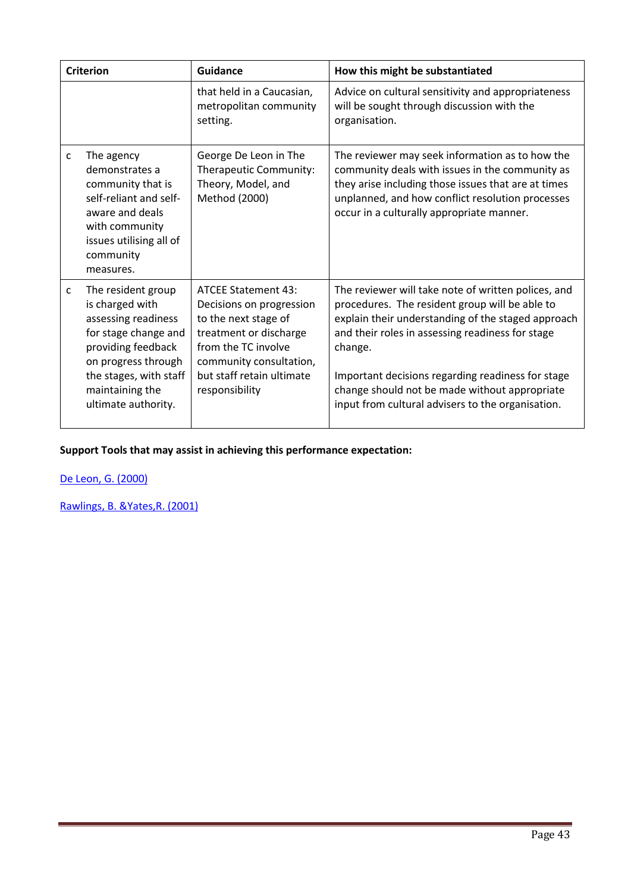| Criterion | Guidance | How this might be substantiated |
| --- | --- | --- |
| | that held in a Caucasian, metropolitan community setting. | Advice on cultural sensitivity and appropriateness will be sought through discussion with the organisation. |
| c The agency demonstrates a community that is self-reliant and self-aware and deals with community issues utilising all of community measures. | George De Leon in The Therapeutic Community: Theory, Model, and Method (2000) | The reviewer may seek information as to how the community deals with issues in the community as they arise including those issues that are at times unplanned, and how conflict resolution processes occur in a culturally appropriate manner. |
| c The resident group is charged with assessing readiness for stage change and providing feedback on progress through the stages, with staff maintaining the ultimate authority. | ATCEE Statement 43: Decisions on progression to the next stage of treatment or discharge from the TC involve community consultation, but staff retain ultimate responsibility | The reviewer will take note of written polices, and procedures. The resident group will be able to explain their understanding of the staged approach and their roles in assessing readiness for stage change.<br><br>Important decisions regarding readiness for stage change should not be made without appropriate input from cultural advisers to the organisation. |

**Support Tools that may assist in achieving this performance expectation:**

De Leon, G. (2000)

Rawlings, B. &Yates,R. (2001)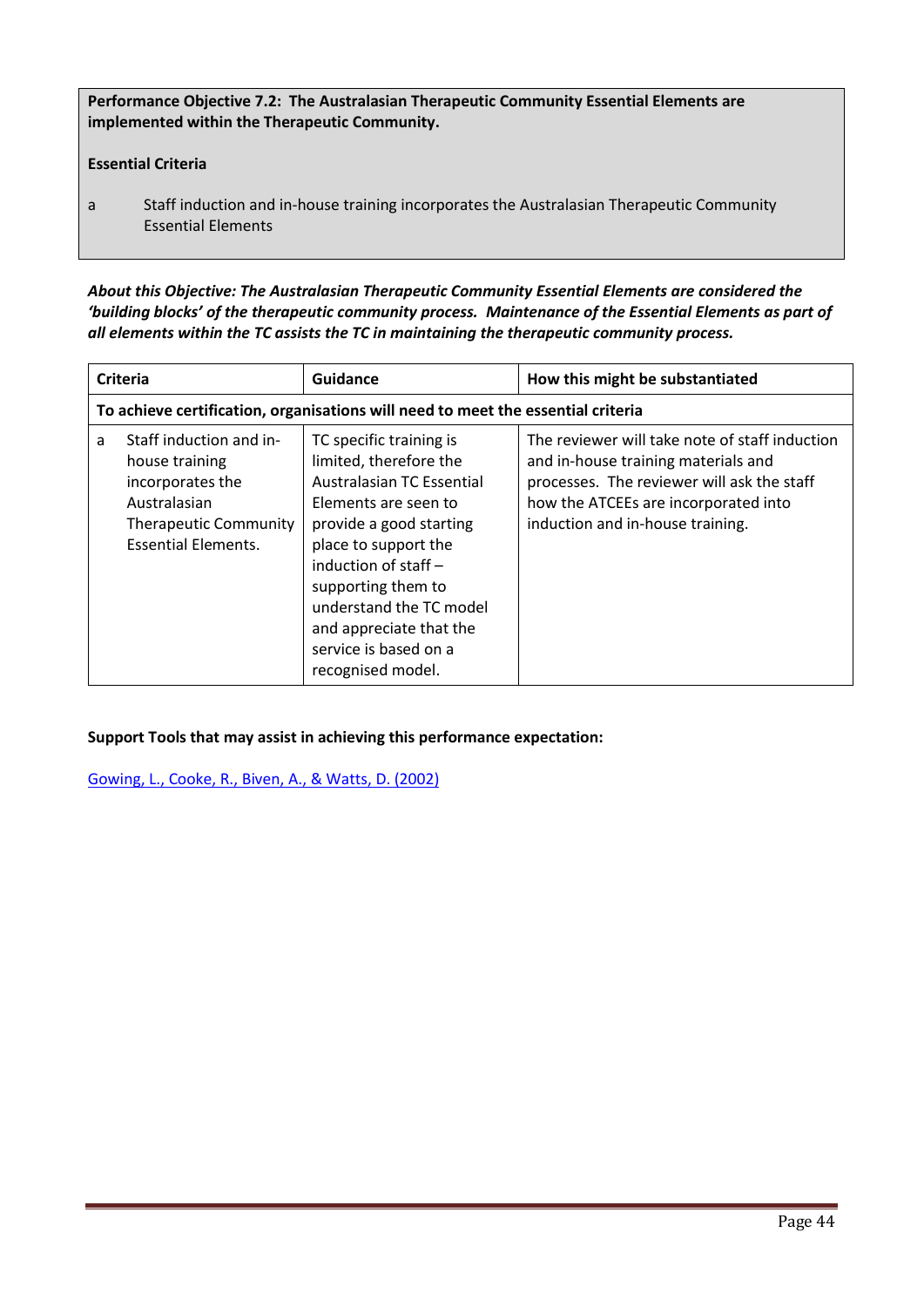**Performance Objective 7.2: The Australasian Therapeutic Community Essential Elements are implemented within the Therapeutic Community.**

**Essential Criteria**

a Staff induction and in-house training incorporates the Australasian Therapeutic Community Essential Elements

***About this Objective: The Australasian Therapeutic Community Essential Elements are considered the 'building blocks' of the therapeutic community process. Maintenance of the Essential Elements as part of all elements within the TC assists the TC in maintaining the therapeutic community process.***

| Criteria | Guidance | How this might be substantiated |
|---|---|---|
| **To achieve certification, organisations will need to meet the essential criteria** | | |
| a Staff induction and in-house training incorporates the Australasian Therapeutic Community Essential Elements. | TC specific training is limited, therefore the Australasian TC Essential Elements are seen to provide a good starting place to support the induction of staff – supporting them to understand the TC model and appreciate that the service is based on a recognised model. | The reviewer will take note of staff induction and in-house training materials and processes. The reviewer will ask the staff how the ATCEEs are incorporated into induction and in-house training. |

**Support Tools that may assist in achieving this performance expectation:**

Gowing, L., Cooke, R., Biven, A., & Watts, D. (2002)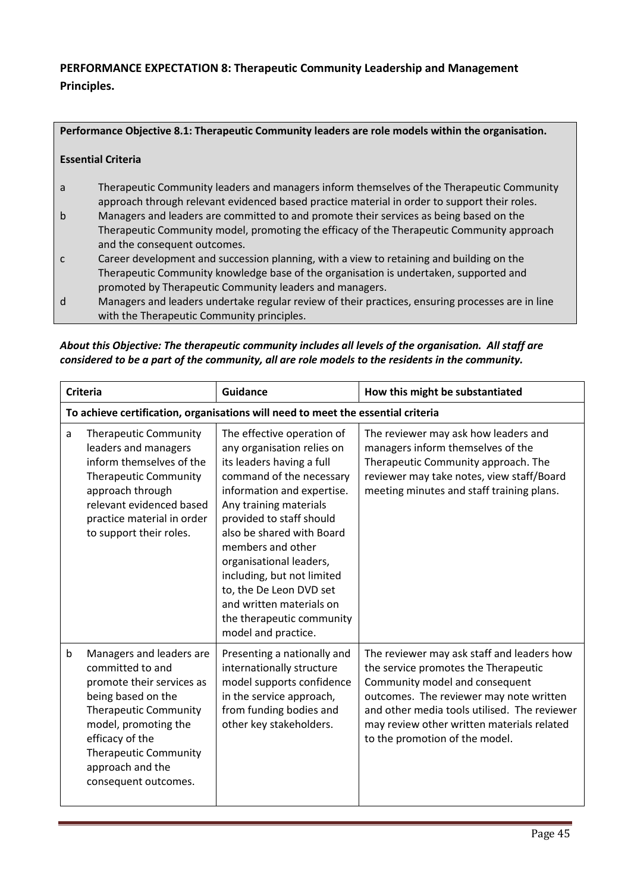**PERFORMANCE EXPECTATION 8: Therapeutic Community Leadership and Management Principles.**

**Performance Objective 8.1: Therapeutic Community leaders are role models within the organisation.**

**Essential Criteria**

- a Therapeutic Community leaders and managers inform themselves of the Therapeutic Community approach through relevant evidenced based practice material in order to support their roles.
- b Managers and leaders are committed to and promote their services as being based on the Therapeutic Community model, promoting the efficacy of the Therapeutic Community approach and the consequent outcomes.
- c Career development and succession planning, with a view to retaining and building on the Therapeutic Community knowledge base of the organisation is undertaken, supported and promoted by Therapeutic Community leaders and managers.
- d Managers and leaders undertake regular review of their practices, ensuring processes are in line with the Therapeutic Community principles.

***About this Objective: The therapeutic community includes all levels of the organisation. All staff are considered to be a part of the community, all are role models to the residents in the community.***

| | Criteria | Guidance | How this might be substantiated |
|---|---|---|---|
| **To achieve certification, organisations will need to meet the essential criteria** | | | |
| a | Therapeutic Community leaders and managers inform themselves of the Therapeutic Community approach through relevant evidenced based practice material in order to support their roles. | The effective operation of any organisation relies on its leaders having a full command of the necessary information and expertise. Any training materials provided to staff should also be shared with Board members and other organisational leaders, including, but not limited to, the De Leon DVD set and written materials on the therapeutic community model and practice. | The reviewer may ask how leaders and managers inform themselves of the Therapeutic Community approach. The reviewer may take notes, view staff/Board meeting minutes and staff training plans. |
| b | Managers and leaders are committed to and promote their services as being based on the Therapeutic Community model, promoting the efficacy of the Therapeutic Community approach and the consequent outcomes. | Presenting a nationally and internationally structure model supports confidence in the service approach, from funding bodies and other key stakeholders. | The reviewer may ask staff and leaders how the service promotes the Therapeutic Community model and consequent outcomes. The reviewer may note written and other media tools utilised. The reviewer may review other written materials related to the promotion of the model. |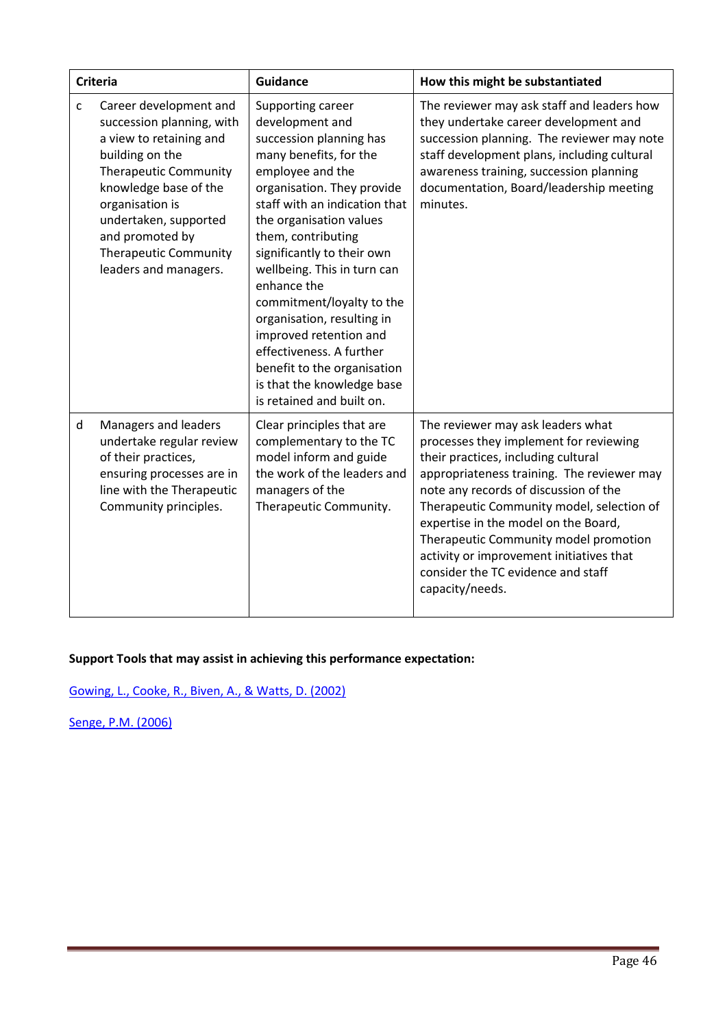| Criteria | | Guidance | How this might be substantiated |
|---|---|---|---|
| c | Career development and succession planning, with a view to retaining and building on the Therapeutic Community knowledge base of the organisation is undertaken, supported and promoted by Therapeutic Community leaders and managers. | Supporting career development and succession planning has many benefits, for the employee and the organisation. They provide staff with an indication that the organisation values them, contributing significantly to their own wellbeing. This in turn can enhance the commitment/loyalty to the organisation, resulting in improved retention and effectiveness. A further benefit to the organisation is that the knowledge base is retained and built on. | The reviewer may ask staff and leaders how they undertake career development and succession planning. The reviewer may note staff development plans, including cultural awareness training, succession planning documentation, Board/leadership meeting minutes. |
| d | Managers and leaders undertake regular review of their practices, ensuring processes are in line with the Therapeutic Community principles. | Clear principles that are complementary to the TC model inform and guide the work of the leaders and managers of the Therapeutic Community. | The reviewer may ask leaders what processes they implement for reviewing their practices, including cultural appropriateness training. The reviewer may note any records of discussion of the Therapeutic Community model, selection of expertise in the model on the Board, Therapeutic Community model promotion activity or improvement initiatives that consider the TC evidence and staff capacity/needs. |

**Support Tools that may assist in achieving this performance expectation:**

Gowing, L., Cooke, R., Biven, A., & Watts, D. (2002)

Senge, P.M. (2006)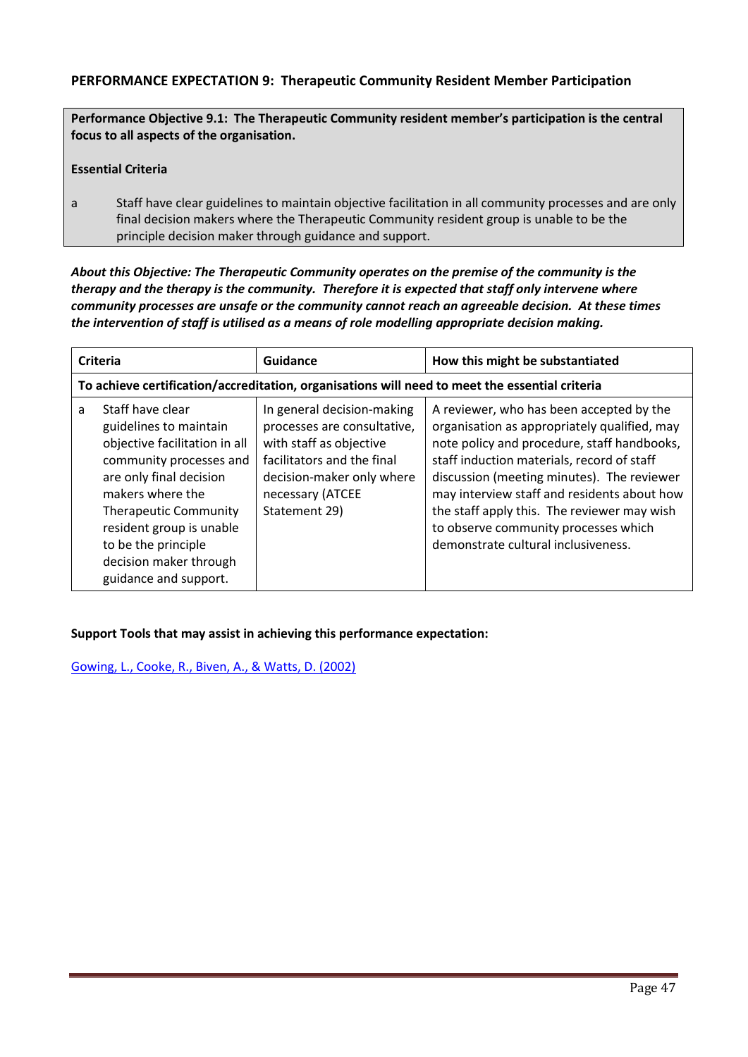### PERFORMANCE EXPECTATION 9: Therapeutic Community Resident Member Participation

**Performance Objective 9.1: The Therapeutic Community resident member's participation is the central focus to all aspects of the organisation.**

**Essential Criteria**

a Staff have clear guidelines to maintain objective facilitation in all community processes and are only final decision makers where the Therapeutic Community resident group is unable to be the principle decision maker through guidance and support.

***About this Objective: The Therapeutic Community operates on the premise of the community is the therapy and the therapy is the community. Therefore it is expected that staff only intervene where community processes are unsafe or the community cannot reach an agreeable decision. At these times the intervention of staff is utilised as a means of role modelling appropriate decision making.***

| Criteria | | Guidance | How this might be substantiated |
|---|---|---|---|
| **To achieve certification/accreditation, organisations will need to meet the essential criteria** | | | |
| a | Staff have clear guidelines to maintain objective facilitation in all community processes and are only final decision makers where the Therapeutic Community resident group is unable to be the principle decision maker through guidance and support. | In general decision-making processes are consultative, with staff as objective facilitators and the final decision-maker only where necessary (ATCEE Statement 29) | A reviewer, who has been accepted by the organisation as appropriately qualified, may note policy and procedure, staff handbooks, staff induction materials, record of staff discussion (meeting minutes). The reviewer may interview staff and residents about how the staff apply this. The reviewer may wish to observe community processes which demonstrate cultural inclusiveness. |

**Support Tools that may assist in achieving this performance expectation:**

Gowing, L., Cooke, R., Biven, A., & Watts, D. (2002)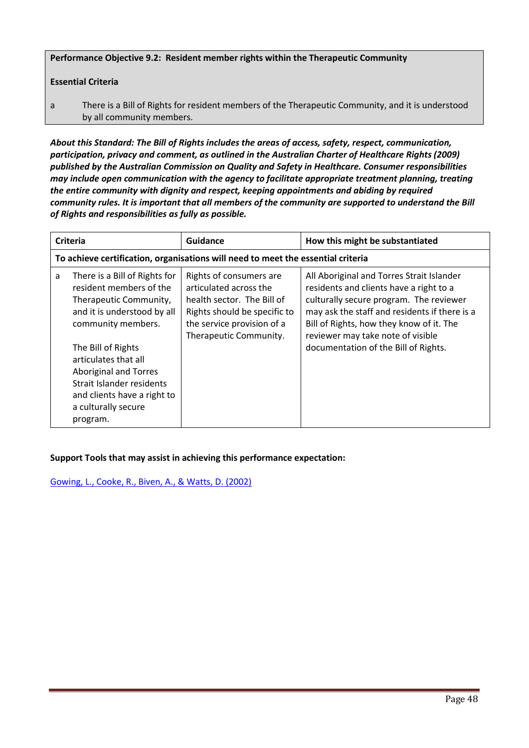**Performance Objective 9.2: Resident member rights within the Therapeutic Community**

**Essential Criteria**

a There is a Bill of Rights for resident members of the Therapeutic Community, and it is understood by all community members.

***About this Standard: The Bill of Rights includes the areas of access, safety, respect, communication, participation, privacy and comment, as outlined in the Australian Charter of Healthcare Rights (2009) published by the Australian Commission on Quality and Safety in Healthcare. Consumer responsibilities may include open communication with the agency to facilitate appropriate treatment planning, treating the entire community with dignity and respect, keeping appointments and abiding by required community rules. It is important that all members of the community are supported to understand the Bill of Rights and responsibilities as fully as possible.***

| Criteria | | Guidance | How this might be substantiated |
|---|---|---|---|
| **To achieve certification, organisations will need to meet the essential criteria** | | | |
| a | There is a Bill of Rights for resident members of the Therapeutic Community, and it is understood by all community members.<br><br>The Bill of Rights articulates that all Aboriginal and Torres Strait Islander residents and clients have a right to a culturally secure program. | Rights of consumers are articulated across the health sector. The Bill of Rights should be specific to the service provision of a Therapeutic Community. | All Aboriginal and Torres Strait Islander residents and clients have a right to a culturally secure program. The reviewer may ask the staff and residents if there is a Bill of Rights, how they know of it. The reviewer may take note of visible documentation of the Bill of Rights. |

**Support Tools that may assist in achieving this performance expectation:**

Gowing, L., Cooke, R., Biven, A., & Watts, D. (2002)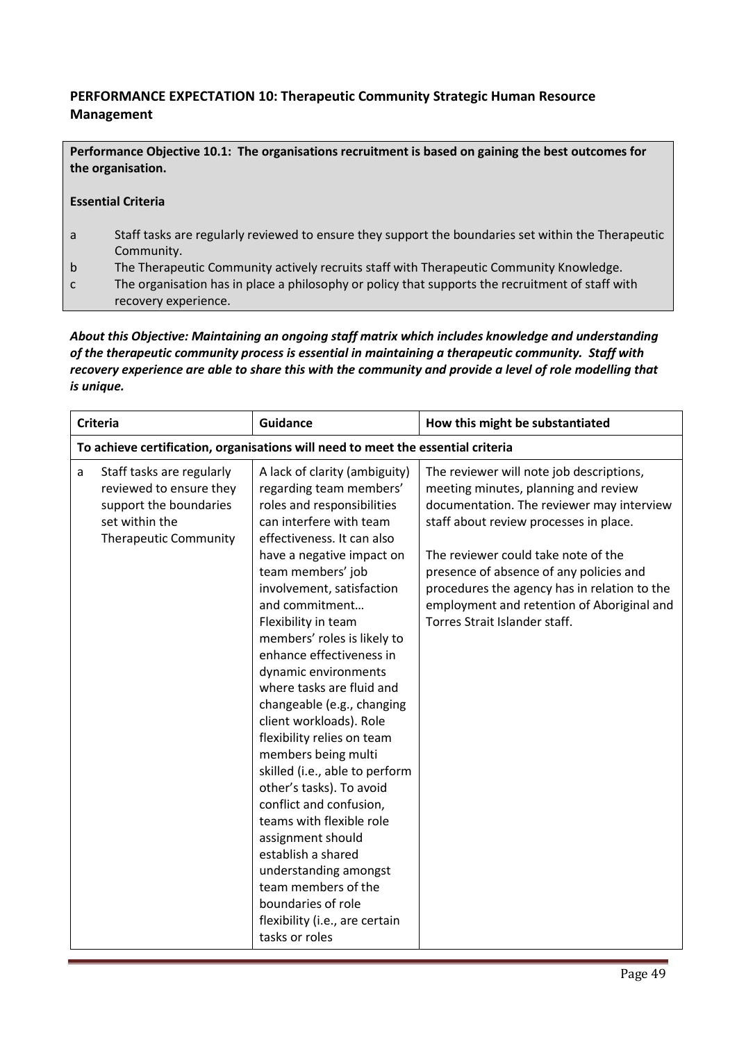## PERFORMANCE EXPECTATION 10: Therapeutic Community Strategic Human Resource Management

**Performance Objective 10.1: The organisations recruitment is based on gaining the best outcomes for the organisation.**

**Essential Criteria**

a Staff tasks are regularly reviewed to ensure they support the boundaries set within the Therapeutic Community.

b The Therapeutic Community actively recruits staff with Therapeutic Community Knowledge.

c The organisation has in place a philosophy or policy that supports the recruitment of staff with recovery experience.

***About this Objective: Maintaining an ongoing staff matrix which includes knowledge and understanding of the therapeutic community process is essential in maintaining a therapeutic community. Staff with recovery experience are able to share this with the community and provide a level of role modelling that is unique.***

| Criteria | | Guidance | How this might be substantiated |
|---|---|---|---|
| **To achieve certification, organisations will need to meet the essential criteria** | | | |
| a | Staff tasks are regularly reviewed to ensure they support the boundaries set within the Therapeutic Community | A lack of clarity (ambiguity) regarding team members' roles and responsibilities can interfere with team effectiveness. It can also have a negative impact on team members' job involvement, satisfaction and commitment… Flexibility in team members' roles is likely to enhance effectiveness in dynamic environments where tasks are fluid and changeable (e.g., changing client workloads). Role flexibility relies on team members being multi skilled (i.e., able to perform other's tasks). To avoid conflict and confusion, teams with flexible role assignment should establish a shared understanding amongst team members of the boundaries of role flexibility (i.e., are certain tasks or roles | The reviewer will note job descriptions, meeting minutes, planning and review documentation. The reviewer may interview staff about review processes in place.<br><br>The reviewer could take note of the presence of absence of any policies and procedures the agency has in relation to the employment and retention of Aboriginal and Torres Strait Islander staff. |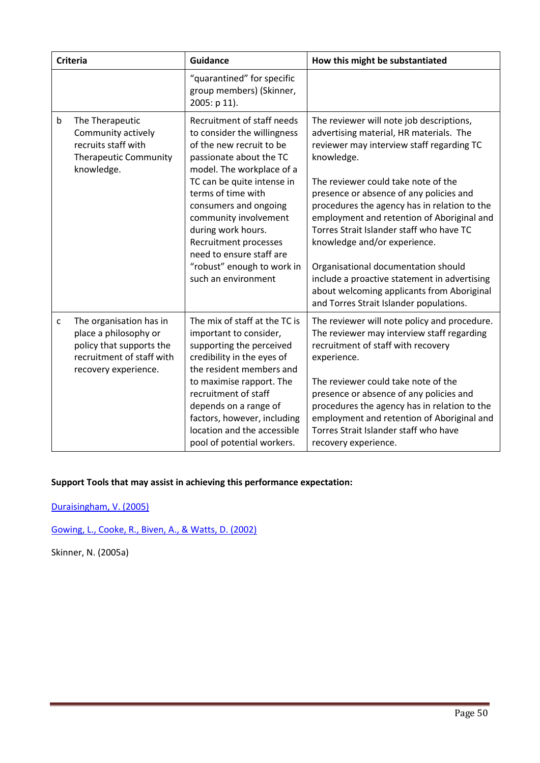| Criteria | Guidance | How this might be substantiated |
|---|---|---|
| | "quarantined" for specific group members) (Skinner, 2005: p 11). | |
| b The Therapeutic Community actively recruits staff with Therapeutic Community knowledge. | Recruitment of staff needs to consider the willingness of the new recruit to be passionate about the TC model. The workplace of a TC can be quite intense in terms of time with consumers and ongoing community involvement during work hours. Recruitment processes need to ensure staff are "robust" enough to work in such an environment | The reviewer will note job descriptions, advertising material, HR materials. The reviewer may interview staff regarding TC knowledge.<br><br>The reviewer could take note of the presence or absence of any policies and procedures the agency has in relation to the employment and retention of Aboriginal and Torres Strait Islander staff who have TC knowledge and/or experience.<br><br>Organisational documentation should include a proactive statement in advertising about welcoming applicants from Aboriginal and Torres Strait Islander populations. |
| c The organisation has in place a philosophy or policy that supports the recruitment of staff with recovery experience. | The mix of staff at the TC is important to consider, supporting the perceived credibility in the eyes of the resident members and to maximise rapport. The recruitment of staff depends on a range of factors, however, including location and the accessible pool of potential workers. | The reviewer will note policy and procedure. The reviewer may interview staff regarding recruitment of staff with recovery experience.<br><br>The reviewer could take note of the presence or absence of any policies and procedures the agency has in relation to the employment and retention of Aboriginal and Torres Strait Islander staff who have recovery experience. |

**Support Tools that may assist in achieving this performance expectation:**

Duraisingham, V. (2005)

Gowing, L., Cooke, R., Biven, A., & Watts, D. (2002)

Skinner, N. (2005a)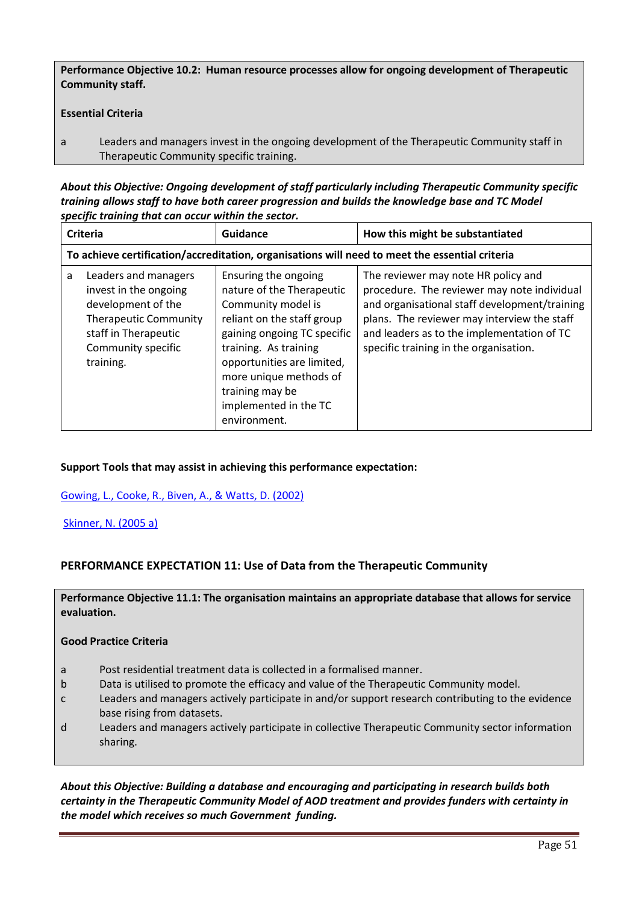**Performance Objective 10.2: Human resource processes allow for ongoing development of Therapeutic Community staff.**

**Essential Criteria**

a Leaders and managers invest in the ongoing development of the Therapeutic Community staff in Therapeutic Community specific training.

***About this Objective: Ongoing development of staff particularly including Therapeutic Community specific training allows staff to have both career progression and builds the knowledge base and TC Model specific training that can occur within the sector.***

| Criteria | Guidance | How this might be substantiated |
| --- | --- | --- |
| **To achieve certification/accreditation, organisations will need to meet the essential criteria** | | |
| a Leaders and managers invest in the ongoing development of the Therapeutic Community staff in Therapeutic Community specific training. | Ensuring the ongoing nature of the Therapeutic Community model is reliant on the staff group gaining ongoing TC specific training. As training opportunities are limited, more unique methods of training may be implemented in the TC environment. | The reviewer may note HR policy and procedure. The reviewer may note individual and organisational staff development/training plans. The reviewer may interview the staff and leaders as to the implementation of TC specific training in the organisation. |

**Support Tools that may assist in achieving this performance expectation:**

Gowing, L., Cooke, R., Biven, A., & Watts, D. (2002)

Skinner, N. (2005 a)

## PERFORMANCE EXPECTATION 11: Use of Data from the Therapeutic Community

**Performance Objective 11.1: The organisation maintains an appropriate database that allows for service evaluation.**

**Good Practice Criteria**

a Post residential treatment data is collected in a formalised manner.

b Data is utilised to promote the efficacy and value of the Therapeutic Community model.

c Leaders and managers actively participate in and/or support research contributing to the evidence base rising from datasets.

d Leaders and managers actively participate in collective Therapeutic Community sector information sharing.

***About this Objective: Building a database and encouraging and participating in research builds both certainty in the Therapeutic Community Model of AOD treatment and provides funders with certainty in the model which receives so much Government funding.***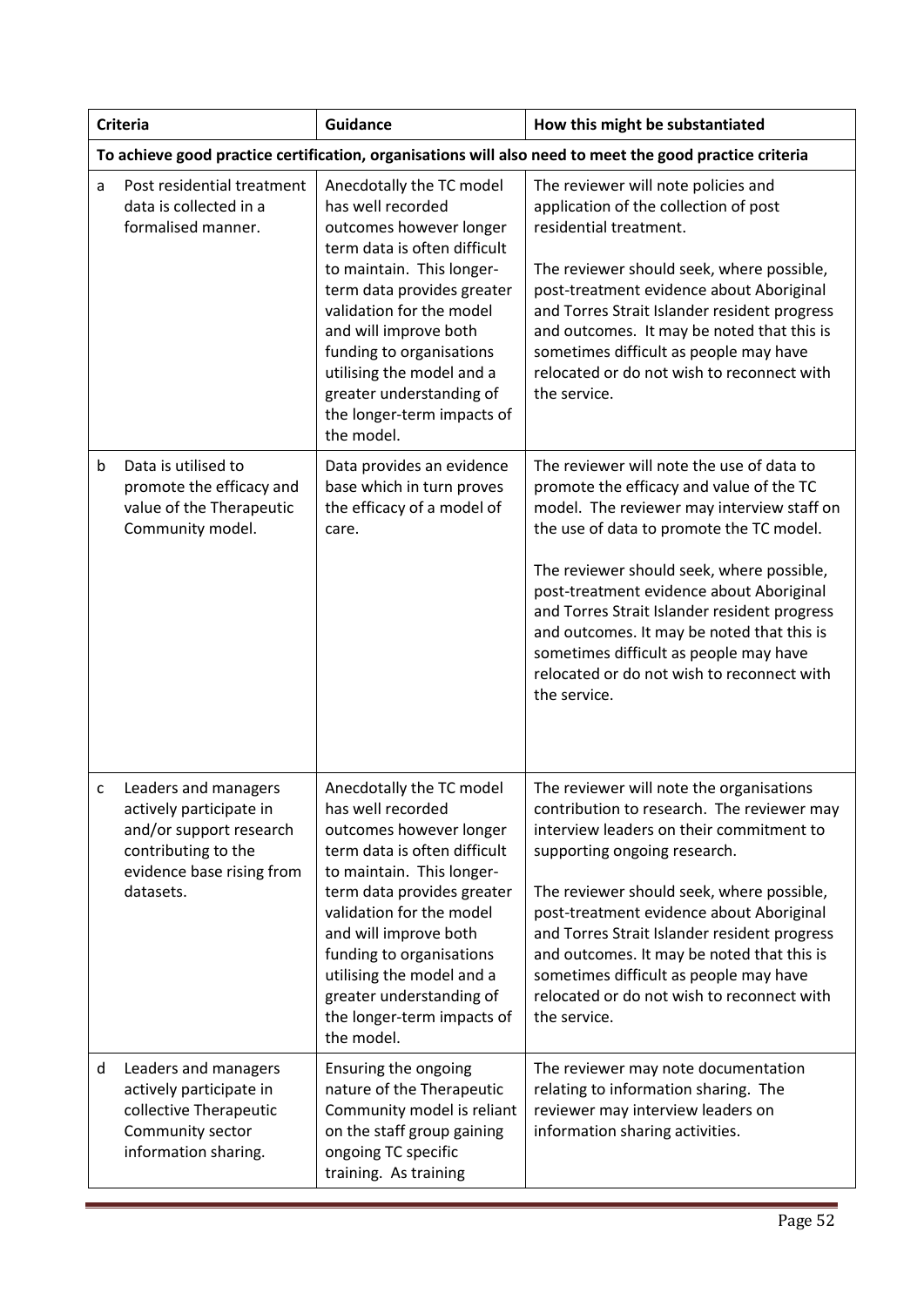| | Criteria | Guidance | How this might be substantiated |
|---|---|---|---|
| To achieve good practice certification, organisations will also need to meet the good practice criteria | | | |
| a | Post residential treatment data is collected in a formalised manner. | Anecdotally the TC model has well recorded outcomes however longer term data is often difficult to maintain. This longer-term data provides greater validation for the model and will improve both funding to organisations utilising the model and a greater understanding of the longer-term impacts of the model. | The reviewer will note policies and application of the collection of post residential treatment.<br><br>The reviewer should seek, where possible, post-treatment evidence about Aboriginal and Torres Strait Islander resident progress and outcomes. It may be noted that this is sometimes difficult as people may have relocated or do not wish to reconnect with the service. |
| b | Data is utilised to promote the efficacy and value of the Therapeutic Community model. | Data provides an evidence base which in turn proves the efficacy of a model of care. | The reviewer will note the use of data to promote the efficacy and value of the TC model. The reviewer may interview staff on the use of data to promote the TC model.<br><br>The reviewer should seek, where possible, post-treatment evidence about Aboriginal and Torres Strait Islander resident progress and outcomes. It may be noted that this is sometimes difficult as people may have relocated or do not wish to reconnect with the service. |
| c | Leaders and managers actively participate in and/or support research contributing to the evidence base rising from datasets. | Anecdotally the TC model has well recorded outcomes however longer term data is often difficult to maintain. This longer-term data provides greater validation for the model and will improve both funding to organisations utilising the model and a greater understanding of the longer-term impacts of the model. | The reviewer will note the organisations contribution to research. The reviewer may interview leaders on their commitment to supporting ongoing research.<br><br>The reviewer should seek, where possible, post-treatment evidence about Aboriginal and Torres Strait Islander resident progress and outcomes. It may be noted that this is sometimes difficult as people may have relocated or do not wish to reconnect with the service. |
| d | Leaders and managers actively participate in collective Therapeutic Community sector information sharing. | Ensuring the ongoing nature of the Therapeutic Community model is reliant on the staff group gaining ongoing TC specific training. As training | The reviewer may note documentation relating to information sharing. The reviewer may interview leaders on information sharing activities. |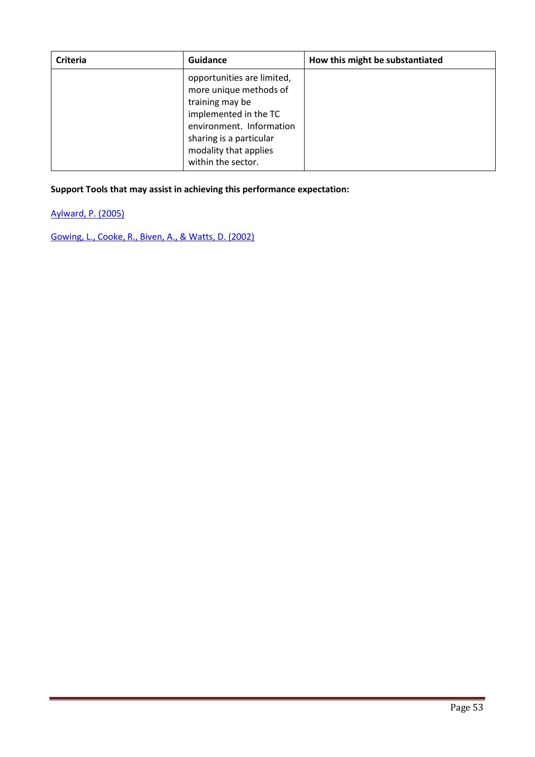| Criteria | Guidance | How this might be substantiated |
|---|---|---|
| | opportunities are limited, more unique methods of training may be implemented in the TC environment. Information sharing is a particular modality that applies within the sector. | |

**Support Tools that may assist in achieving this performance expectation:**

Aylward, P. (2005)

Gowing, L., Cooke, R., Biven, A., & Watts, D. (2002)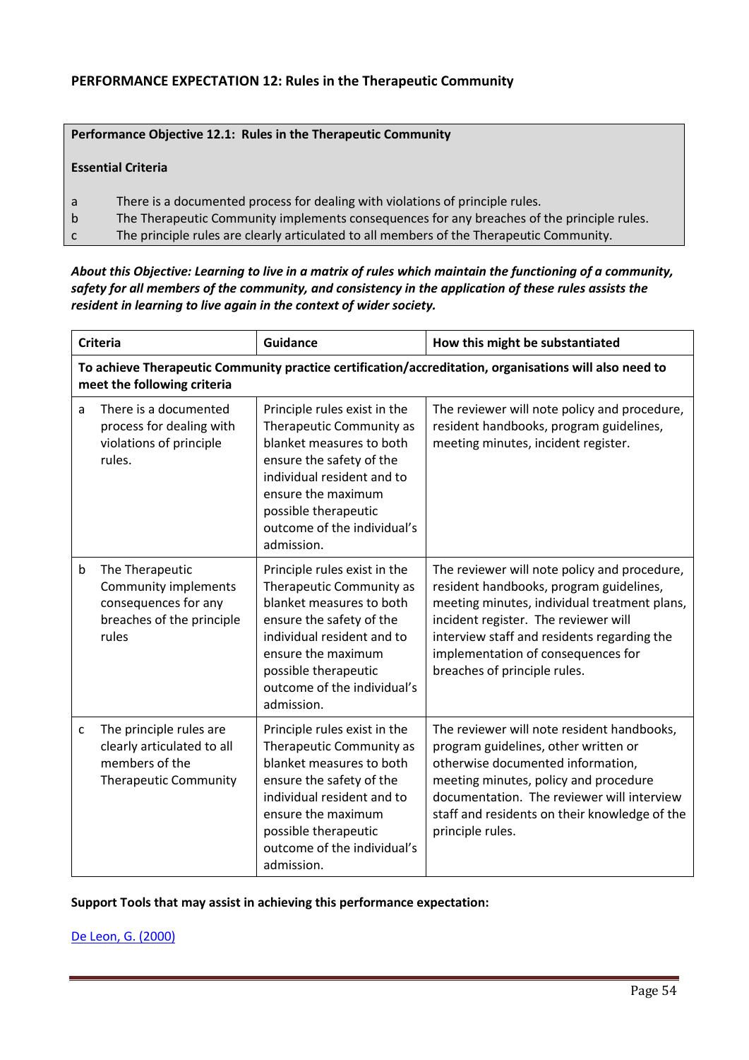## PERFORMANCE EXPECTATION 12: Rules in the Therapeutic Community

| **Performance Objective 12.1: Rules in the Therapeutic Community** |
|---|
| **Essential Criteria** |
| a There is a documented process for dealing with violations of principle rules. |
| b The Therapeutic Community implements consequences for any breaches of the principle rules. |
| c The principle rules are clearly articulated to all members of the Therapeutic Community. |

***About this Objective: Learning to live in a matrix of rules which maintain the functioning of a community, safety for all members of the community, and consistency in the application of these rules assists the resident in learning to live again in the context of wider society.***

| | **Criteria** | **Guidance** | **How this might be substantiated** |
|---|---|---|---|
| **To achieve Therapeutic Community practice certification/accreditation, organisations will also need to meet the following criteria** | | | |
| a | There is a documented process for dealing with violations of principle rules. | Principle rules exist in the Therapeutic Community as blanket measures to both ensure the safety of the individual resident and to ensure the maximum possible therapeutic outcome of the individual's admission. | The reviewer will note policy and procedure, resident handbooks, program guidelines, meeting minutes, incident register. |
| b | The Therapeutic Community implements consequences for any breaches of the principle rules | Principle rules exist in the Therapeutic Community as blanket measures to both ensure the safety of the individual resident and to ensure the maximum possible therapeutic outcome of the individual's admission. | The reviewer will note policy and procedure, resident handbooks, program guidelines, meeting minutes, individual treatment plans, incident register. The reviewer will interview staff and residents regarding the implementation of consequences for breaches of principle rules. |
| c | The principle rules are clearly articulated to all members of the Therapeutic Community | Principle rules exist in the Therapeutic Community as blanket measures to both ensure the safety of the individual resident and to ensure the maximum possible therapeutic outcome of the individual's admission. | The reviewer will note resident handbooks, program guidelines, other written or otherwise documented information, meeting minutes, policy and procedure documentation. The reviewer will interview staff and residents on their knowledge of the principle rules. |

**Support Tools that may assist in achieving this performance expectation:**

De Leon, G. (2000)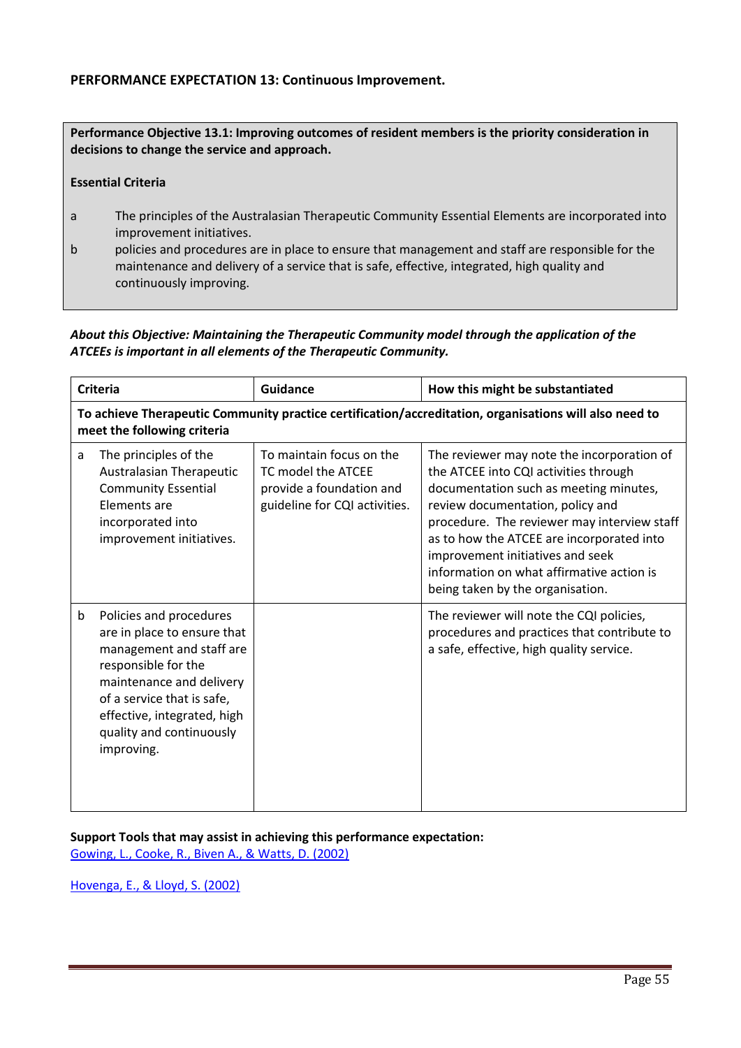## PERFORMANCE EXPECTATION 13: Continuous Improvement.

**Performance Objective 13.1: Improving outcomes of resident members is the priority consideration in decisions to change the service and approach.**

**Essential Criteria**

a The principles of the Australasian Therapeutic Community Essential Elements are incorporated into improvement initiatives.

b policies and procedures are in place to ensure that management and staff are responsible for the maintenance and delivery of a service that is safe, effective, integrated, high quality and continuously improving.

***About this Objective: Maintaining the Therapeutic Community model through the application of the ATCEEs is important in all elements of the Therapeutic Community.***

| Criteria | Guidance | How this might be substantiated |
|---|---|---|
| **To achieve Therapeutic Community practice certification/accreditation, organisations will also need to meet the following criteria** | | |
| a The principles of the Australasian Therapeutic Community Essential Elements are incorporated into improvement initiatives. | To maintain focus on the TC model the ATCEE provide a foundation and guideline for CQI activities. | The reviewer may note the incorporation of the ATCEE into CQI activities through documentation such as meeting minutes, review documentation, policy and procedure. The reviewer may interview staff as to how the ATCEE are incorporated into improvement initiatives and seek information on what affirmative action is being taken by the organisation. |
| b Policies and procedures are in place to ensure that management and staff are responsible for the maintenance and delivery of a service that is safe, effective, integrated, high quality and continuously improving. | | The reviewer will note the CQI policies, procedures and practices that contribute to a safe, effective, high quality service. |

**Support Tools that may assist in achieving this performance expectation:**

Gowing, L., Cooke, R., Biven A., & Watts, D. (2002)

Hovenga, E., & Lloyd, S. (2002)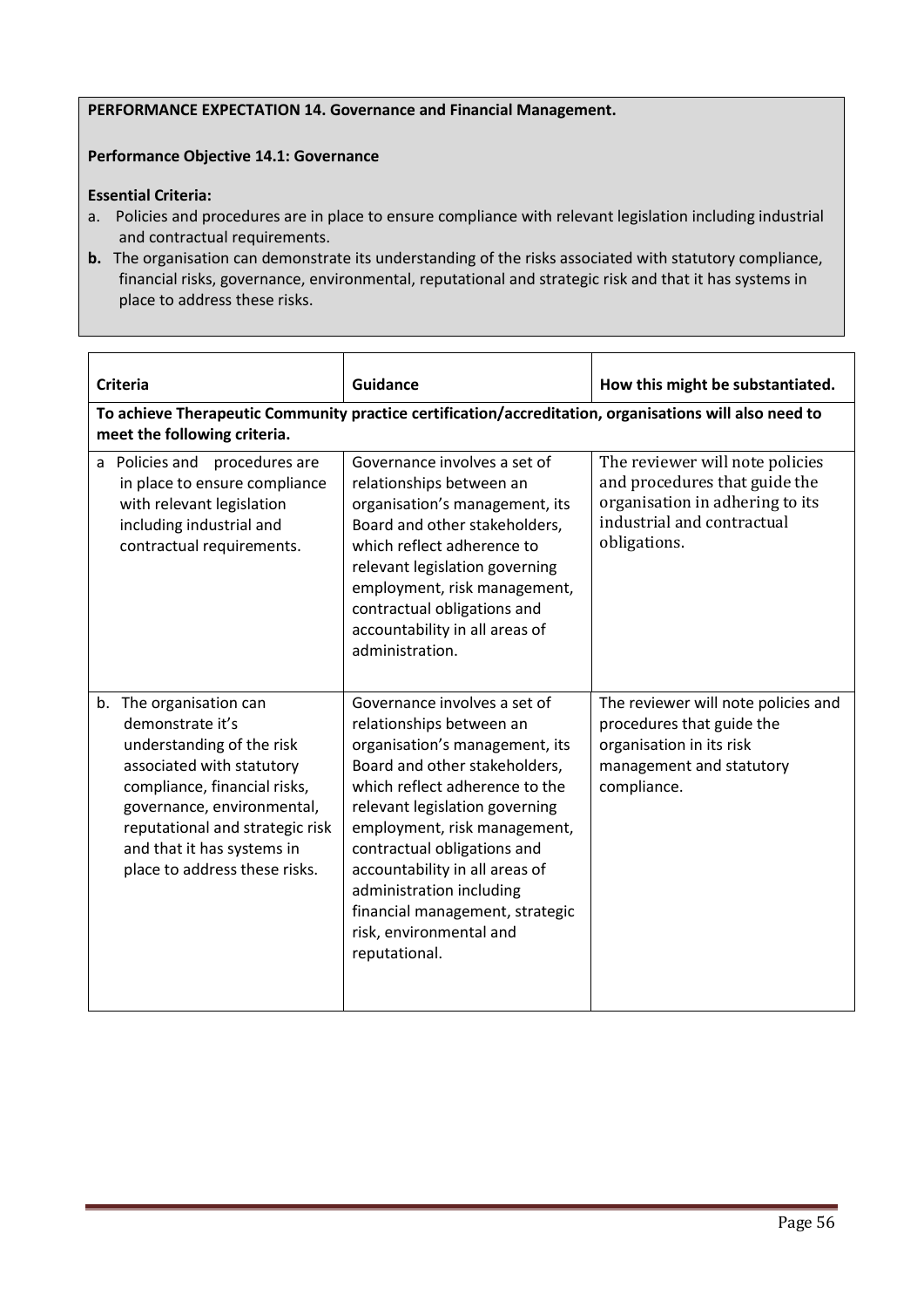**PERFORMANCE EXPECTATION 14. Governance and Financial Management.**

**Performance Objective 14.1: Governance**

**Essential Criteria:**

a. Policies and procedures are in place to ensure compliance with relevant legislation including industrial and contractual requirements.

**b.** The organisation can demonstrate its understanding of the risks associated with statutory compliance, financial risks, governance, environmental, reputational and strategic risk and that it has systems in place to address these risks.

| Criteria | Guidance | How this might be substantiated. |
|---|---|---|
| **To achieve Therapeutic Community practice certification/accreditation, organisations will also need to meet the following criteria.** | | |
| a Policies and procedures are in place to ensure compliance with relevant legislation including industrial and contractual requirements. | Governance involves a set of relationships between an organisation's management, its Board and other stakeholders, which reflect adherence to relevant legislation governing employment, risk management, contractual obligations and accountability in all areas of administration. | The reviewer will note policies and procedures that guide the organisation in adhering to its industrial and contractual obligations. |
| b. The organisation can demonstrate it's understanding of the risk associated with statutory compliance, financial risks, governance, environmental, reputational and strategic risk and that it has systems in place to address these risks. | Governance involves a set of relationships between an organisation's management, its Board and other stakeholders, which reflect adherence to the relevant legislation governing employment, risk management, contractual obligations and accountability in all areas of administration including financial management, strategic risk, environmental and reputational. | The reviewer will note policies and procedures that guide the organisation in its risk management and statutory compliance. |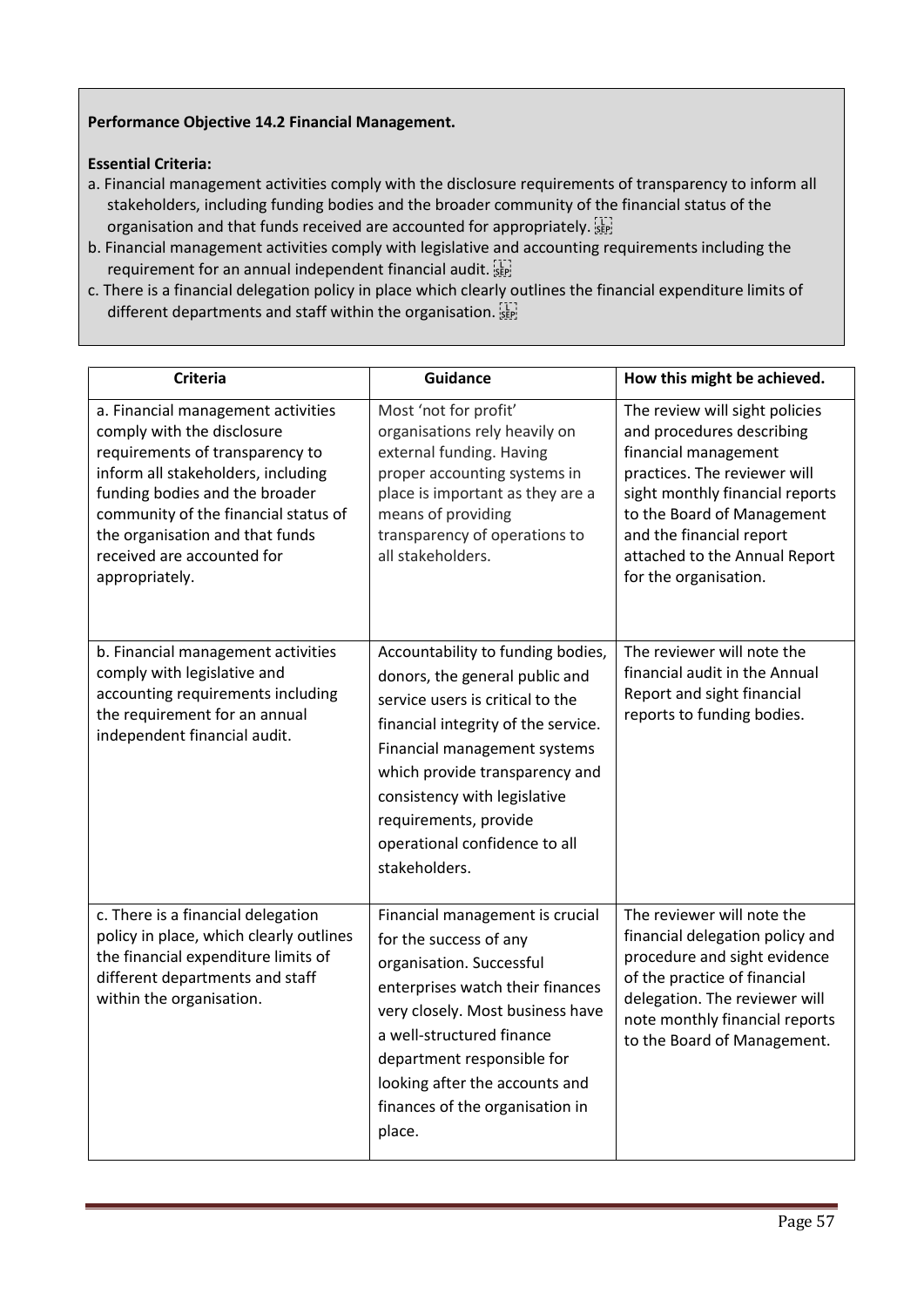**Performance Objective 14.2 Financial Management.**

**Essential Criteria:**

a. Financial management activities comply with the disclosure requirements of transparency to inform all stakeholders, including funding bodies and the broader community of the financial status of the organisation and that funds received are accounted for appropriately.

b. Financial management activities comply with legislative and accounting requirements including the requirement for an annual independent financial audit.

c. There is a financial delegation policy in place which clearly outlines the financial expenditure limits of different departments and staff within the organisation.

| Criteria | Guidance | How this might be achieved. |
|---|---|---|
| a. Financial management activities comply with the disclosure requirements of transparency to inform all stakeholders, including funding bodies and the broader community of the financial status of the organisation and that funds received are accounted for appropriately. | Most 'not for profit' organisations rely heavily on external funding. Having proper accounting systems in place is important as they are a means of providing transparency of operations to all stakeholders. | The review will sight policies and procedures describing financial management practices. The reviewer will sight monthly financial reports to the Board of Management and the financial report attached to the Annual Report for the organisation. |
| b. Financial management activities comply with legislative and accounting requirements including the requirement for an annual independent financial audit. | Accountability to funding bodies, donors, the general public and service users is critical to the financial integrity of the service. Financial management systems which provide transparency and consistency with legislative requirements, provide operational confidence to all stakeholders. | The reviewer will note the financial audit in the Annual Report and sight financial reports to funding bodies. |
| c. There is a financial delegation policy in place, which clearly outlines the financial expenditure limits of different departments and staff within the organisation. | Financial management is crucial for the success of any organisation. Successful enterprises watch their finances very closely. Most business have a well-structured finance department responsible for looking after the accounts and finances of the organisation in place. | The reviewer will note the financial delegation policy and procedure and sight evidence of the practice of financial delegation. The reviewer will note monthly financial reports to the Board of Management. |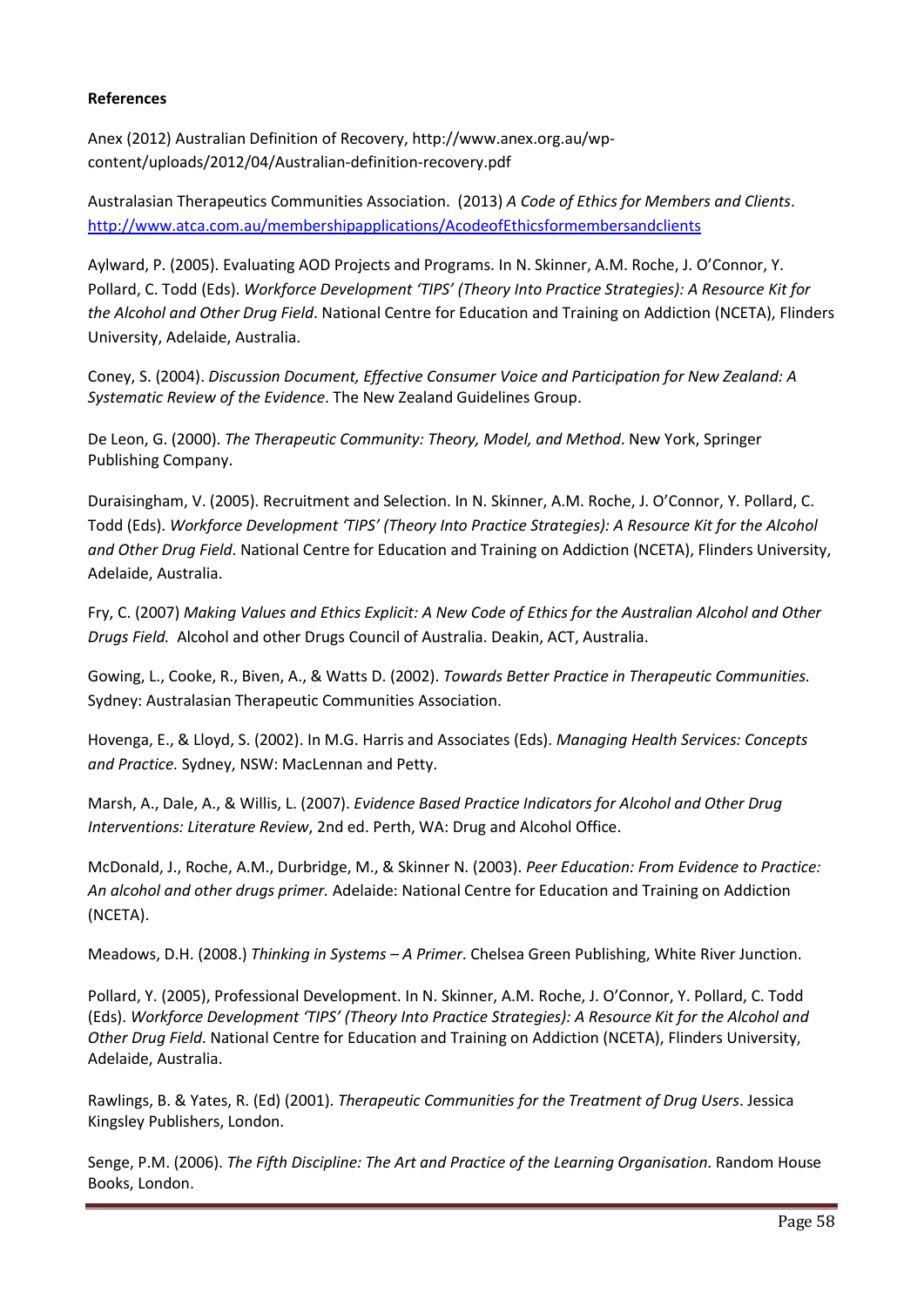**References**

Anex (2012) Australian Definition of Recovery, http://www.anex.org.au/wp-content/uploads/2012/04/Australian-definition-recovery.pdf

Australasian Therapeutics Communities Association. (2013) *A Code of Ethics for Members and Clients*. http://www.atca.com.au/membershipapplications/AcodeofEthicsformembersandclients

Aylward, P. (2005). Evaluating AOD Projects and Programs. In N. Skinner, A.M. Roche, J. O'Connor, Y. Pollard, C. Todd (Eds). *Workforce Development 'TIPS' (Theory Into Practice Strategies): A Resource Kit for the Alcohol and Other Drug Field*. National Centre for Education and Training on Addiction (NCETA), Flinders University, Adelaide, Australia.

Coney, S. (2004). *Discussion Document, Effective Consumer Voice and Participation for New Zealand: A Systematic Review of the Evidence*. The New Zealand Guidelines Group.

De Leon, G. (2000). *The Therapeutic Community: Theory, Model, and Method*. New York, Springer Publishing Company.

Duraisingham, V. (2005). Recruitment and Selection. In N. Skinner, A.M. Roche, J. O'Connor, Y. Pollard, C. Todd (Eds). *Workforce Development 'TIPS' (Theory Into Practice Strategies): A Resource Kit for the Alcohol and Other Drug Field*. National Centre for Education and Training on Addiction (NCETA), Flinders University, Adelaide, Australia.

Fry, C. (2007) *Making Values and Ethics Explicit: A New Code of Ethics for the Australian Alcohol and Other Drugs Field.* Alcohol and other Drugs Council of Australia. Deakin, ACT, Australia.

Gowing, L., Cooke, R., Biven, A., & Watts D. (2002). *Towards Better Practice in Therapeutic Communities.* Sydney: Australasian Therapeutic Communities Association.

Hovenga, E., & Lloyd, S. (2002). In M.G. Harris and Associates (Eds). *Managing Health Services: Concepts and Practice.* Sydney, NSW: MacLennan and Petty.

Marsh, A., Dale, A., & Willis, L. (2007). *Evidence Based Practice Indicators for Alcohol and Other Drug Interventions: Literature Review*, 2nd ed. Perth, WA: Drug and Alcohol Office.

McDonald, J., Roche, A.M., Durbridge, M., & Skinner N. (2003). *Peer Education: From Evidence to Practice: An alcohol and other drugs primer.* Adelaide: National Centre for Education and Training on Addiction (NCETA).

Meadows, D.H. (2008.) *Thinking in Systems – A Primer*. Chelsea Green Publishing, White River Junction.

Pollard, Y. (2005), Professional Development. In N. Skinner, A.M. Roche, J. O'Connor, Y. Pollard, C. Todd (Eds). *Workforce Development 'TIPS' (Theory Into Practice Strategies): A Resource Kit for the Alcohol and Other Drug Field*. National Centre for Education and Training on Addiction (NCETA), Flinders University, Adelaide, Australia.

Rawlings, B. & Yates, R. (Ed) (2001). *Therapeutic Communities for the Treatment of Drug Users*. Jessica Kingsley Publishers, London.

Senge, P.M. (2006). *The Fifth Discipline: The Art and Practice of the Learning Organisation*. Random House Books, London.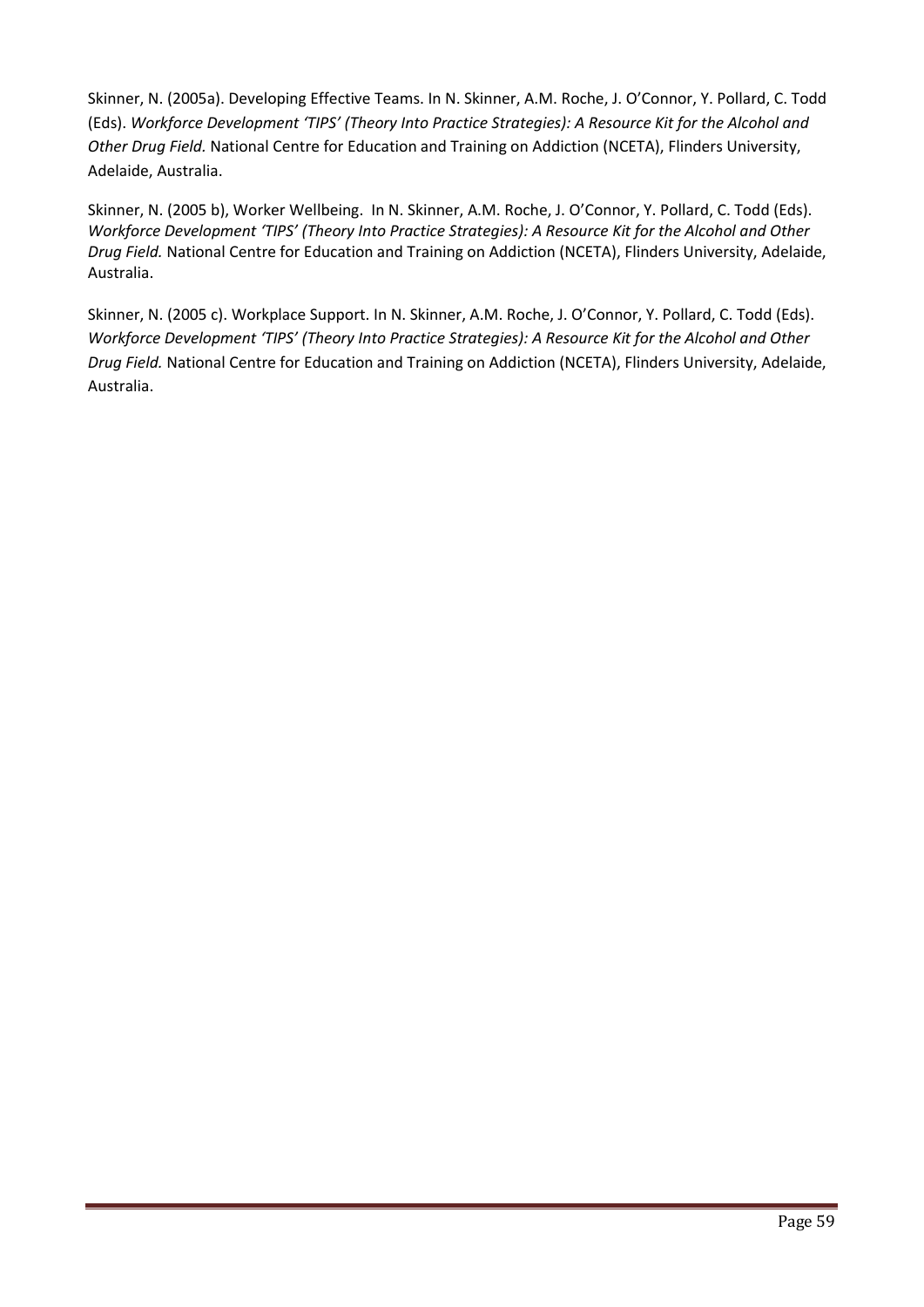Skinner, N. (2005a). Developing Effective Teams. In N. Skinner, A.M. Roche, J. O'Connor, Y. Pollard, C. Todd (Eds). *Workforce Development 'TIPS' (Theory Into Practice Strategies): A Resource Kit for the Alcohol and Other Drug Field.* National Centre for Education and Training on Addiction (NCETA), Flinders University, Adelaide, Australia.

Skinner, N. (2005 b), Worker Wellbeing. In N. Skinner, A.M. Roche, J. O'Connor, Y. Pollard, C. Todd (Eds). *Workforce Development 'TIPS' (Theory Into Practice Strategies): A Resource Kit for the Alcohol and Other Drug Field.* National Centre for Education and Training on Addiction (NCETA), Flinders University, Adelaide, Australia.

Skinner, N. (2005 c). Workplace Support. In N. Skinner, A.M. Roche, J. O'Connor, Y. Pollard, C. Todd (Eds). *Workforce Development 'TIPS' (Theory Into Practice Strategies): A Resource Kit for the Alcohol and Other Drug Field.* National Centre for Education and Training on Addiction (NCETA), Flinders University, Adelaide, Australia.